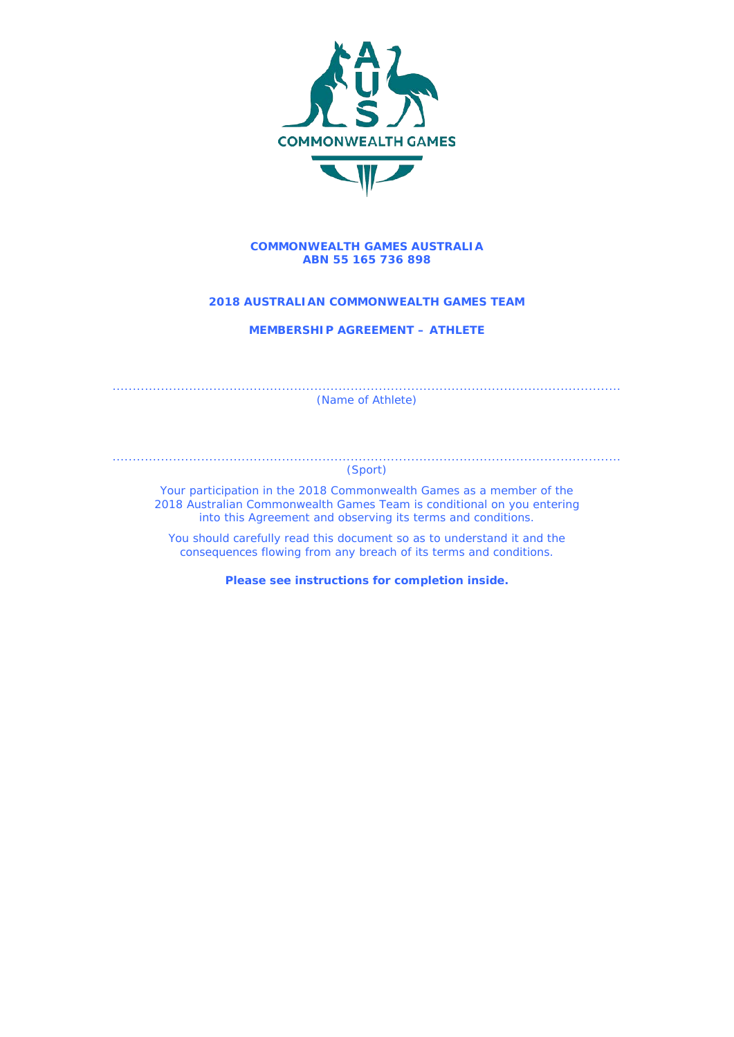**COMMONWEALTH GAMES AUSTRALIA**
**ABN 55 165 736 898**

**2018 AUSTRALIAN COMMONWEALTH GAMES TEAM**

**MEMBERSHIP AGREEMENT – ATHLETE**

……………………………………………………………………………………………………………

(Name of Athlete)

……………………………………………………………………………………………………………

(Sport)

Your participation in the 2018 Commonwealth Games as a member of the 2018 Australian Commonwealth Games Team is conditional on you entering into this Agreement and observing its terms and conditions.

You should carefully read this document so as to understand it and the consequences flowing from any breach of its terms and conditions.

**Please see instructions for completion inside.**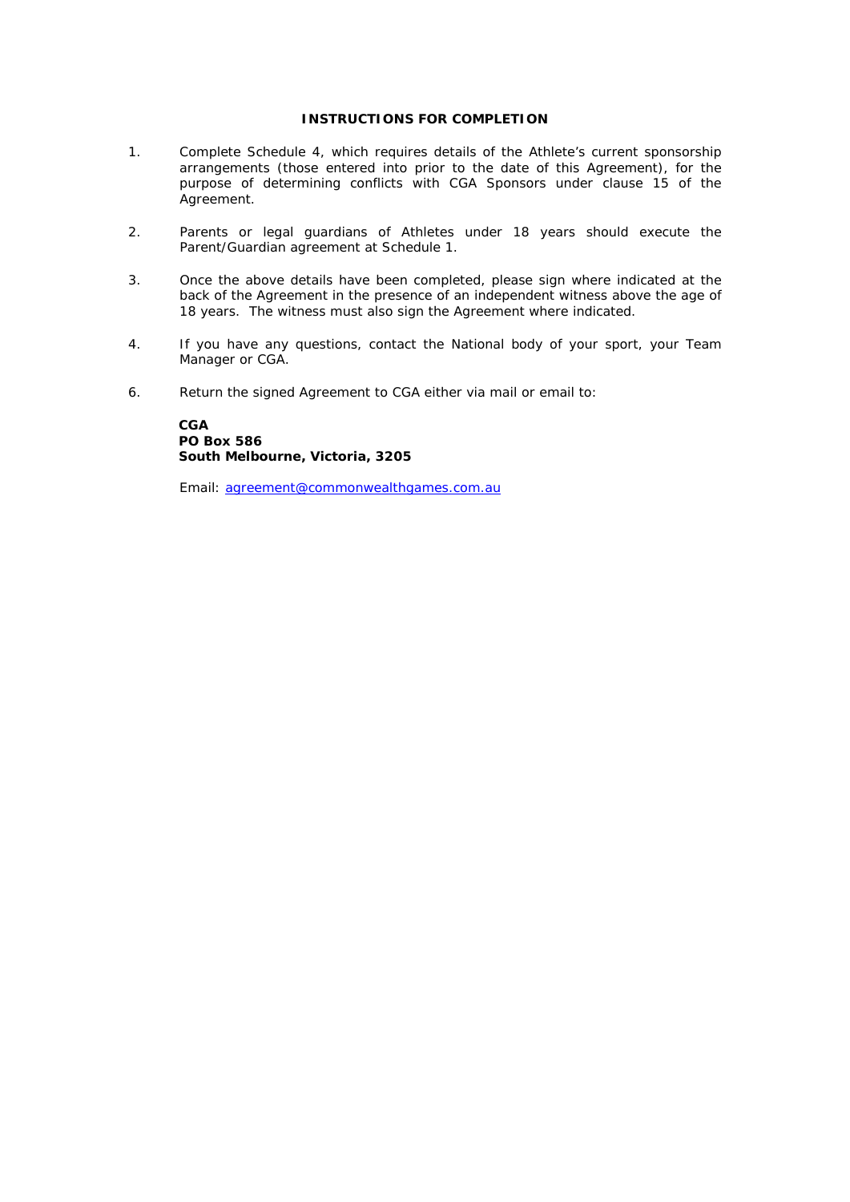## INSTRUCTIONS FOR COMPLETION

1. Complete Schedule 4, which requires details of the Athlete's current sponsorship arrangements (those entered into prior to the date of this Agreement), for the purpose of determining conflicts with CGA Sponsors under clause 15 of the Agreement.

2. Parents or legal guardians of Athletes under 18 years should execute the Parent/Guardian agreement at Schedule 1.

3. Once the above details have been completed, please sign where indicated at the back of the Agreement in the presence of an independent witness above the age of 18 years. The witness must also sign the Agreement where indicated.

4. If you have any questions, contact the National body of your sport, your Team Manager or CGA.

6. Return the signed Agreement to CGA either via mail or email to:

   **CGA**
   **PO Box 586**
   **South Melbourne, Victoria, 3205**

   Email: agreement@commonwealthgames.com.au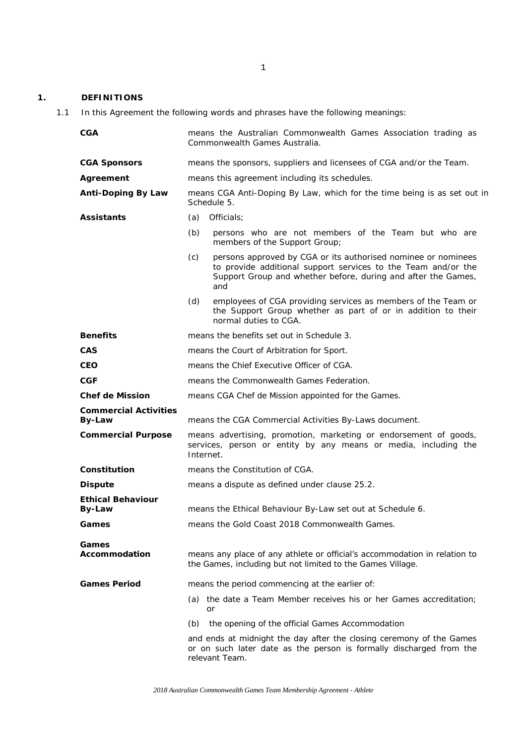# 1. DEFINITIONS

1.1 In this Agreement the following words and phrases have the following meanings:

| Term | Meaning |
| --- | --- |
| **CGA** | means the Australian Commonwealth Games Association trading as Commonwealth Games Australia. |
| **CGA Sponsors** | means the sponsors, suppliers and licensees of CGA and/or the Team. |
| **Agreement** | means this agreement including its schedules. |
| **Anti-Doping By Law** | means CGA Anti-Doping By Law, which for the time being is as set out in Schedule 5. |
| **Assistants** | (a) Officials;<br>(b) persons who are not members of the Team but who are members of the Support Group;<br>(c) persons approved by CGA or its authorised nominee or nominees to provide additional support services to the Team and/or the Support Group and whether before, during and after the Games, and<br>(d) employees of CGA providing services as members of the Team or the Support Group whether as part of or in addition to their normal duties to CGA. |
| **Benefits** | means the benefits set out in Schedule 3. |
| **CAS** | means the Court of Arbitration for Sport. |
| **CEO** | means the Chief Executive Officer of CGA. |
| **CGF** | means the Commonwealth Games Federation. |
| **Chef de Mission** | means CGA Chef de Mission appointed for the Games. |
| **Commercial Activities By-Law** | means the CGA Commercial Activities By-Laws document. |
| **Commercial Purpose** | means advertising, promotion, marketing or endorsement of goods, services, person or entity by any means or media, including the Internet. |
| **Constitution** | means the Constitution of CGA. |
| **Dispute** | means a dispute as defined under clause 25.2. |
| **Ethical Behaviour By-Law** | means the Ethical Behaviour By-Law set out at Schedule 6. |
| **Games** | means the Gold Coast 2018 Commonwealth Games. |
| **Games Accommodation** | means any place of any athlete or official's accommodation in relation to the Games, including but not limited to the Games Village. |
| **Games Period** | means the period commencing at the earlier of:<br>(a) the date a Team Member receives his or her Games accreditation; or<br>(b) the opening of the official Games Accommodation<br>and ends at midnight the day after the closing ceremony of the Games or on such later date as the person is formally discharged from the relevant Team. |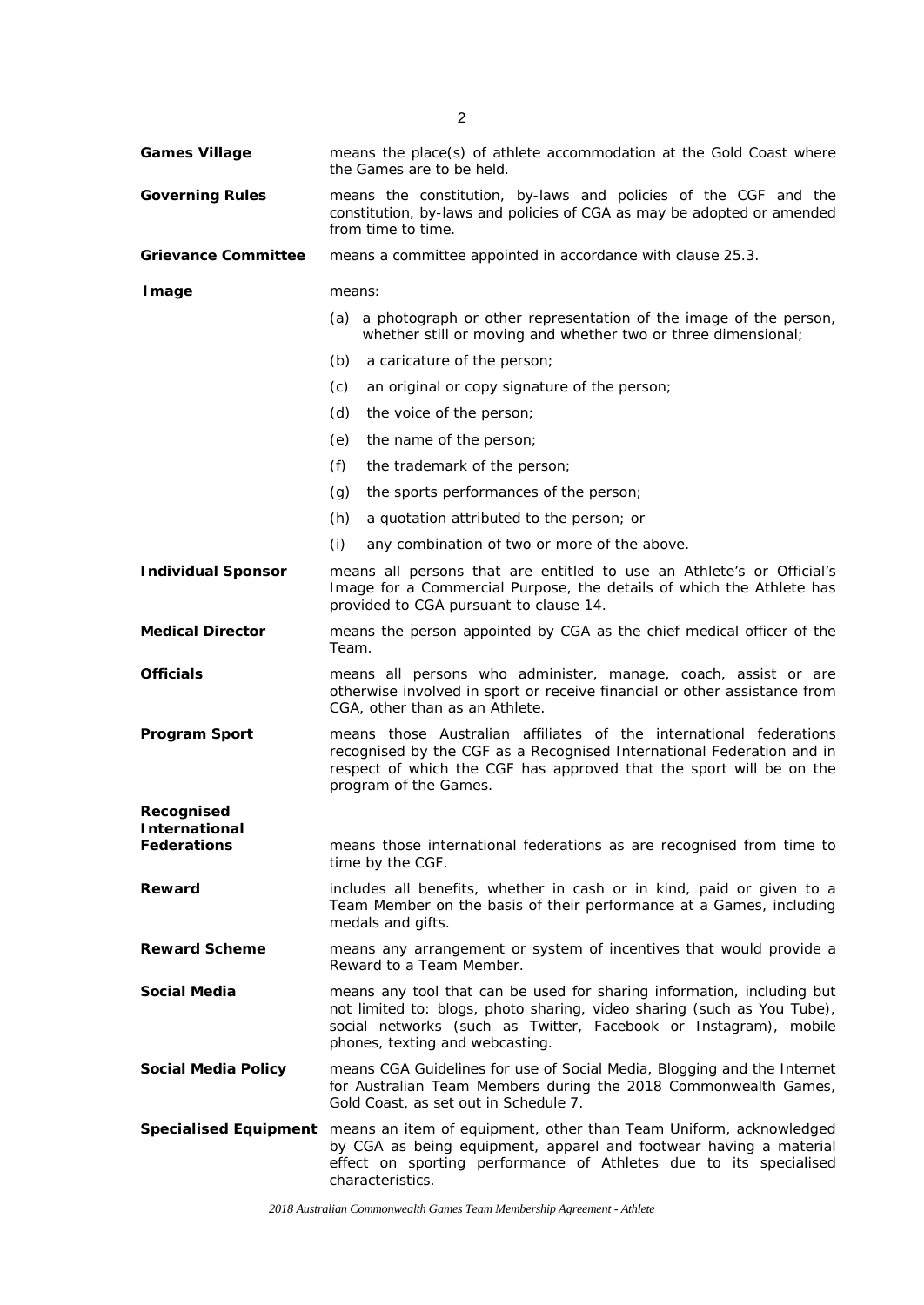**Games Village** means the place(s) of athlete accommodation at the Gold Coast where the Games are to be held.

**Governing Rules** means the constitution, by-laws and policies of the CGF and the constitution, by-laws and policies of CGA as may be adopted or amended from time to time.

**Grievance Committee** means a committee appointed in accordance with clause 25.3.

**Image** means:

(a) a photograph or other representation of the image of the person, whether still or moving and whether two or three dimensional;

(b) a caricature of the person;

(c) an original or copy signature of the person;

(d) the voice of the person;

(e) the name of the person;

(f) the trademark of the person;

(g) the sports performances of the person;

(h) a quotation attributed to the person; or

(i) any combination of two or more of the above.

**Individual Sponsor** means all persons that are entitled to use an Athlete's or Official's Image for a Commercial Purpose, the details of which the Athlete has provided to CGA pursuant to clause 14.

**Medical Director** means the person appointed by CGA as the chief medical officer of the Team.

**Officials** means all persons who administer, manage, coach, assist or are otherwise involved in sport or receive financial or other assistance from CGA, other than as an Athlete.

**Program Sport** means those Australian affiliates of the international federations recognised by the CGF as a Recognised International Federation and in respect of which the CGF has approved that the sport will be on the program of the Games.

**Recognised International Federations** means those international federations as are recognised from time to time by the CGF.

**Reward** includes all benefits, whether in cash or in kind, paid or given to a Team Member on the basis of their performance at a Games, including medals and gifts.

**Reward Scheme** means any arrangement or system of incentives that would provide a Reward to a Team Member.

**Social Media** means any tool that can be used for sharing information, including but not limited to: blogs, photo sharing, video sharing (such as You Tube), social networks (such as Twitter, Facebook or Instagram), mobile phones, texting and webcasting.

**Social Media Policy** means CGA Guidelines for use of Social Media, Blogging and the Internet for Australian Team Members during the 2018 Commonwealth Games, Gold Coast, as set out in Schedule 7.

**Specialised Equipment** means an item of equipment, other than Team Uniform, acknowledged by CGA as being equipment, apparel and footwear having a material effect on sporting performance of Athletes due to its specialised characteristics.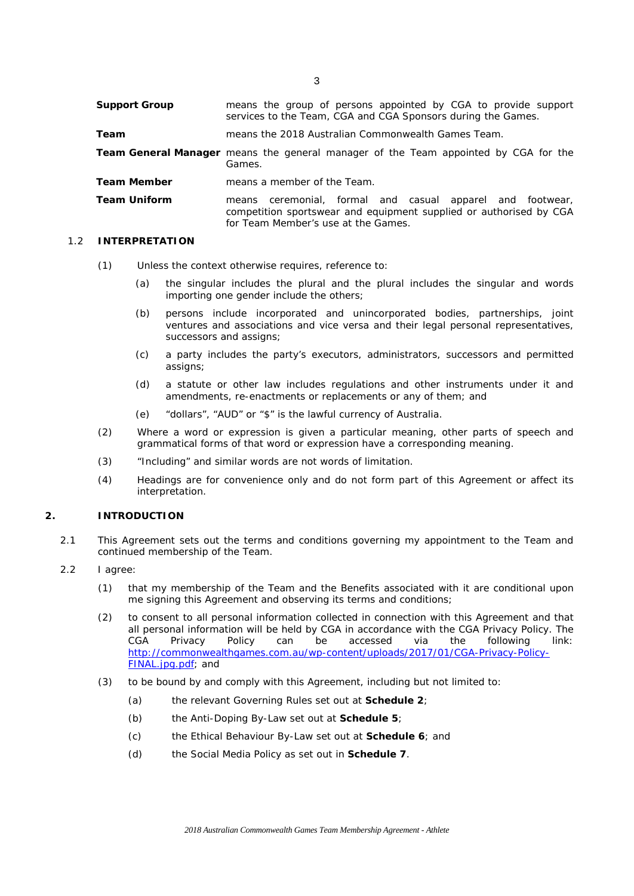| | |
|---|---|
| **Support Group** | means the group of persons appointed by CGA to provide support services to the Team, CGA and CGA Sponsors during the Games. |
| **Team** | means the 2018 Australian Commonwealth Games Team. |
| **Team General Manager** | means the general manager of the Team appointed by CGA for the Games. |
| **Team Member** | means a member of the Team. |
| **Team Uniform** | means ceremonial, formal and casual apparel and footwear, competition sportswear and equipment supplied or authorised by CGA for Team Member's use at the Games. |

### 1.2 INTERPRETATION

(1) Unless the context otherwise requires, reference to:

- (a) the singular includes the plural and the plural includes the singular and words importing one gender include the others;
- (b) persons include incorporated and unincorporated bodies, partnerships, joint ventures and associations and vice versa and their legal personal representatives, successors and assigns;
- (c) a party includes the party's executors, administrators, successors and permitted assigns;
- (d) a statute or other law includes regulations and other instruments under it and amendments, re-enactments or replacements or any of them; and
- (e) "dollars", "AUD" or "$" is the lawful currency of Australia.

(2) Where a word or expression is given a particular meaning, other parts of speech and grammatical forms of that word or expression have a corresponding meaning.

(3) "Including" and similar words are not words of limitation.

(4) Headings are for convenience only and do not form part of this Agreement or affect its interpretation.

## 2. INTRODUCTION

2.1 This Agreement sets out the terms and conditions governing my appointment to the Team and continued membership of the Team.

2.2 I agree:

(1) that my membership of the Team and the Benefits associated with it are conditional upon me signing this Agreement and observing its terms and conditions;

(2) to consent to all personal information collected in connection with this Agreement and that all personal information will be held by CGA in accordance with the CGA Privacy Policy. The CGA Privacy Policy can be accessed via the following link: [http://commonwealthgames.com.au/wp-content/uploads/2017/01/CGA-Privacy-Policy-FINAL.jpg.pdf](http://commonwealthgames.com.au/wp-content/uploads/2017/01/CGA-Privacy-Policy-FINAL.jpg.pdf); and

(3) to be bound by and comply with this Agreement, including but not limited to:

- (a) the relevant Governing Rules set out at **Schedule 2**;
- (b) the Anti-Doping By-Law set out at **Schedule 5**;
- (c) the Ethical Behaviour By-Law set out at **Schedule 6**; and
- (d) the Social Media Policy as set out in **Schedule 7**.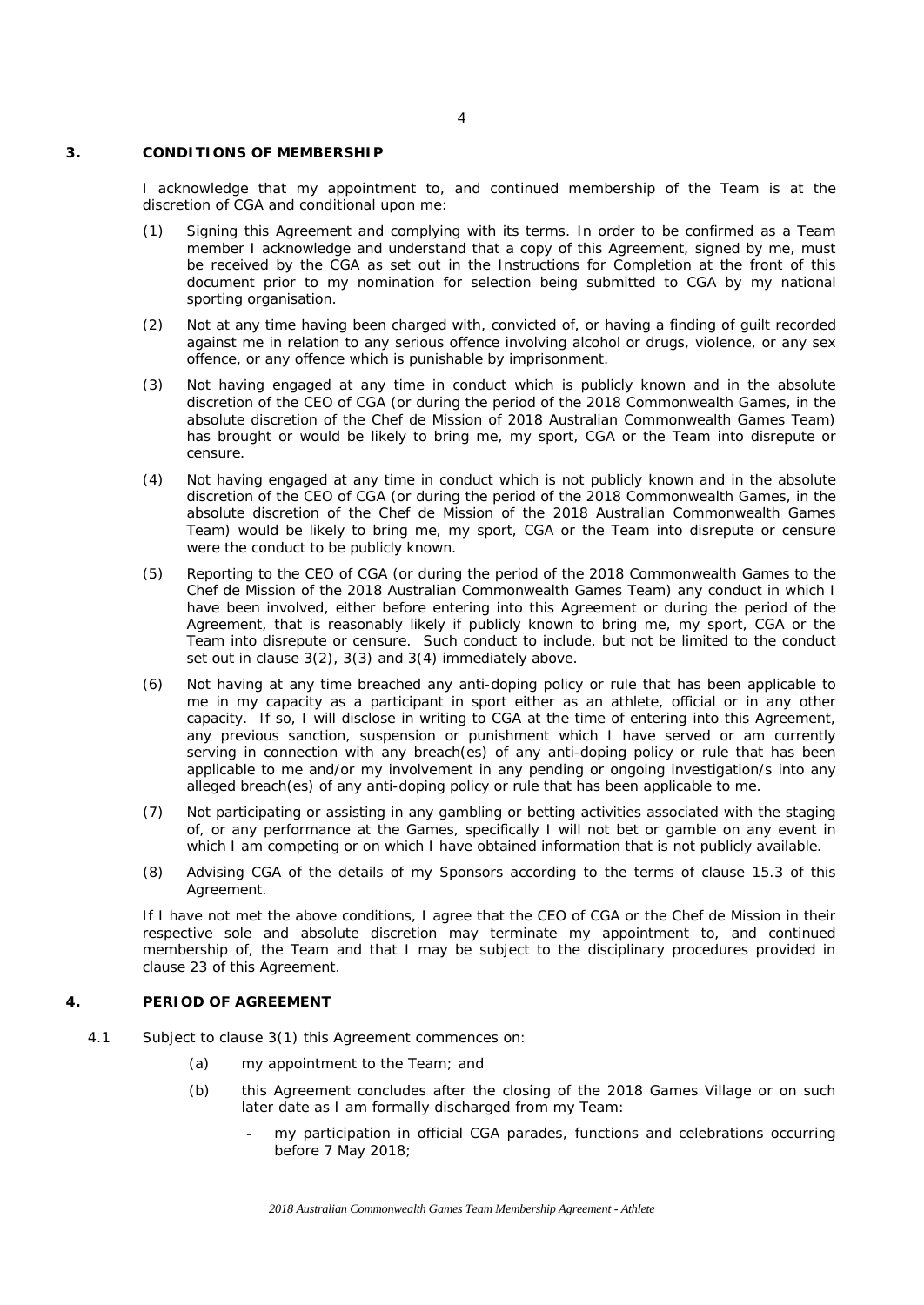## 3. CONDITIONS OF MEMBERSHIP

I acknowledge that my appointment to, and continued membership of the Team is at the discretion of CGA and conditional upon me:

(1) Signing this Agreement and complying with its terms. In order to be confirmed as a Team member I acknowledge and understand that a copy of this Agreement, signed by me, must be received by the CGA as set out in the Instructions for Completion at the front of this document prior to my nomination for selection being submitted to CGA by my national sporting organisation.

(2) Not at any time having been charged with, convicted of, or having a finding of guilt recorded against me in relation to any serious offence involving alcohol or drugs, violence, or any sex offence, or any offence which is punishable by imprisonment.

(3) Not having engaged at any time in conduct which is publicly known and in the absolute discretion of the CEO of CGA (or during the period of the 2018 Commonwealth Games, in the absolute discretion of the Chef de Mission of 2018 Australian Commonwealth Games Team) has brought or would be likely to bring me, my sport, CGA or the Team into disrepute or censure.

(4) Not having engaged at any time in conduct which is not publicly known and in the absolute discretion of the CEO of CGA (or during the period of the 2018 Commonwealth Games, in the absolute discretion of the Chef de Mission of the 2018 Australian Commonwealth Games Team) would be likely to bring me, my sport, CGA or the Team into disrepute or censure were the conduct to be publicly known.

(5) Reporting to the CEO of CGA (or during the period of the 2018 Commonwealth Games to the Chef de Mission of the 2018 Australian Commonwealth Games Team) any conduct in which I have been involved, either before entering into this Agreement or during the period of the Agreement, that is reasonably likely if publicly known to bring me, my sport, CGA or the Team into disrepute or censure. Such conduct to include, but not be limited to the conduct set out in clause 3(2), 3(3) and 3(4) immediately above.

(6) Not having at any time breached any anti-doping policy or rule that has been applicable to me in my capacity as a participant in sport either as an athlete, official or in any other capacity. If so, I will disclose in writing to CGA at the time of entering into this Agreement, any previous sanction, suspension or punishment which I have served or am currently serving in connection with any breach(es) of any anti-doping policy or rule that has been applicable to me and/or my involvement in any pending or ongoing investigation/s into any alleged breach(es) of any anti-doping policy or rule that has been applicable to me.

(7) Not participating or assisting in any gambling or betting activities associated with the staging of, or any performance at the Games, specifically I will not bet or gamble on any event in which I am competing or on which I have obtained information that is not publicly available.

(8) Advising CGA of the details of my Sponsors according to the terms of clause 15.3 of this Agreement.

If I have not met the above conditions, I agree that the CEO of CGA or the Chef de Mission in their respective sole and absolute discretion may terminate my appointment to, and continued membership of, the Team and that I may be subject to the disciplinary procedures provided in clause 23 of this Agreement.

## 4. PERIOD OF AGREEMENT

4.1 Subject to clause 3(1) this Agreement commences on:

(a) my appointment to the Team; and

(b) this Agreement concludes after the closing of the 2018 Games Village or on such later date as I am formally discharged from my Team:

- my participation in official CGA parades, functions and celebrations occurring before 7 May 2018;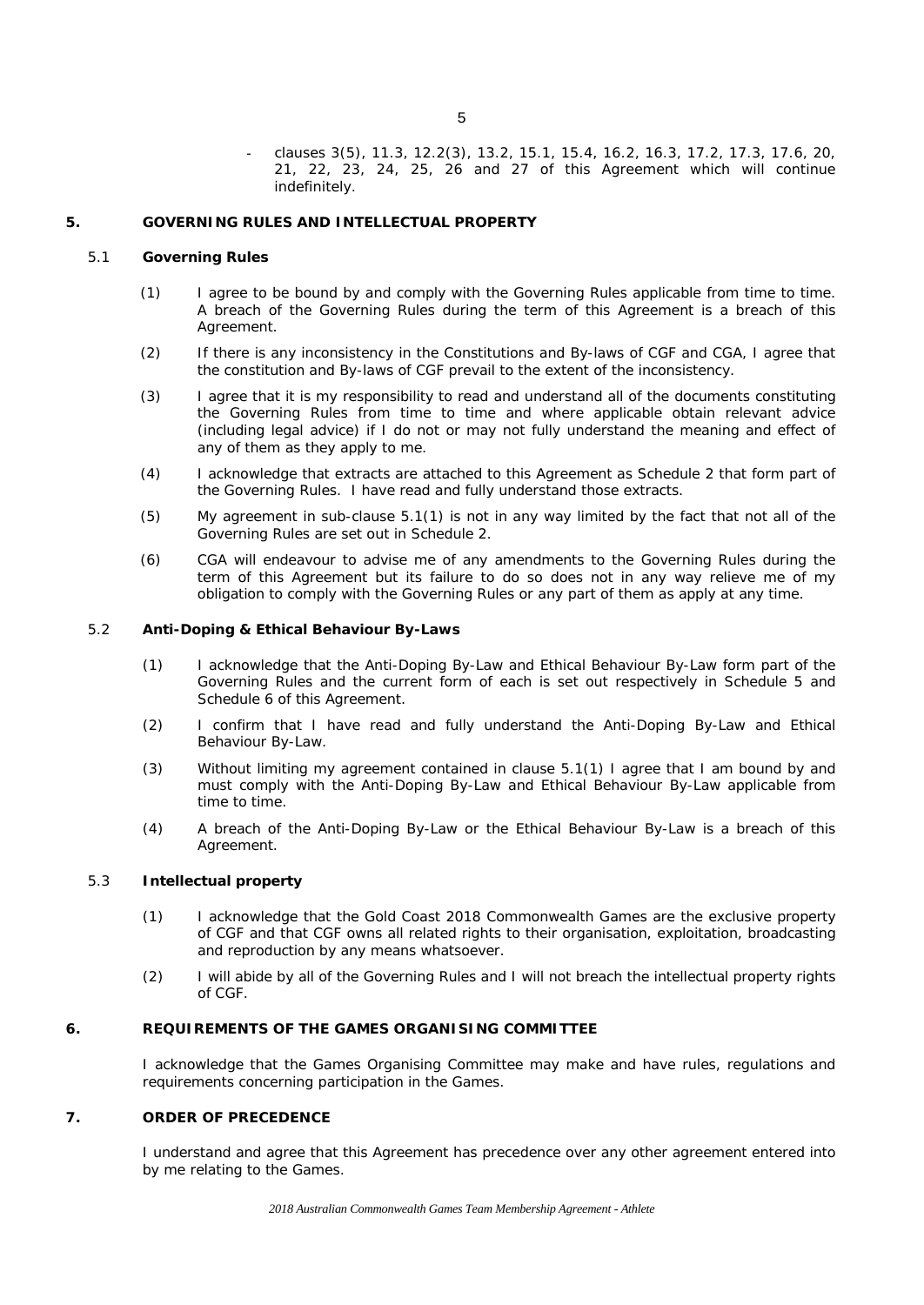- clauses 3(5), 11.3, 12.2(3), 13.2, 15.1, 15.4, 16.2, 16.3, 17.2, 17.3, 17.6, 20, 21, 22, 23, 24, 25, 26 and 27 of this Agreement which will continue indefinitely.

## 5. GOVERNING RULES AND INTELLECTUAL PROPERTY

### 5.1 Governing Rules

(1) I agree to be bound by and comply with the Governing Rules applicable from time to time. A breach of the Governing Rules during the term of this Agreement is a breach of this Agreement.

(2) If there is any inconsistency in the Constitutions and By-laws of CGF and CGA, I agree that the constitution and By-laws of CGF prevail to the extent of the inconsistency.

(3) I agree that it is my responsibility to read and understand all of the documents constituting the Governing Rules from time to time and where applicable obtain relevant advice (including legal advice) if I do not or may not fully understand the meaning and effect of any of them as they apply to me.

(4) I acknowledge that extracts are attached to this Agreement as Schedule 2 that form part of the Governing Rules. I have read and fully understand those extracts.

(5) My agreement in sub-clause 5.1(1) is not in any way limited by the fact that not all of the Governing Rules are set out in Schedule 2.

(6) CGA will endeavour to advise me of any amendments to the Governing Rules during the term of this Agreement but its failure to do so does not in any way relieve me of my obligation to comply with the Governing Rules or any part of them as apply at any time.

### 5.2 Anti-Doping & Ethical Behaviour By-Laws

(1) I acknowledge that the Anti-Doping By-Law and Ethical Behaviour By-Law form part of the Governing Rules and the current form of each is set out respectively in Schedule 5 and Schedule 6 of this Agreement.

(2) I confirm that I have read and fully understand the Anti-Doping By-Law and Ethical Behaviour By-Law.

(3) Without limiting my agreement contained in clause 5.1(1) I agree that I am bound by and must comply with the Anti-Doping By-Law and Ethical Behaviour By-Law applicable from time to time.

(4) A breach of the Anti-Doping By-Law or the Ethical Behaviour By-Law is a breach of this Agreement.

### 5.3 Intellectual property

(1) I acknowledge that the Gold Coast 2018 Commonwealth Games are the exclusive property of CGF and that CGF owns all related rights to their organisation, exploitation, broadcasting and reproduction by any means whatsoever.

(2) I will abide by all of the Governing Rules and I will not breach the intellectual property rights of CGF.

## 6. REQUIREMENTS OF THE GAMES ORGANISING COMMITTEE

I acknowledge that the Games Organising Committee may make and have rules, regulations and requirements concerning participation in the Games.

## 7. ORDER OF PRECEDENCE

I understand and agree that this Agreement has precedence over any other agreement entered into by me relating to the Games.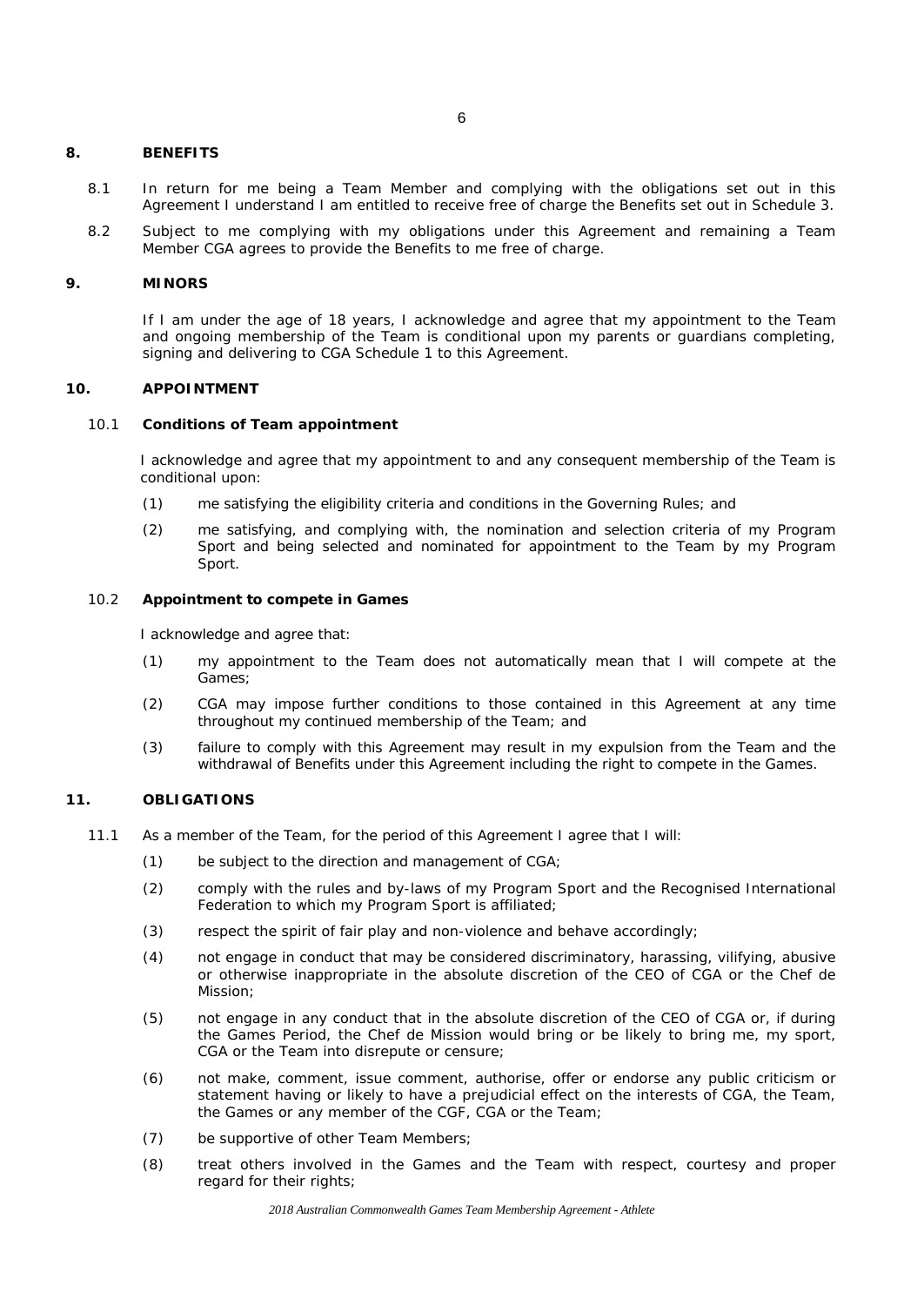## 8. BENEFITS

8.1 In return for me being a Team Member and complying with the obligations set out in this Agreement I understand I am entitled to receive free of charge the Benefits set out in Schedule 3.

8.2 Subject to me complying with my obligations under this Agreement and remaining a Team Member CGA agrees to provide the Benefits to me free of charge.

## 9. MINORS

If I am under the age of 18 years, I acknowledge and agree that my appointment to the Team and ongoing membership of the Team is conditional upon my parents or guardians completing, signing and delivering to CGA Schedule 1 to this Agreement.

## 10. APPOINTMENT

### 10.1 Conditions of Team appointment

I acknowledge and agree that my appointment to and any consequent membership of the Team is conditional upon:

(1) me satisfying the eligibility criteria and conditions in the Governing Rules; and

(2) me satisfying, and complying with, the nomination and selection criteria of my Program Sport and being selected and nominated for appointment to the Team by my Program Sport.

### 10.2 Appointment to compete in Games

I acknowledge and agree that:

(1) my appointment to the Team does not automatically mean that I will compete at the Games;

(2) CGA may impose further conditions to those contained in this Agreement at any time throughout my continued membership of the Team; and

(3) failure to comply with this Agreement may result in my expulsion from the Team and the withdrawal of Benefits under this Agreement including the right to compete in the Games.

## 11. OBLIGATIONS

11.1 As a member of the Team, for the period of this Agreement I agree that I will:

(1) be subject to the direction and management of CGA;

(2) comply with the rules and by-laws of my Program Sport and the Recognised International Federation to which my Program Sport is affiliated;

(3) respect the spirit of fair play and non-violence and behave accordingly;

(4) not engage in conduct that may be considered discriminatory, harassing, vilifying, abusive or otherwise inappropriate in the absolute discretion of the CEO of CGA or the Chef de Mission;

(5) not engage in any conduct that in the absolute discretion of the CEO of CGA or, if during the Games Period, the Chef de Mission would bring or be likely to bring me, my sport, CGA or the Team into disrepute or censure;

(6) not make, comment, issue comment, authorise, offer or endorse any public criticism or statement having or likely to have a prejudicial effect on the interests of CGA, the Team, the Games or any member of the CGF, CGA or the Team;

(7) be supportive of other Team Members;

(8) treat others involved in the Games and the Team with respect, courtesy and proper regard for their rights;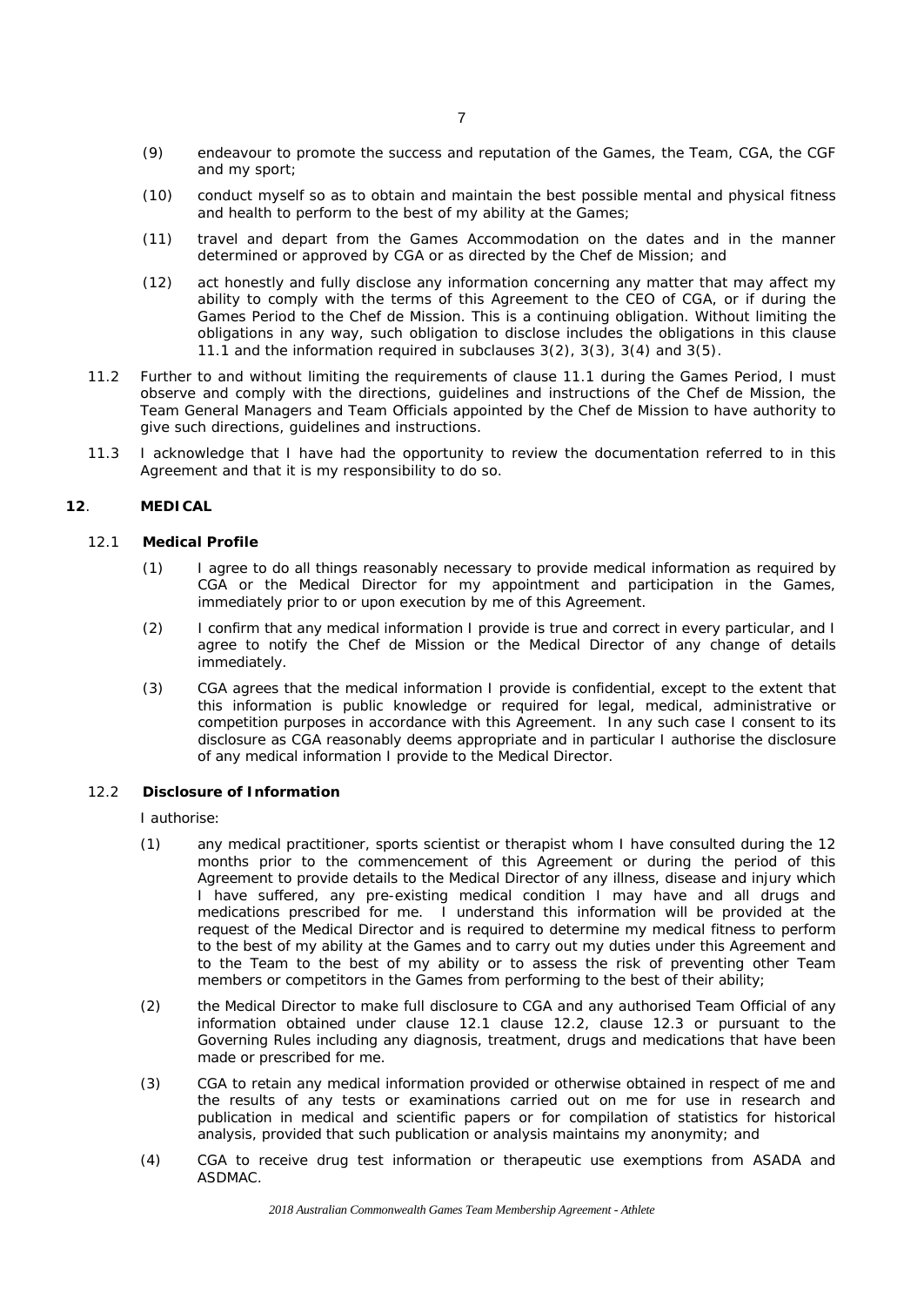(9) endeavour to promote the success and reputation of the Games, the Team, CGA, the CGF and my sport;

(10) conduct myself so as to obtain and maintain the best possible mental and physical fitness and health to perform to the best of my ability at the Games;

(11) travel and depart from the Games Accommodation on the dates and in the manner determined or approved by CGA or as directed by the Chef de Mission; and

(12) act honestly and fully disclose any information concerning any matter that may affect my ability to comply with the terms of this Agreement to the CEO of CGA, or if during the Games Period to the Chef de Mission. This is a continuing obligation. Without limiting the obligations in any way, such obligation to disclose includes the obligations in this clause 11.1 and the information required in subclauses 3(2), 3(3), 3(4) and 3(5).

11.2 Further to and without limiting the requirements of clause 11.1 during the Games Period, I must observe and comply with the directions, guidelines and instructions of the Chef de Mission, the Team General Managers and Team Officials appointed by the Chef de Mission to have authority to give such directions, guidelines and instructions.

11.3 I acknowledge that I have had the opportunity to review the documentation referred to in this Agreement and that it is my responsibility to do so.

## 12. MEDICAL

### 12.1 Medical Profile

(1) I agree to do all things reasonably necessary to provide medical information as required by CGA or the Medical Director for my appointment and participation in the Games, immediately prior to or upon execution by me of this Agreement.

(2) I confirm that any medical information I provide is true and correct in every particular, and I agree to notify the Chef de Mission or the Medical Director of any change of details immediately.

(3) CGA agrees that the medical information I provide is confidential, except to the extent that this information is public knowledge or required for legal, medical, administrative or competition purposes in accordance with this Agreement. In any such case I consent to its disclosure as CGA reasonably deems appropriate and in particular I authorise the disclosure of any medical information I provide to the Medical Director.

### 12.2 Disclosure of Information

I authorise:

(1) any medical practitioner, sports scientist or therapist whom I have consulted during the 12 months prior to the commencement of this Agreement or during the period of this Agreement to provide details to the Medical Director of any illness, disease and injury which I have suffered, any pre-existing medical condition I may have and all drugs and medications prescribed for me. I understand this information will be provided at the request of the Medical Director and is required to determine my medical fitness to perform to the best of my ability at the Games and to carry out my duties under this Agreement and to the Team to the best of my ability or to assess the risk of preventing other Team members or competitors in the Games from performing to the best of their ability;

(2) the Medical Director to make full disclosure to CGA and any authorised Team Official of any information obtained under clause 12.1 clause 12.2, clause 12.3 or pursuant to the Governing Rules including any diagnosis, treatment, drugs and medications that have been made or prescribed for me.

(3) CGA to retain any medical information provided or otherwise obtained in respect of me and the results of any tests or examinations carried out on me for use in research and publication in medical and scientific papers or for compilation of statistics for historical analysis, provided that such publication or analysis maintains my anonymity; and

(4) CGA to receive drug test information or therapeutic use exemptions from ASADA and ASDMAC.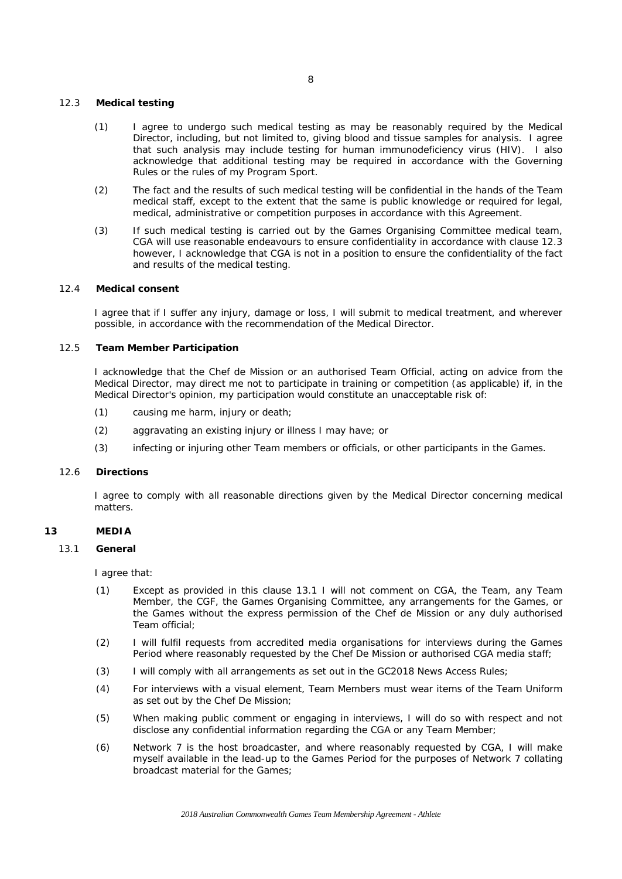### 12.3 Medical testing

(1) I agree to undergo such medical testing as may be reasonably required by the Medical Director, including, but not limited to, giving blood and tissue samples for analysis. I agree that such analysis may include testing for human immunodeficiency virus (HIV). I also acknowledge that additional testing may be required in accordance with the Governing Rules or the rules of my Program Sport.

(2) The fact and the results of such medical testing will be confidential in the hands of the Team medical staff, except to the extent that the same is public knowledge or required for legal, medical, administrative or competition purposes in accordance with this Agreement.

(3) If such medical testing is carried out by the Games Organising Committee medical team, CGA will use reasonable endeavours to ensure confidentiality in accordance with clause 12.3 however, I acknowledge that CGA is not in a position to ensure the confidentiality of the fact and results of the medical testing.

### 12.4 Medical consent

I agree that if I suffer any injury, damage or loss, I will submit to medical treatment, and wherever possible, in accordance with the recommendation of the Medical Director.

### 12.5 Team Member Participation

I acknowledge that the Chef de Mission or an authorised Team Official, acting on advice from the Medical Director, may direct me not to participate in training or competition (as applicable) if, in the Medical Director's opinion, my participation would constitute an unacceptable risk of:

(1) causing me harm, injury or death;

(2) aggravating an existing injury or illness I may have; or

(3) infecting or injuring other Team members or officials, or other participants in the Games.

### 12.6 Directions

I agree to comply with all reasonable directions given by the Medical Director concerning medical matters.

## 13 MEDIA

### 13.1 General

I agree that:

(1) Except as provided in this clause 13.1 I will not comment on CGA, the Team, any Team Member, the CGF, the Games Organising Committee, any arrangements for the Games, or the Games without the express permission of the Chef de Mission or any duly authorised Team official;

(2) I will fulfil requests from accredited media organisations for interviews during the Games Period where reasonably requested by the Chef De Mission or authorised CGA media staff;

(3) I will comply with all arrangements as set out in the GC2018 News Access Rules;

(4) For interviews with a visual element, Team Members must wear items of the Team Uniform as set out by the Chef De Mission;

(5) When making public comment or engaging in interviews, I will do so with respect and not disclose any confidential information regarding the CGA or any Team Member;

(6) Network 7 is the host broadcaster, and where reasonably requested by CGA, I will make myself available in the lead-up to the Games Period for the purposes of Network 7 collating broadcast material for the Games;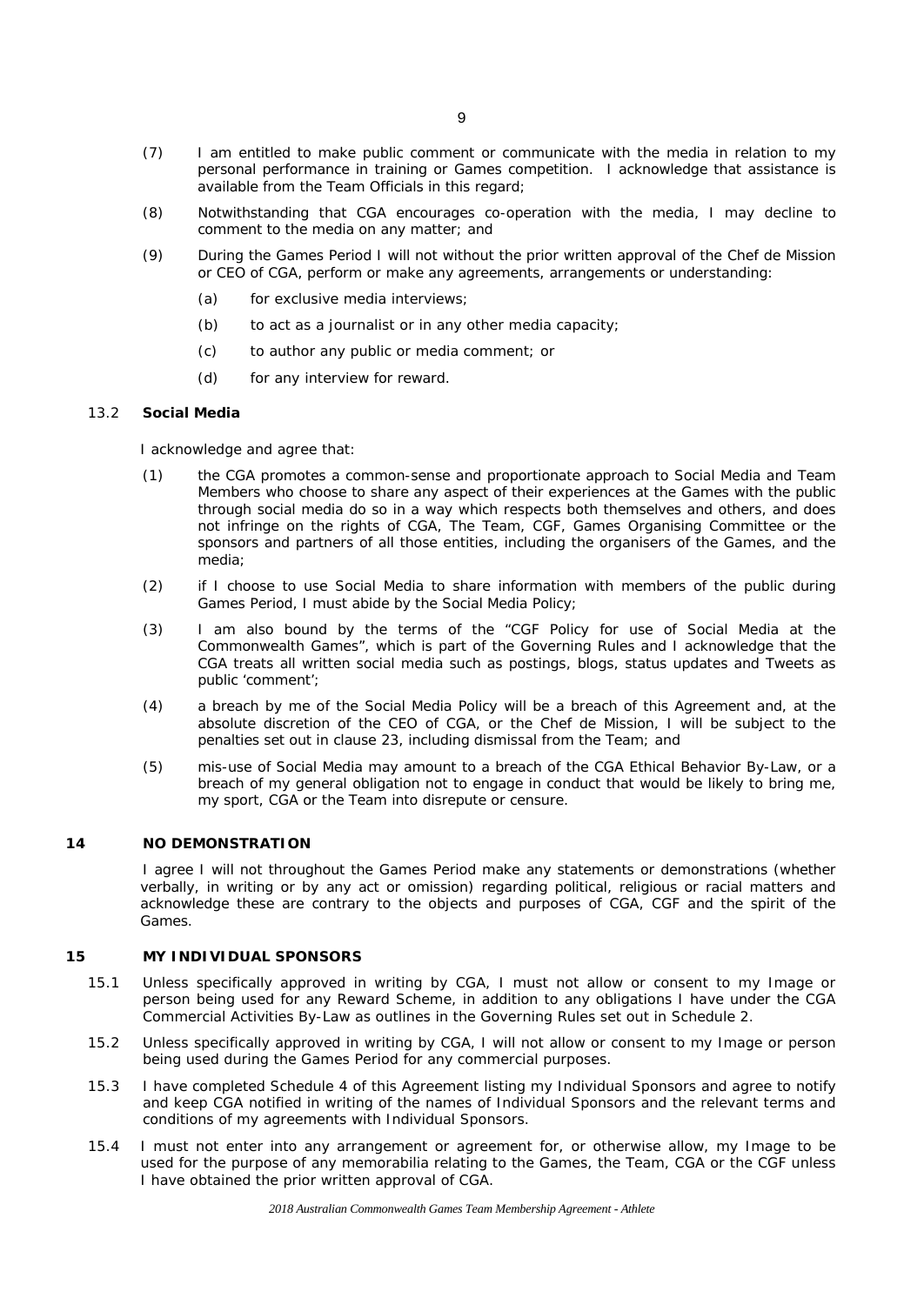(7) I am entitled to make public comment or communicate with the media in relation to my personal performance in training or Games competition. I acknowledge that assistance is available from the Team Officials in this regard;

(8) Notwithstanding that CGA encourages co-operation with the media, I may decline to comment to the media on any matter; and

(9) During the Games Period I will not without the prior written approval of the Chef de Mission or CEO of CGA, perform or make any agreements, arrangements or understanding:

   (a) for exclusive media interviews;

   (b) to act as a journalist or in any other media capacity;

   (c) to author any public or media comment; or

   (d) for any interview for reward.

### 13.2 Social Media

I acknowledge and agree that:

(1) the CGA promotes a common-sense and proportionate approach to Social Media and Team Members who choose to share any aspect of their experiences at the Games with the public through social media do so in a way which respects both themselves and others, and does not infringe on the rights of CGA, The Team, CGF, Games Organising Committee or the sponsors and partners of all those entities, including the organisers of the Games, and the media;

(2) if I choose to use Social Media to share information with members of the public during Games Period, I must abide by the Social Media Policy;

(3) I am also bound by the terms of the "CGF Policy for use of Social Media at the Commonwealth Games", which is part of the Governing Rules and I acknowledge that the CGA treats all written social media such as postings, blogs, status updates and Tweets as public 'comment';

(4) a breach by me of the Social Media Policy will be a breach of this Agreement and, at the absolute discretion of the CEO of CGA, or the Chef de Mission, I will be subject to the penalties set out in clause 23, including dismissal from the Team; and

(5) mis-use of Social Media may amount to a breach of the CGA Ethical Behavior By-Law, or a breach of my general obligation not to engage in conduct that would be likely to bring me, my sport, CGA or the Team into disrepute or censure.

## 14 NO DEMONSTRATION

I agree I will not throughout the Games Period make any statements or demonstrations (whether verbally, in writing or by any act or omission) regarding political, religious or racial matters and acknowledge these are contrary to the objects and purposes of CGA, CGF and the spirit of the Games.

## 15 MY INDIVIDUAL SPONSORS

15.1 Unless specifically approved in writing by CGA, I must not allow or consent to my Image or person being used for any Reward Scheme, in addition to any obligations I have under the CGA Commercial Activities By-Law as outlines in the Governing Rules set out in Schedule 2.

15.2 Unless specifically approved in writing by CGA, I will not allow or consent to my Image or person being used during the Games Period for any commercial purposes.

15.3 I have completed Schedule 4 of this Agreement listing my Individual Sponsors and agree to notify and keep CGA notified in writing of the names of Individual Sponsors and the relevant terms and conditions of my agreements with Individual Sponsors.

15.4 I must not enter into any arrangement or agreement for, or otherwise allow, my Image to be used for the purpose of any memorabilia relating to the Games, the Team, CGA or the CGF unless I have obtained the prior written approval of CGA.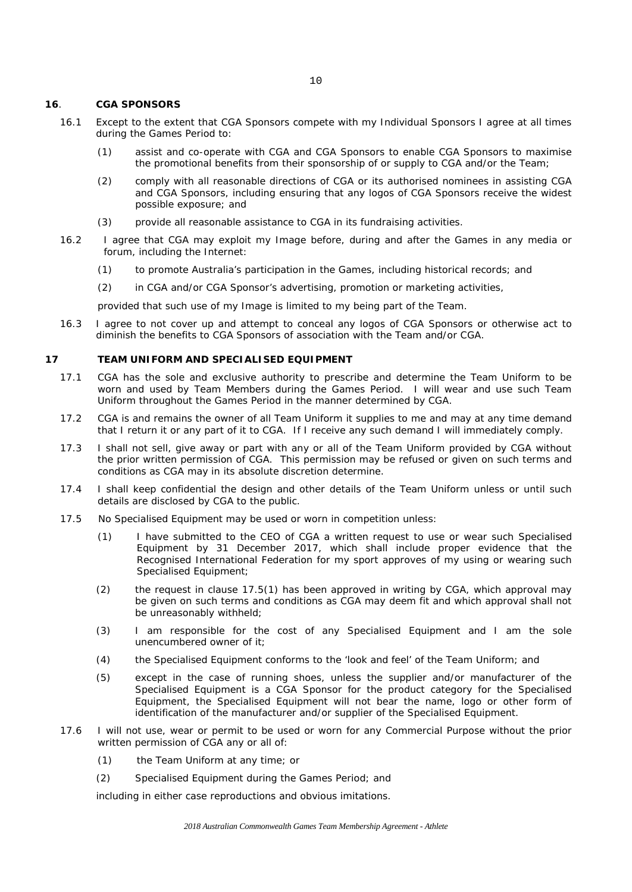## 16. CGA SPONSORS

16.1 Except to the extent that CGA Sponsors compete with my Individual Sponsors I agree at all times during the Games Period to:

(1) assist and co-operate with CGA and CGA Sponsors to enable CGA Sponsors to maximise the promotional benefits from their sponsorship of or supply to CGA and/or the Team;

(2) comply with all reasonable directions of CGA or its authorised nominees in assisting CGA and CGA Sponsors, including ensuring that any logos of CGA Sponsors receive the widest possible exposure; and

(3) provide all reasonable assistance to CGA in its fundraising activities.

16.2 I agree that CGA may exploit my Image before, during and after the Games in any media or forum, including the Internet:

(1) to promote Australia's participation in the Games, including historical records; and

(2) in CGA and/or CGA Sponsor's advertising, promotion or marketing activities,

provided that such use of my Image is limited to my being part of the Team.

16.3 I agree to not cover up and attempt to conceal any logos of CGA Sponsors or otherwise act to diminish the benefits to CGA Sponsors of association with the Team and/or CGA.

## 17 TEAM UNIFORM AND SPECIALISED EQUIPMENT

17.1 CGA has the sole and exclusive authority to prescribe and determine the Team Uniform to be worn and used by Team Members during the Games Period. I will wear and use such Team Uniform throughout the Games Period in the manner determined by CGA.

17.2 CGA is and remains the owner of all Team Uniform it supplies to me and may at any time demand that I return it or any part of it to CGA. If I receive any such demand I will immediately comply.

17.3 I shall not sell, give away or part with any or all of the Team Uniform provided by CGA without the prior written permission of CGA. This permission may be refused or given on such terms and conditions as CGA may in its absolute discretion determine.

17.4 I shall keep confidential the design and other details of the Team Uniform unless or until such details are disclosed by CGA to the public.

17.5 No Specialised Equipment may be used or worn in competition unless:

(1) I have submitted to the CEO of CGA a written request to use or wear such Specialised Equipment by 31 December 2017, which shall include proper evidence that the Recognised International Federation for my sport approves of my using or wearing such Specialised Equipment;

(2) the request in clause 17.5(1) has been approved in writing by CGA, which approval may be given on such terms and conditions as CGA may deem fit and which approval shall not be unreasonably withheld;

(3) I am responsible for the cost of any Specialised Equipment and I am the sole unencumbered owner of it;

(4) the Specialised Equipment conforms to the 'look and feel' of the Team Uniform; and

(5) except in the case of running shoes, unless the supplier and/or manufacturer of the Specialised Equipment is a CGA Sponsor for the product category for the Specialised Equipment, the Specialised Equipment will not bear the name, logo or other form of identification of the manufacturer and/or supplier of the Specialised Equipment.

17.6 I will not use, wear or permit to be used or worn for any Commercial Purpose without the prior written permission of CGA any or all of:

(1) the Team Uniform at any time; or

(2) Specialised Equipment during the Games Period; and

including in either case reproductions and obvious imitations.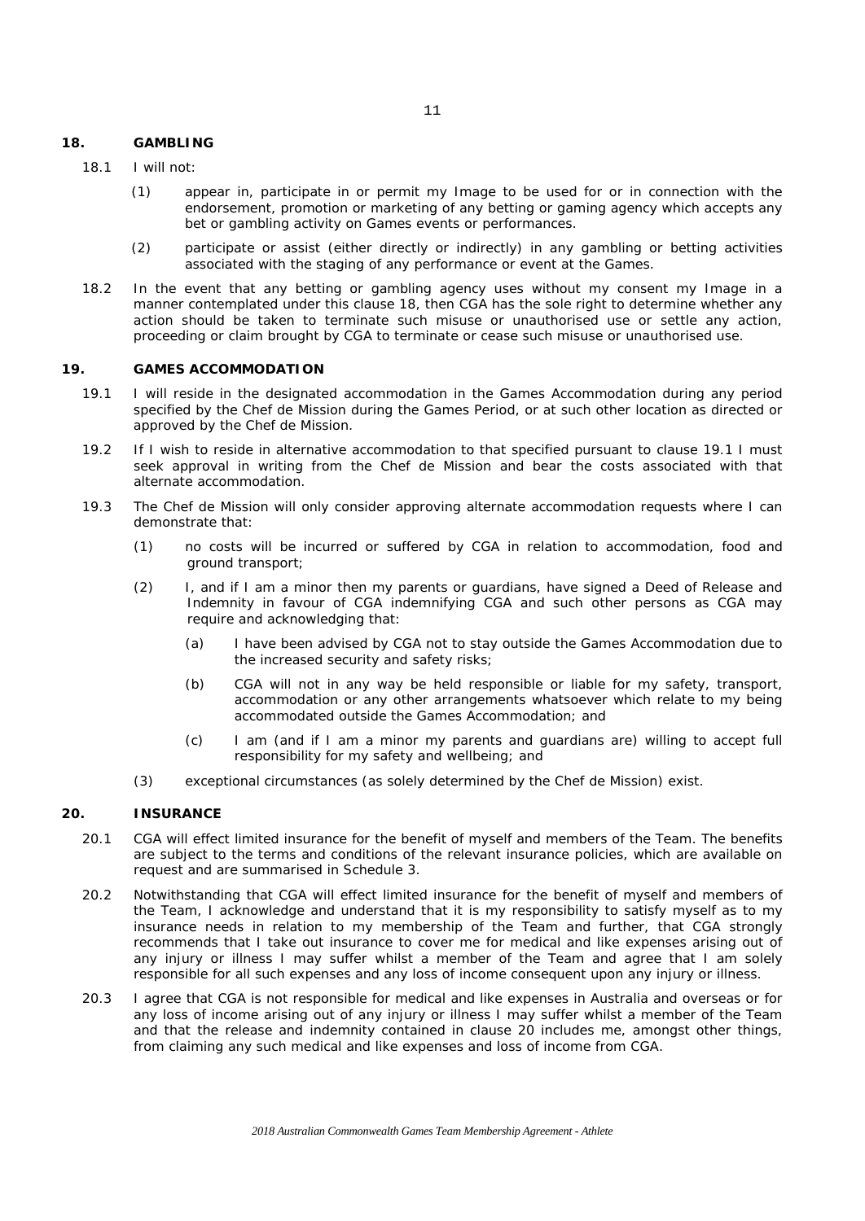## 18. GAMBLING

18.1 I will not:

(1) appear in, participate in or permit my Image to be used for or in connection with the endorsement, promotion or marketing of any betting or gaming agency which accepts any bet or gambling activity on Games events or performances.

(2) participate or assist (either directly or indirectly) in any gambling or betting activities associated with the staging of any performance or event at the Games.

18.2 In the event that any betting or gambling agency uses without my consent my Image in a manner contemplated under this clause 18, then CGA has the sole right to determine whether any action should be taken to terminate such misuse or unauthorised use or settle any action, proceeding or claim brought by CGA to terminate or cease such misuse or unauthorised use.

## 19. GAMES ACCOMMODATION

19.1 I will reside in the designated accommodation in the Games Accommodation during any period specified by the Chef de Mission during the Games Period, or at such other location as directed or approved by the Chef de Mission.

19.2 If I wish to reside in alternative accommodation to that specified pursuant to clause 19.1 I must seek approval in writing from the Chef de Mission and bear the costs associated with that alternate accommodation.

19.3 The Chef de Mission will only consider approving alternate accommodation requests where I can demonstrate that:

(1) no costs will be incurred or suffered by CGA in relation to accommodation, food and ground transport;

(2) I, and if I am a minor then my parents or guardians, have signed a Deed of Release and Indemnity in favour of CGA indemnifying CGA and such other persons as CGA may require and acknowledging that:

(a) I have been advised by CGA not to stay outside the Games Accommodation due to the increased security and safety risks;

(b) CGA will not in any way be held responsible or liable for my safety, transport, accommodation or any other arrangements whatsoever which relate to my being accommodated outside the Games Accommodation; and

(c) I am (and if I am a minor my parents and guardians are) willing to accept full responsibility for my safety and wellbeing; and

(3) exceptional circumstances (as solely determined by the Chef de Mission) exist.

## 20. INSURANCE

20.1 CGA will effect limited insurance for the benefit of myself and members of the Team. The benefits are subject to the terms and conditions of the relevant insurance policies, which are available on request and are summarised in Schedule 3.

20.2 Notwithstanding that CGA will effect limited insurance for the benefit of myself and members of the Team, I acknowledge and understand that it is my responsibility to satisfy myself as to my insurance needs in relation to my membership of the Team and further, that CGA strongly recommends that I take out insurance to cover me for medical and like expenses arising out of any injury or illness I may suffer whilst a member of the Team and agree that I am solely responsible for all such expenses and any loss of income consequent upon any injury or illness.

20.3 I agree that CGA is not responsible for medical and like expenses in Australia and overseas or for any loss of income arising out of any injury or illness I may suffer whilst a member of the Team and that the release and indemnity contained in clause 20 includes me, amongst other things, from claiming any such medical and like expenses and loss of income from CGA.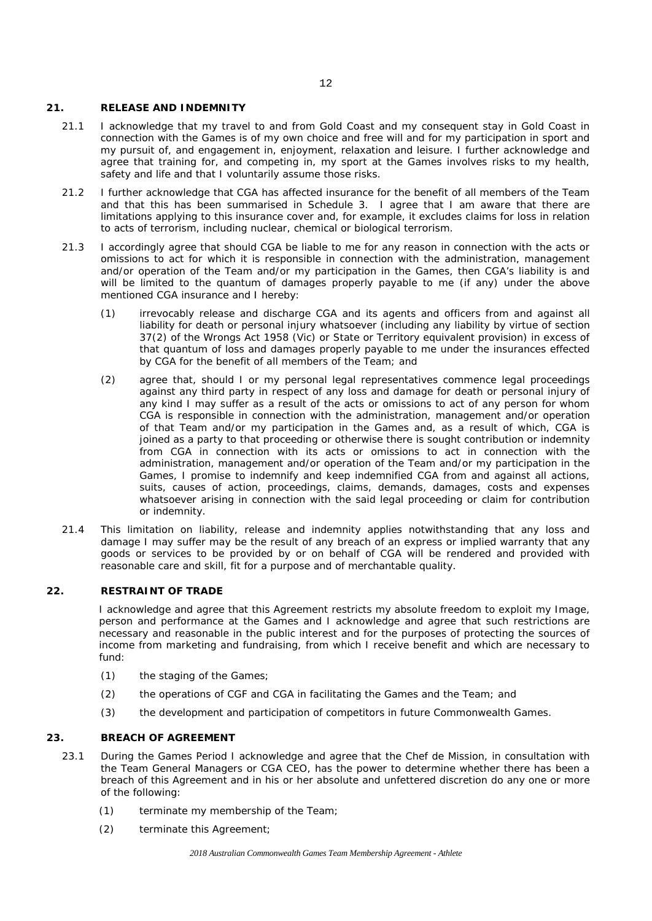## 21. RELEASE AND INDEMNITY

21.1 I acknowledge that my travel to and from Gold Coast and my consequent stay in Gold Coast in connection with the Games is of my own choice and free will and for my participation in sport and my pursuit of, and engagement in, enjoyment, relaxation and leisure. I further acknowledge and agree that training for, and competing in, my sport at the Games involves risks to my health, safety and life and that I voluntarily assume those risks.

21.2 I further acknowledge that CGA has affected insurance for the benefit of all members of the Team and that this has been summarised in Schedule 3. I agree that I am aware that there are limitations applying to this insurance cover and, for example, it excludes claims for loss in relation to acts of terrorism, including nuclear, chemical or biological terrorism.

21.3 I accordingly agree that should CGA be liable to me for any reason in connection with the acts or omissions to act for which it is responsible in connection with the administration, management and/or operation of the Team and/or my participation in the Games, then CGA's liability is and will be limited to the quantum of damages properly payable to me (if any) under the above mentioned CGA insurance and I hereby:

(1) irrevocably release and discharge CGA and its agents and officers from and against all liability for death or personal injury whatsoever (including any liability by virtue of section 37(2) of the Wrongs Act 1958 (Vic) or State or Territory equivalent provision) in excess of that quantum of loss and damages properly payable to me under the insurances effected by CGA for the benefit of all members of the Team; and

(2) agree that, should I or my personal legal representatives commence legal proceedings against any third party in respect of any loss and damage for death or personal injury of any kind I may suffer as a result of the acts or omissions to act of any person for whom CGA is responsible in connection with the administration, management and/or operation of that Team and/or my participation in the Games and, as a result of which, CGA is joined as a party to that proceeding or otherwise there is sought contribution or indemnity from CGA in connection with its acts or omissions to act in connection with the administration, management and/or operation of the Team and/or my participation in the Games, I promise to indemnify and keep indemnified CGA from and against all actions, suits, causes of action, proceedings, claims, demands, damages, costs and expenses whatsoever arising in connection with the said legal proceeding or claim for contribution or indemnity.

21.4 This limitation on liability, release and indemnity applies notwithstanding that any loss and damage I may suffer may be the result of any breach of an express or implied warranty that any goods or services to be provided by or on behalf of CGA will be rendered and provided with reasonable care and skill, fit for a purpose and of merchantable quality.

## 22. RESTRAINT OF TRADE

I acknowledge and agree that this Agreement restricts my absolute freedom to exploit my Image, person and performance at the Games and I acknowledge and agree that such restrictions are necessary and reasonable in the public interest and for the purposes of protecting the sources of income from marketing and fundraising, from which I receive benefit and which are necessary to fund:

(1) the staging of the Games;

(2) the operations of CGF and CGA in facilitating the Games and the Team; and

(3) the development and participation of competitors in future Commonwealth Games.

## 23. BREACH OF AGREEMENT

23.1 During the Games Period I acknowledge and agree that the Chef de Mission, in consultation with the Team General Managers or CGA CEO, has the power to determine whether there has been a breach of this Agreement and in his or her absolute and unfettered discretion do any one or more of the following:

(1) terminate my membership of the Team;

(2) terminate this Agreement;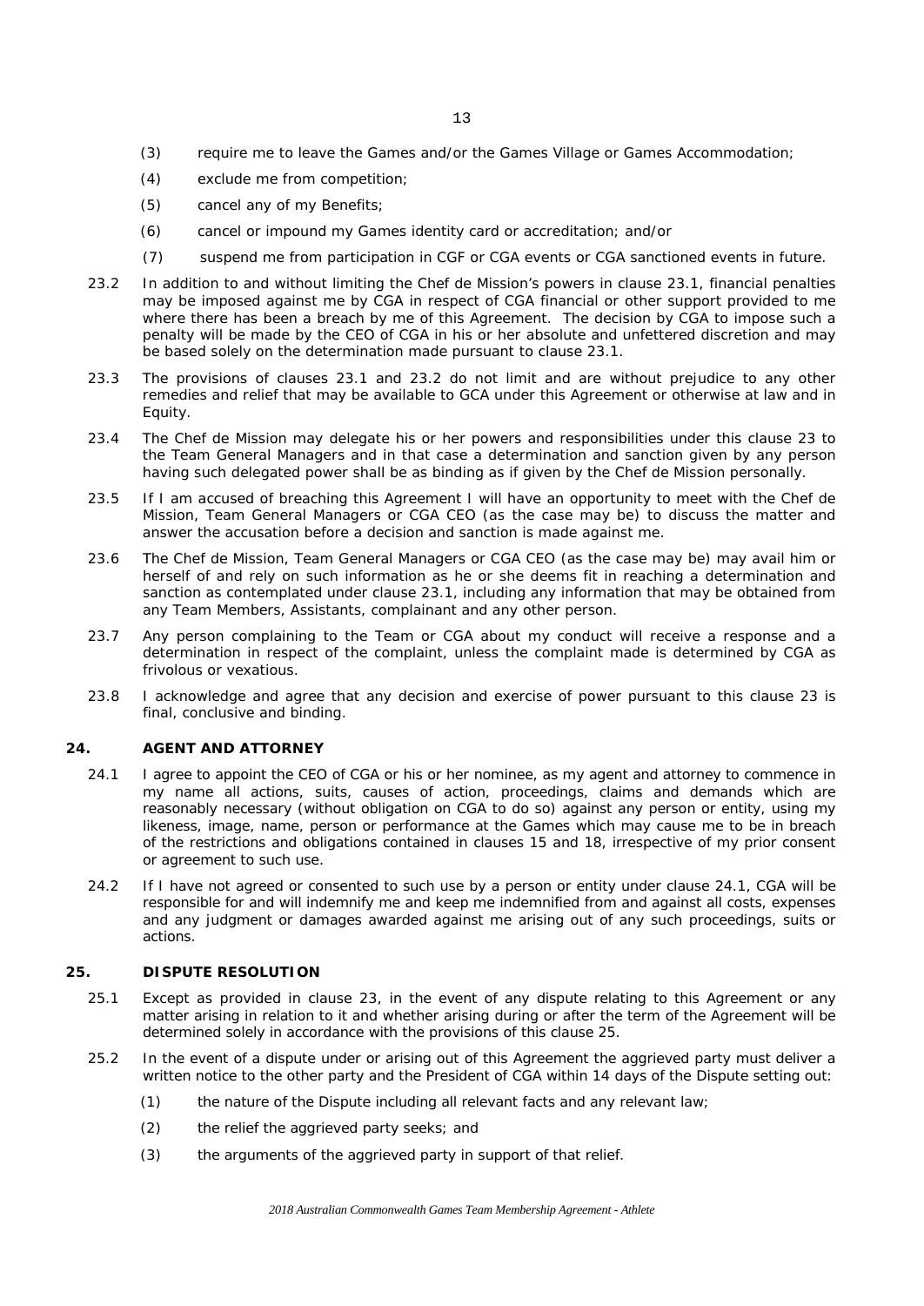(3) require me to leave the Games and/or the Games Village or Games Accommodation;

(4) exclude me from competition;

(5) cancel any of my Benefits;

(6) cancel or impound my Games identity card or accreditation; and/or

(7) suspend me from participation in CGF or CGA events or CGA sanctioned events in future.

23.2 In addition to and without limiting the Chef de Mission's powers in clause 23.1, financial penalties may be imposed against me by CGA in respect of CGA financial or other support provided to me where there has been a breach by me of this Agreement. The decision by CGA to impose such a penalty will be made by the CEO of CGA in his or her absolute and unfettered discretion and may be based solely on the determination made pursuant to clause 23.1.

23.3 The provisions of clauses 23.1 and 23.2 do not limit and are without prejudice to any other remedies and relief that may be available to GCA under this Agreement or otherwise at law and in Equity.

23.4 The Chef de Mission may delegate his or her powers and responsibilities under this clause 23 to the Team General Managers and in that case a determination and sanction given by any person having such delegated power shall be as binding as if given by the Chef de Mission personally.

23.5 If I am accused of breaching this Agreement I will have an opportunity to meet with the Chef de Mission, Team General Managers or CGA CEO (as the case may be) to discuss the matter and answer the accusation before a decision and sanction is made against me.

23.6 The Chef de Mission, Team General Managers or CGA CEO (as the case may be) may avail him or herself of and rely on such information as he or she deems fit in reaching a determination and sanction as contemplated under clause 23.1, including any information that may be obtained from any Team Members, Assistants, complainant and any other person.

23.7 Any person complaining to the Team or CGA about my conduct will receive a response and a determination in respect of the complaint, unless the complaint made is determined by CGA as frivolous or vexatious.

23.8 I acknowledge and agree that any decision and exercise of power pursuant to this clause 23 is final, conclusive and binding.

## 24. AGENT AND ATTORNEY

24.1 I agree to appoint the CEO of CGA or his or her nominee, as my agent and attorney to commence in my name all actions, suits, causes of action, proceedings, claims and demands which are reasonably necessary (without obligation on CGA to do so) against any person or entity, using my likeness, image, name, person or performance at the Games which may cause me to be in breach of the restrictions and obligations contained in clauses 15 and 18, irrespective of my prior consent or agreement to such use.

24.2 If I have not agreed or consented to such use by a person or entity under clause 24.1, CGA will be responsible for and will indemnify me and keep me indemnified from and against all costs, expenses and any judgment or damages awarded against me arising out of any such proceedings, suits or actions.

## 25. DISPUTE RESOLUTION

25.1 Except as provided in clause 23, in the event of any dispute relating to this Agreement or any matter arising in relation to it and whether arising during or after the term of the Agreement will be determined solely in accordance with the provisions of this clause 25.

25.2 In the event of a dispute under or arising out of this Agreement the aggrieved party must deliver a written notice to the other party and the President of CGA within 14 days of the Dispute setting out:

(1) the nature of the Dispute including all relevant facts and any relevant law;

(2) the relief the aggrieved party seeks; and

(3) the arguments of the aggrieved party in support of that relief.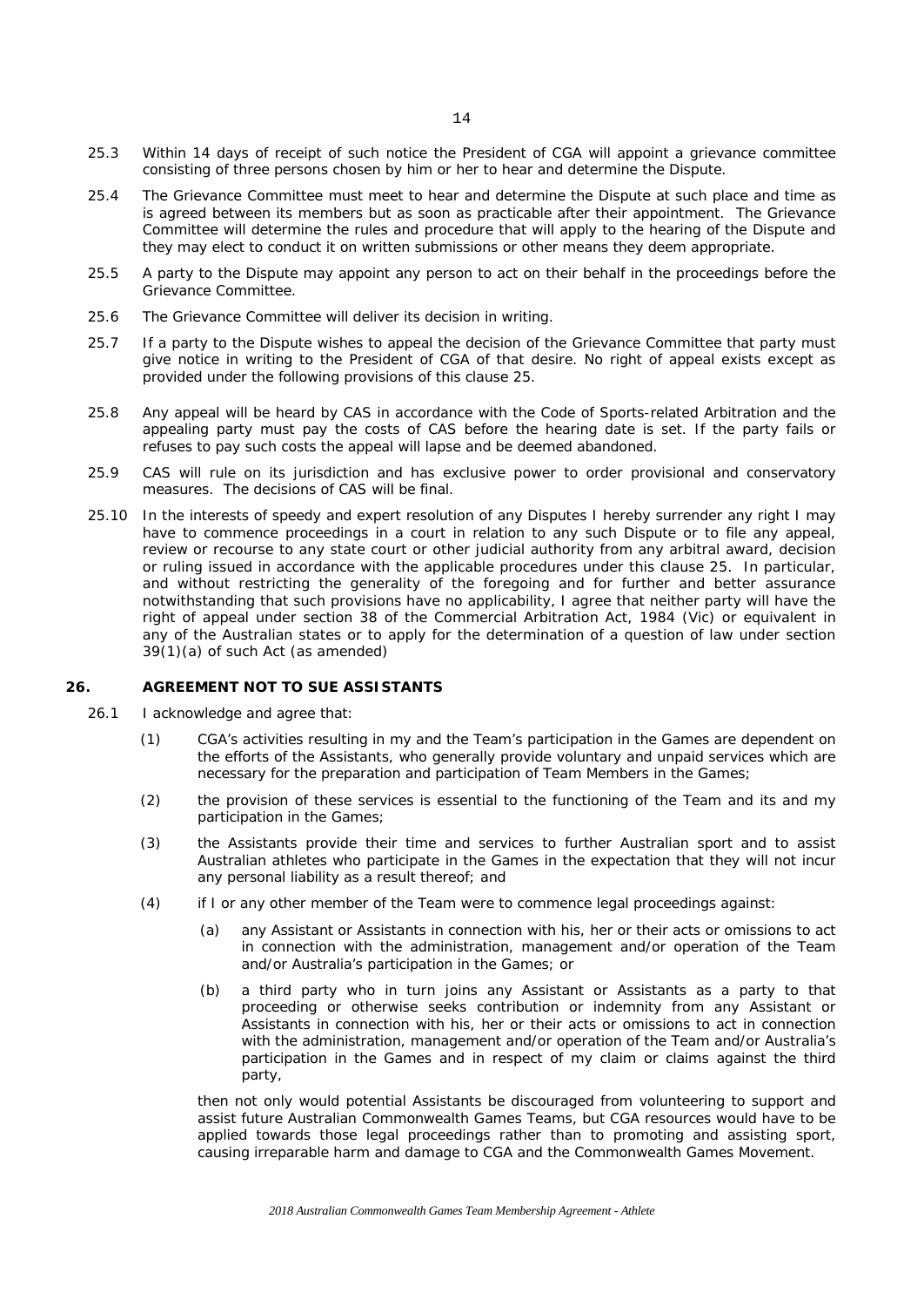25.3 Within 14 days of receipt of such notice the President of CGA will appoint a grievance committee consisting of three persons chosen by him or her to hear and determine the Dispute.

25.4 The Grievance Committee must meet to hear and determine the Dispute at such place and time as is agreed between its members but as soon as practicable after their appointment. The Grievance Committee will determine the rules and procedure that will apply to the hearing of the Dispute and they may elect to conduct it on written submissions or other means they deem appropriate.

25.5 A party to the Dispute may appoint any person to act on their behalf in the proceedings before the Grievance Committee.

25.6 The Grievance Committee will deliver its decision in writing.

25.7 If a party to the Dispute wishes to appeal the decision of the Grievance Committee that party must give notice in writing to the President of CGA of that desire. No right of appeal exists except as provided under the following provisions of this clause 25.

25.8 Any appeal will be heard by CAS in accordance with the Code of Sports-related Arbitration and the appealing party must pay the costs of CAS before the hearing date is set. If the party fails or refuses to pay such costs the appeal will lapse and be deemed abandoned.

25.9 CAS will rule on its jurisdiction and has exclusive power to order provisional and conservatory measures. The decisions of CAS will be final.

25.10 In the interests of speedy and expert resolution of any Disputes I hereby surrender any right I may have to commence proceedings in a court in relation to any such Dispute or to file any appeal, review or recourse to any state court or other judicial authority from any arbitral award, decision or ruling issued in accordance with the applicable procedures under this clause 25. In particular, and without restricting the generality of the foregoing and for further and better assurance notwithstanding that such provisions have no applicability, I agree that neither party will have the right of appeal under section 38 of the Commercial Arbitration Act, 1984 (Vic) or equivalent in any of the Australian states or to apply for the determination of a question of law under section 39(1)(a) of such Act (as amended)

## 26. AGREEMENT NOT TO SUE ASSISTANTS

26.1 I acknowledge and agree that:

(1) CGA's activities resulting in my and the Team's participation in the Games are dependent on the efforts of the Assistants, who generally provide voluntary and unpaid services which are necessary for the preparation and participation of Team Members in the Games;

(2) the provision of these services is essential to the functioning of the Team and its and my participation in the Games;

(3) the Assistants provide their time and services to further Australian sport and to assist Australian athletes who participate in the Games in the expectation that they will not incur any personal liability as a result thereof; and

(4) if I or any other member of the Team were to commence legal proceedings against:

(a) any Assistant or Assistants in connection with his, her or their acts or omissions to act in connection with the administration, management and/or operation of the Team and/or Australia's participation in the Games; or

(b) a third party who in turn joins any Assistant or Assistants as a party to that proceeding or otherwise seeks contribution or indemnity from any Assistant or Assistants in connection with his, her or their acts or omissions to act in connection with the administration, management and/or operation of the Team and/or Australia's participation in the Games and in respect of my claim or claims against the third party,

then not only would potential Assistants be discouraged from volunteering to support and assist future Australian Commonwealth Games Teams, but CGA resources would have to be applied towards those legal proceedings rather than to promoting and assisting sport, causing irreparable harm and damage to CGA and the Commonwealth Games Movement.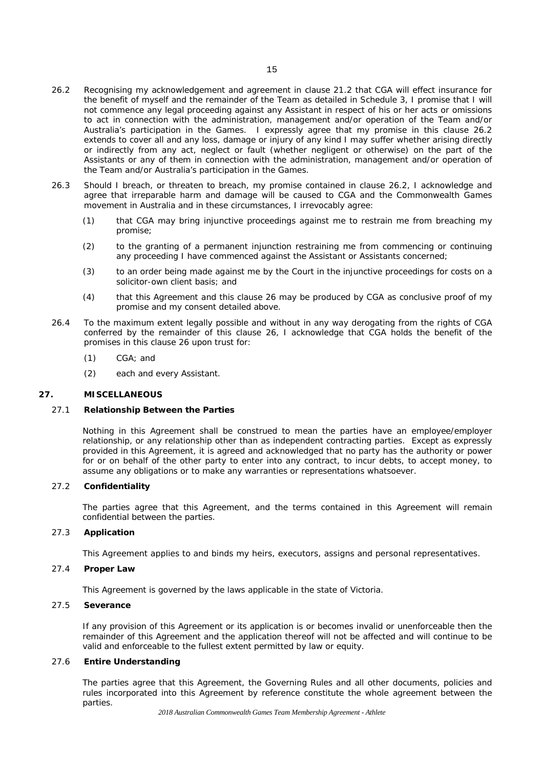26.2 Recognising my acknowledgement and agreement in clause 21.2 that CGA will effect insurance for the benefit of myself and the remainder of the Team as detailed in Schedule 3, I promise that I will not commence any legal proceeding against any Assistant in respect of his or her acts or omissions to act in connection with the administration, management and/or operation of the Team and/or Australia's participation in the Games. I expressly agree that my promise in this clause 26.2 extends to cover all and any loss, damage or injury of any kind I may suffer whether arising directly or indirectly from any act, neglect or fault (whether negligent or otherwise) on the part of the Assistants or any of them in connection with the administration, management and/or operation of the Team and/or Australia's participation in the Games.

26.3 Should I breach, or threaten to breach, my promise contained in clause 26.2, I acknowledge and agree that irreparable harm and damage will be caused to CGA and the Commonwealth Games movement in Australia and in these circumstances, I irrevocably agree:

(1) that CGA may bring injunctive proceedings against me to restrain me from breaching my promise;

(2) to the granting of a permanent injunction restraining me from commencing or continuing any proceeding I have commenced against the Assistant or Assistants concerned;

(3) to an order being made against me by the Court in the injunctive proceedings for costs on a solicitor-own client basis; and

(4) that this Agreement and this clause 26 may be produced by CGA as conclusive proof of my promise and my consent detailed above.

26.4 To the maximum extent legally possible and without in any way derogating from the rights of CGA conferred by the remainder of this clause 26, I acknowledge that CGA holds the benefit of the promises in this clause 26 upon trust for:

(1) CGA; and

(2) each and every Assistant.

## 27. MISCELLANEOUS

### 27.1 Relationship Between the Parties

Nothing in this Agreement shall be construed to mean the parties have an employee/employer relationship, or any relationship other than as independent contracting parties. Except as expressly provided in this Agreement, it is agreed and acknowledged that no party has the authority or power for or on behalf of the other party to enter into any contract, to incur debts, to accept money, to assume any obligations or to make any warranties or representations whatsoever.

### 27.2 Confidentiality

The parties agree that this Agreement, and the terms contained in this Agreement will remain confidential between the parties.

### 27.3 Application

This Agreement applies to and binds my heirs, executors, assigns and personal representatives.

### 27.4 Proper Law

This Agreement is governed by the laws applicable in the state of Victoria.

### 27.5 Severance

If any provision of this Agreement or its application is or becomes invalid or unenforceable then the remainder of this Agreement and the application thereof will not be affected and will continue to be valid and enforceable to the fullest extent permitted by law or equity.

### 27.6 Entire Understanding

The parties agree that this Agreement, the Governing Rules and all other documents, policies and rules incorporated into this Agreement by reference constitute the whole agreement between the parties.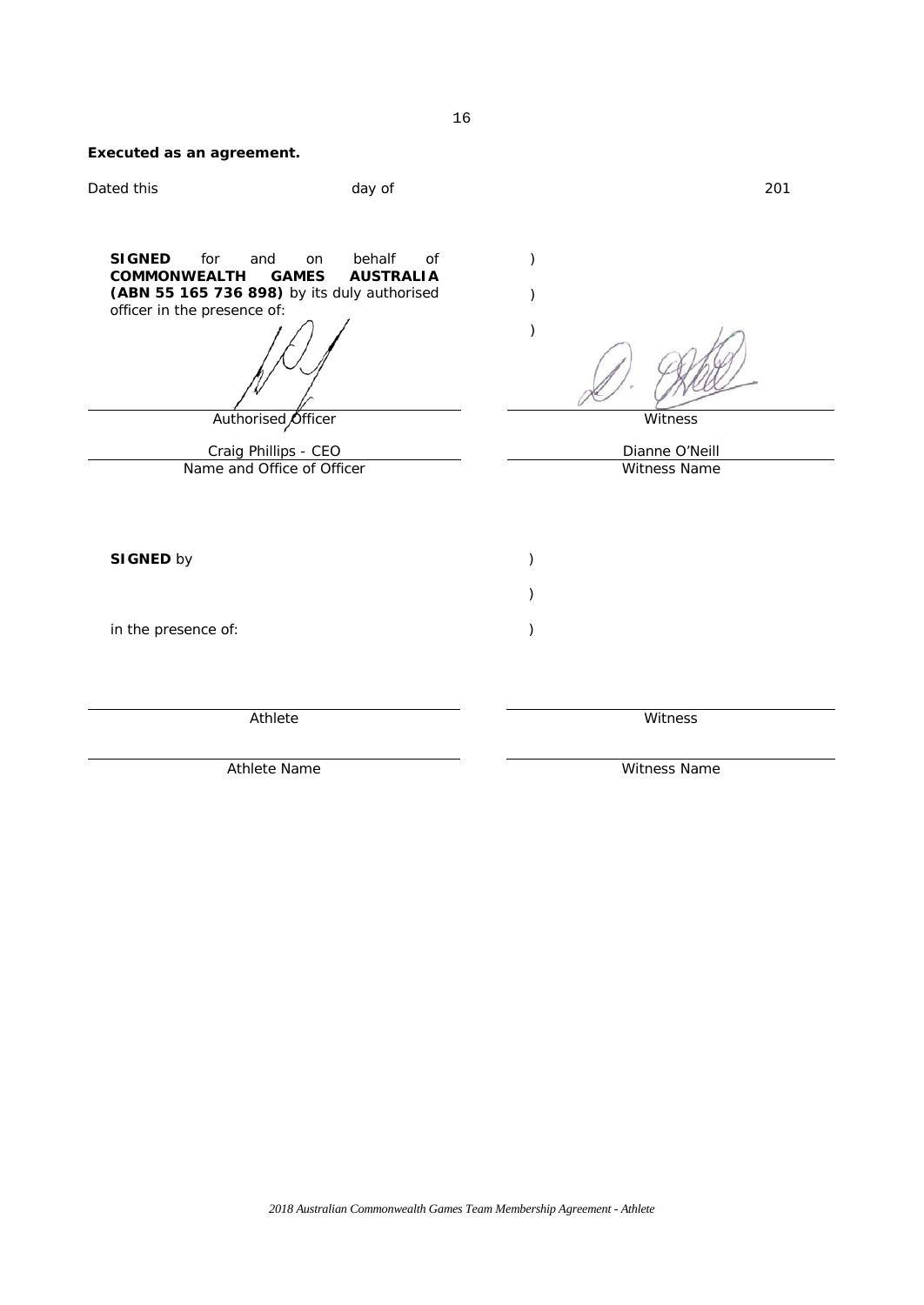**Executed as an agreement.**

Dated this day of 201

| | |
|---|---|
| **SIGNED** for and on behalf of **COMMONWEALTH GAMES AUSTRALIA (ABN 55 165 736 898)** by its duly authorised officer in the presence of: | ) ) ) |
| Authorised Officer | Witness |
| Craig Phillips - CEO | Dianne O'Neill |
| Name and Office of Officer | Witness Name |

| | |
|---|---|
| **SIGNED** by | ) |
| | ) |
| in the presence of: | ) |
| Athlete | Witness |
| Athlete Name | Witness Name |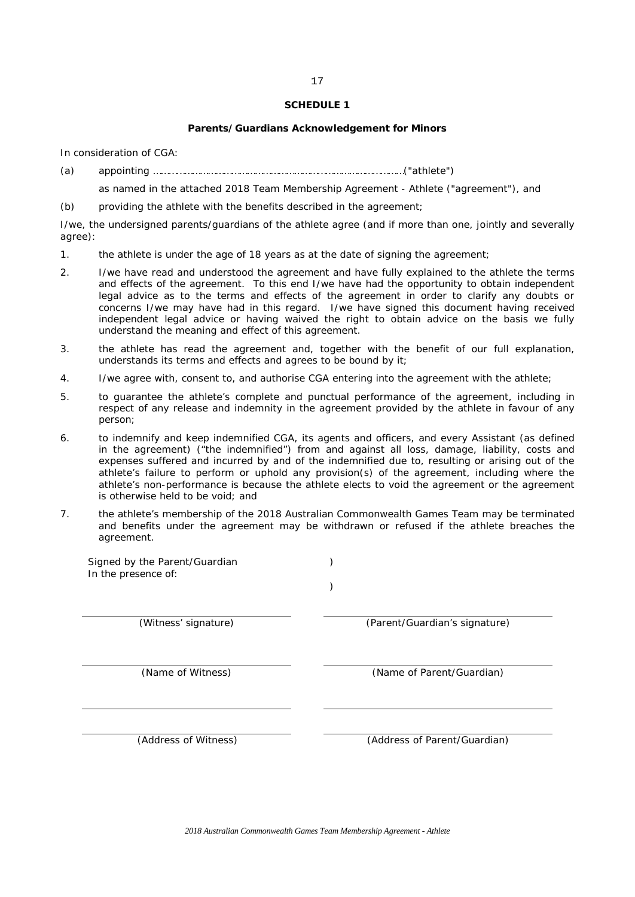**SCHEDULE 1**

**Parents/Guardians Acknowledgement for Minors**

In consideration of CGA:

(a) appointing ………………………………………………………………………("athlete")

as named in the attached 2018 Team Membership Agreement - Athlete ("agreement"), and

(b) providing the athlete with the benefits described in the agreement;

I/we, the undersigned parents/guardians of the athlete agree (and if more than one, jointly and severally agree):

1. the athlete is under the age of 18 years as at the date of signing the agreement;
2. I/we have read and understood the agreement and have fully explained to the athlete the terms and effects of the agreement. To this end I/we have had the opportunity to obtain independent legal advice as to the terms and effects of the agreement in order to clarify any doubts or concerns I/we may have had in this regard. I/we have signed this document having received independent legal advice or having waived the right to obtain advice on the basis we fully understand the meaning and effect of this agreement.
3. the athlete has read the agreement and, together with the benefit of our full explanation, understands its terms and effects and agrees to be bound by it;
4. I/we agree with, consent to, and authorise CGA entering into the agreement with the athlete;
5. to guarantee the athlete's complete and punctual performance of the agreement, including in respect of any release and indemnity in the agreement provided by the athlete in favour of any person;
6. to indemnify and keep indemnified CGA, its agents and officers, and every Assistant (as defined in the agreement) ("the indemnified") from and against all loss, damage, liability, costs and expenses suffered and incurred by and of the indemnified due to, resulting or arising out of the athlete's failure to perform or uphold any provision(s) of the agreement, including where the athlete's non-performance is because the athlete elects to void the agreement or the agreement is otherwise held to be void; and
7. the athlete's membership of the 2018 Australian Commonwealth Games Team may be terminated and benefits under the agreement may be withdrawn or refused if the athlete breaches the agreement.

Signed by the Parent/Guardian )
In the presence of: )

\_\_\_\_\_\_\_\_\_\_\_\_\_\_\_\_\_\_\_\_\_\_\_\_\_\_\_\_ \_\_\_\_\_\_\_\_\_\_\_\_\_\_\_\_\_\_\_\_\_\_\_\_\_\_\_\_
(Witness' signature) (Parent/Guardian's signature)

\_\_\_\_\_\_\_\_\_\_\_\_\_\_\_\_\_\_\_\_\_\_\_\_\_\_\_\_ \_\_\_\_\_\_\_\_\_\_\_\_\_\_\_\_\_\_\_\_\_\_\_\_\_\_\_\_
(Name of Witness) (Name of Parent/Guardian)

\_\_\_\_\_\_\_\_\_\_\_\_\_\_\_\_\_\_\_\_\_\_\_\_\_\_\_\_ \_\_\_\_\_\_\_\_\_\_\_\_\_\_\_\_\_\_\_\_\_\_\_\_\_\_\_\_

\_\_\_\_\_\_\_\_\_\_\_\_\_\_\_\_\_\_\_\_\_\_\_\_\_\_\_\_ \_\_\_\_\_\_\_\_\_\_\_\_\_\_\_\_\_\_\_\_\_\_\_\_\_\_\_\_
(Address of Witness) (Address of Parent/Guardian)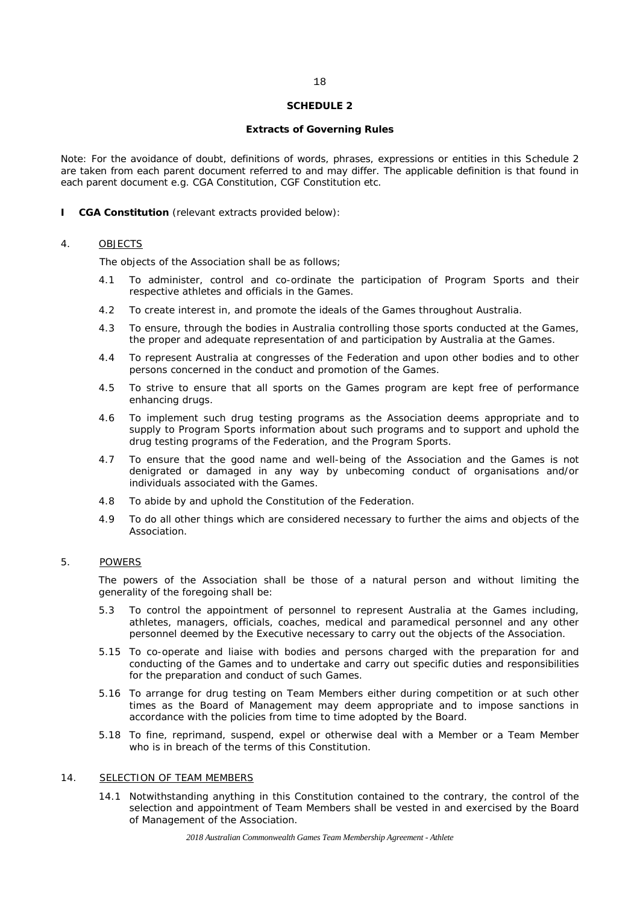## SCHEDULE 2

### Extracts of Governing Rules

Note: For the avoidance of doubt, definitions of words, phrases, expressions or entities in this Schedule 2 are taken from each parent document referred to and may differ. The applicable definition is that found in each parent document e.g. CGA Constitution, CGF Constitution etc.

**I CGA Constitution** (relevant extracts provided below):

4. OBJECTS

The objects of the Association shall be as follows;

4.1 To administer, control and co-ordinate the participation of Program Sports and their respective athletes and officials in the Games.

4.2 To create interest in, and promote the ideals of the Games throughout Australia.

4.3 To ensure, through the bodies in Australia controlling those sports conducted at the Games, the proper and adequate representation of and participation by Australia at the Games.

4.4 To represent Australia at congresses of the Federation and upon other bodies and to other persons concerned in the conduct and promotion of the Games.

4.5 To strive to ensure that all sports on the Games program are kept free of performance enhancing drugs.

4.6 To implement such drug testing programs as the Association deems appropriate and to supply to Program Sports information about such programs and to support and uphold the drug testing programs of the Federation, and the Program Sports.

4.7 To ensure that the good name and well-being of the Association and the Games is not denigrated or damaged in any way by unbecoming conduct of organisations and/or individuals associated with the Games.

4.8 To abide by and uphold the Constitution of the Federation.

4.9 To do all other things which are considered necessary to further the aims and objects of the Association.

5. POWERS

The powers of the Association shall be those of a natural person and without limiting the generality of the foregoing shall be:

5.3 To control the appointment of personnel to represent Australia at the Games including, athletes, managers, officials, coaches, medical and paramedical personnel and any other personnel deemed by the Executive necessary to carry out the objects of the Association.

5.15 To co-operate and liaise with bodies and persons charged with the preparation for and conducting of the Games and to undertake and carry out specific duties and responsibilities for the preparation and conduct of such Games.

5.16 To arrange for drug testing on Team Members either during competition or at such other times as the Board of Management may deem appropriate and to impose sanctions in accordance with the policies from time to time adopted by the Board.

5.18 To fine, reprimand, suspend, expel or otherwise deal with a Member or a Team Member who is in breach of the terms of this Constitution.

14. SELECTION OF TEAM MEMBERS

14.1 Notwithstanding anything in this Constitution contained to the contrary, the control of the selection and appointment of Team Members shall be vested in and exercised by the Board of Management of the Association.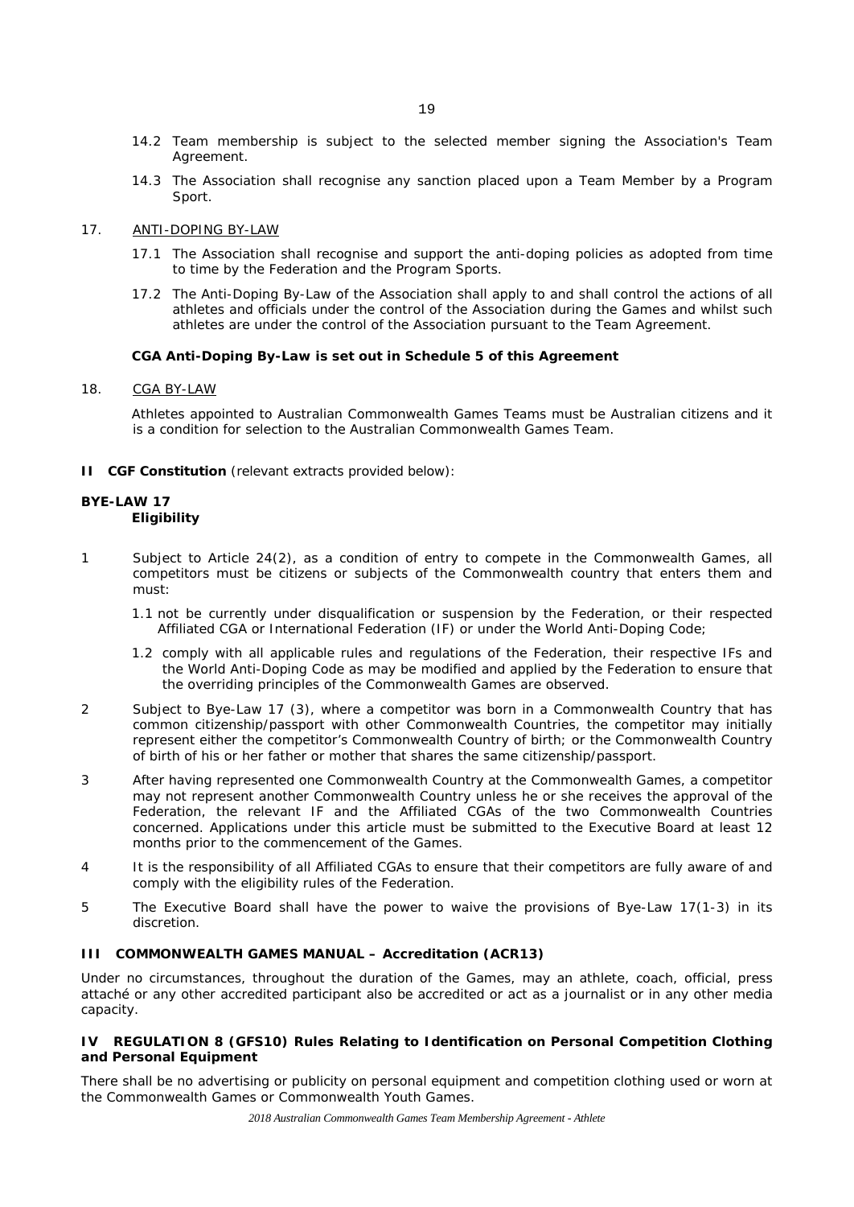14.2 Team membership is subject to the selected member signing the Association's Team Agreement.

14.3 The Association shall recognise any sanction placed upon a Team Member by a Program Sport.

17. ANTI-DOPING BY-LAW

17.1 The Association shall recognise and support the anti-doping policies as adopted from time to time by the Federation and the Program Sports.

17.2 The Anti-Doping By-Law of the Association shall apply to and shall control the actions of all athletes and officials under the control of the Association during the Games and whilst such athletes are under the control of the Association pursuant to the Team Agreement.

**CGA Anti-Doping By-Law is set out in Schedule 5 of this Agreement**

18. CGA BY-LAW

Athletes appointed to Australian Commonwealth Games Teams must be Australian citizens and it is a condition for selection to the Australian Commonwealth Games Team.

**II CGF Constitution** (relevant extracts provided below):

**BYE-LAW 17**
**Eligibility**

1 Subject to Article 24(2), as a condition of entry to compete in the Commonwealth Games, all competitors must be citizens or subjects of the Commonwealth country that enters them and must:

1.1 not be currently under disqualification or suspension by the Federation, or their respected Affiliated CGA or International Federation (IF) or under the World Anti-Doping Code;

1.2 comply with all applicable rules and regulations of the Federation, their respective IFs and the World Anti-Doping Code as may be modified and applied by the Federation to ensure that the overriding principles of the Commonwealth Games are observed.

2 Subject to Bye-Law 17 (3), where a competitor was born in a Commonwealth Country that has common citizenship/passport with other Commonwealth Countries, the competitor may initially represent either the competitor's Commonwealth Country of birth; or the Commonwealth Country of birth of his or her father or mother that shares the same citizenship/passport.

3 After having represented one Commonwealth Country at the Commonwealth Games, a competitor may not represent another Commonwealth Country unless he or she receives the approval of the Federation, the relevant IF and the Affiliated CGAs of the two Commonwealth Countries concerned. Applications under this article must be submitted to the Executive Board at least 12 months prior to the commencement of the Games.

4 It is the responsibility of all Affiliated CGAs to ensure that their competitors are fully aware of and comply with the eligibility rules of the Federation.

5 The Executive Board shall have the power to waive the provisions of Bye-Law 17(1-3) in its discretion.

**III COMMONWEALTH GAMES MANUAL – Accreditation (ACR13)**

Under no circumstances, throughout the duration of the Games, may an athlete, coach, official, press attaché or any other accredited participant also be accredited or act as a journalist or in any other media capacity.

**IV REGULATION 8 (GFS10) Rules Relating to Identification on Personal Competition Clothing and Personal Equipment**

There shall be no advertising or publicity on personal equipment and competition clothing used or worn at the Commonwealth Games or Commonwealth Youth Games.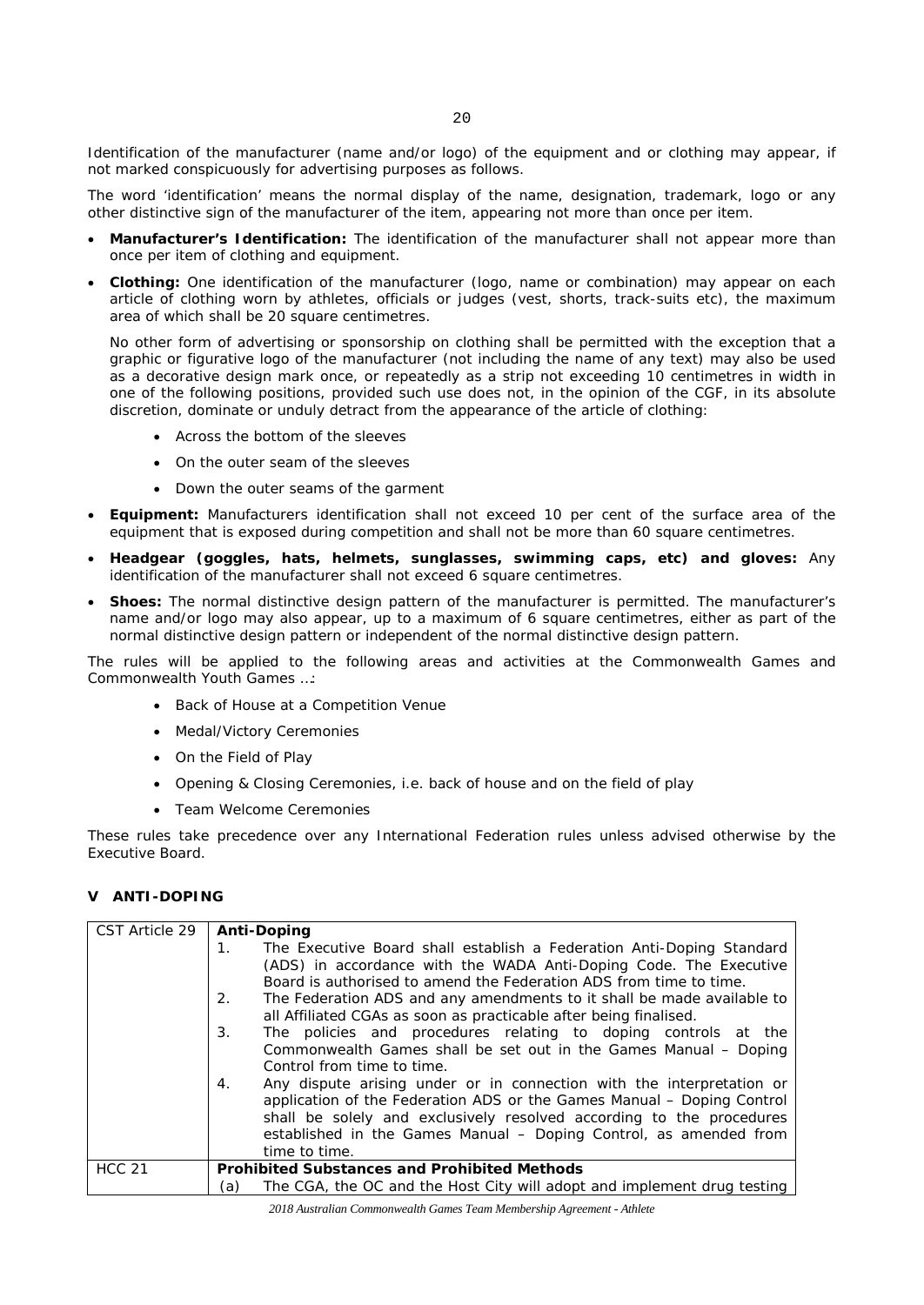Identification of the manufacturer (name and/or logo) of the equipment and or clothing may appear, if not marked conspicuously for advertising purposes as follows.

The word 'identification' means the normal display of the name, designation, trademark, logo or any other distinctive sign of the manufacturer of the item, appearing not more than once per item.

- **Manufacturer's Identification:** The identification of the manufacturer shall not appear more than once per item of clothing and equipment.
- **Clothing:** One identification of the manufacturer (logo, name or combination) may appear on each article of clothing worn by athletes, officials or judges (vest, shorts, track-suits etc), the maximum area of which shall be 20 square centimetres.

  No other form of advertising or sponsorship on clothing shall be permitted with the exception that a graphic or figurative logo of the manufacturer (not including the name of any text) may also be used as a decorative design mark once, or repeatedly as a strip not exceeding 10 centimetres in width in one of the following positions, provided such use does not, in the opinion of the CGF, in its absolute discretion, dominate or unduly detract from the appearance of the article of clothing:

  - Across the bottom of the sleeves
  - On the outer seam of the sleeves
  - Down the outer seams of the garment
- **Equipment:** Manufacturers identification shall not exceed 10 per cent of the surface area of the equipment that is exposed during competition and shall not be more than 60 square centimetres.
- **Headgear (goggles, hats, helmets, sunglasses, swimming caps, etc) and gloves:** Any identification of the manufacturer shall not exceed 6 square centimetres.
- **Shoes:** The normal distinctive design pattern of the manufacturer is permitted. The manufacturer's name and/or logo may also appear, up to a maximum of 6 square centimetres, either as part of the normal distinctive design pattern or independent of the normal distinctive design pattern.

The rules will be applied to the following areas and activities at the Commonwealth Games and Commonwealth Youth Games …:

- Back of House at a Competition Venue
- Medal/Victory Ceremonies
- On the Field of Play
- Opening & Closing Ceremonies, i.e. back of house and on the field of play
- Team Welcome Ceremonies

These rules take precedence over any International Federation rules unless advised otherwise by the Executive Board.

## V ANTI-DOPING

| CST Article 29 | **Anti-Doping**<br>1. The Executive Board shall establish a Federation Anti-Doping Standard (ADS) in accordance with the WADA Anti-Doping Code. The Executive Board is authorised to amend the Federation ADS from time to time.<br>2. The Federation ADS and any amendments to it shall be made available to all Affiliated CGAs as soon as practicable after being finalised.<br>3. The policies and procedures relating to doping controls at the Commonwealth Games shall be set out in the Games Manual – Doping Control from time to time.<br>4. Any dispute arising under or in connection with the interpretation or application of the Federation ADS or the Games Manual – Doping Control shall be solely and exclusively resolved according to the procedures established in the Games Manual – Doping Control, as amended from time to time. |
|---|---|
| HCC 21 | **Prohibited Substances and Prohibited Methods**<br>(a) The CGA, the OC and the Host City will adopt and implement drug testing |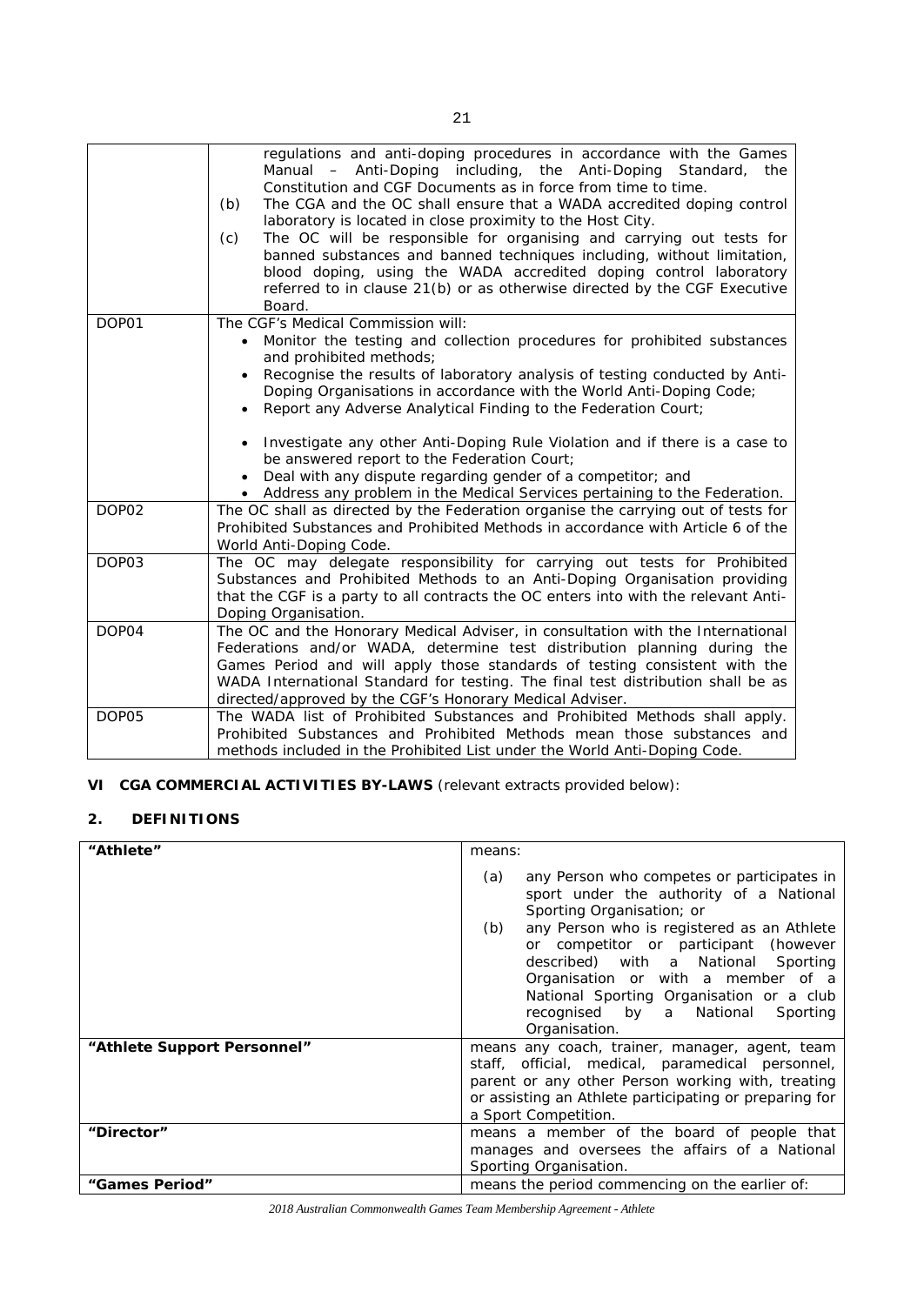| | |
|---|---|
| | regulations and anti-doping procedures in accordance with the Games Manual – Anti-Doping including, the Anti-Doping Standard, the Constitution and CGF Documents as in force from time to time.<br>(b) The CGA and the OC shall ensure that a WADA accredited doping control laboratory is located in close proximity to the Host City.<br>(c) The OC will be responsible for organising and carrying out tests for banned substances and banned techniques including, without limitation, blood doping, using the WADA accredited doping control laboratory referred to in clause 21(b) or as otherwise directed by the CGF Executive Board. |
| DOP01 | The CGF's Medical Commission will:<br>• Monitor the testing and collection procedures for prohibited substances and prohibited methods;<br>• Recognise the results of laboratory analysis of testing conducted by Anti-Doping Organisations in accordance with the World Anti-Doping Code;<br>• Report any Adverse Analytical Finding to the Federation Court;<br>• Investigate any other Anti-Doping Rule Violation and if there is a case to be answered report to the Federation Court;<br>• Deal with any dispute regarding gender of a competitor; and<br>• Address any problem in the Medical Services pertaining to the Federation. |
| DOP02 | The OC shall as directed by the Federation organise the carrying out of tests for Prohibited Substances and Prohibited Methods in accordance with Article 6 of the World Anti-Doping Code. |
| DOP03 | The OC may delegate responsibility for carrying out tests for Prohibited Substances and Prohibited Methods to an Anti-Doping Organisation providing that the CGF is a party to all contracts the OC enters into with the relevant Anti-Doping Organisation. |
| DOP04 | The OC and the Honorary Medical Adviser, in consultation with the International Federations and/or WADA, determine test distribution planning during the Games Period and will apply those standards of testing consistent with the WADA International Standard for testing. The final test distribution shall be as directed/approved by the CGF's Honorary Medical Adviser. |
| DOP05 | The WADA list of Prohibited Substances and Prohibited Methods shall apply. Prohibited Substances and Prohibited Methods mean those substances and methods included in the Prohibited List under the World Anti-Doping Code. |

**VI CGA COMMERCIAL ACTIVITIES BY-LAWS** (relevant extracts provided below):

**2. DEFINITIONS**

| | |
|---|---|
| **"Athlete"** | means:<br>(a) any Person who competes or participates in sport under the authority of a National Sporting Organisation; or<br>(b) any Person who is registered as an Athlete or competitor or participant (however described) with a National Sporting Organisation or with a member of a National Sporting Organisation or a club recognised by a National Sporting Organisation. |
| **"Athlete Support Personnel"** | means any coach, trainer, manager, agent, team staff, official, medical, paramedical personnel, parent or any other Person working with, treating or assisting an Athlete participating or preparing for a Sport Competition. |
| **"Director"** | means a member of the board of people that manages and oversees the affairs of a National Sporting Organisation. |
| **"Games Period"** | means the period commencing on the earlier of: |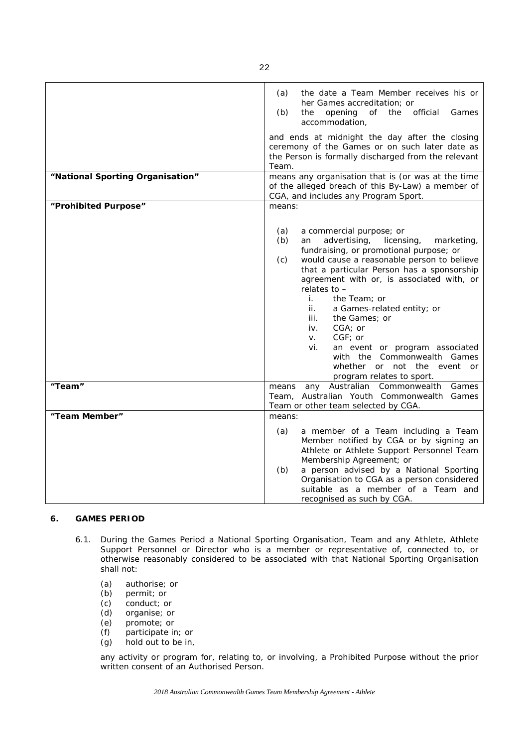| | |
|---|---|
| | (a) the date a Team Member receives his or her Games accreditation; or<br>(b) the opening of the official Games accommodation,<br><br>and ends at midnight the day after the closing ceremony of the Games or on such later date as the Person is formally discharged from the relevant Team. |
| **"National Sporting Organisation"** | means any organisation that is (or was at the time of the alleged breach of this By-Law) a member of CGA, and includes any Program Sport. |
| **"Prohibited Purpose"** | means:<br><br>(a) a commercial purpose; or<br>(b) an advertising, licensing, marketing, fundraising, or promotional purpose; or<br>(c) would cause a reasonable person to believe that a particular Person has a sponsorship agreement with or, is associated with, or relates to –<br>i. the Team; or<br>ii. a Games-related entity; or<br>iii. the Games; or<br>iv. CGA; or<br>v. CGF; or<br>vi. an event or program associated with the Commonwealth Games whether or not the event or program relates to sport. |
| **"Team"** | means any Australian Commonwealth Games Team, Australian Youth Commonwealth Games Team or other team selected by CGA. |
| **"Team Member"** | means:<br><br>(a) a member of a Team including a Team Member notified by CGA or by signing an Athlete or Athlete Support Personnel Team Membership Agreement; or<br>(b) a person advised by a National Sporting Organisation to CGA as a person considered suitable as a member of a Team and recognised as such by CGA. |

## 6. GAMES PERIOD

6.1. During the Games Period a National Sporting Organisation, Team and any Athlete, Athlete Support Personnel or Director who is a member or representative of, connected to, or otherwise reasonably considered to be associated with that National Sporting Organisation shall not:

(a) authorise; or
(b) permit; or
(c) conduct; or
(d) organise; or
(e) promote; or
(f) participate in; or
(g) hold out to be in,

any activity or program for, relating to, or involving, a Prohibited Purpose without the prior written consent of an Authorised Person.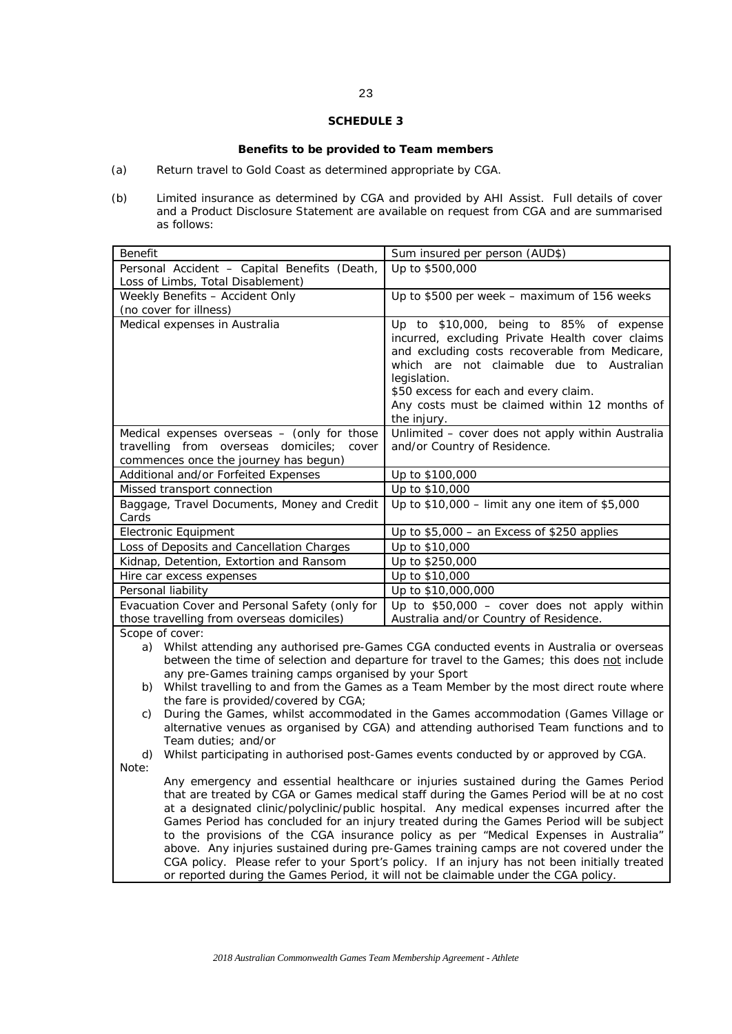**SCHEDULE 3**

**Benefits to be provided to Team members**

(a) Return travel to Gold Coast as determined appropriate by CGA.

(b) Limited insurance as determined by CGA and provided by AHI Assist. Full details of cover and a Product Disclosure Statement are available on request from CGA and are summarised as follows:

| Benefit | Sum insured per person (AUD$) |
|---|---|
| Personal Accident – Capital Benefits (Death, Loss of Limbs, Total Disablement) | Up to $500,000 |
| Weekly Benefits – Accident Only (no cover for illness) | Up to $500 per week – maximum of 156 weeks |
| Medical expenses in Australia | Up to $10,000, being to 85% of expense incurred, excluding Private Health cover claims and excluding costs recoverable from Medicare, which are not claimable due to Australian legislation. $50 excess for each and every claim. Any costs must be claimed within 12 months of the injury. |
| Medical expenses overseas – (only for those travelling from overseas domiciles; cover commences once the journey has begun) | Unlimited – cover does not apply within Australia and/or Country of Residence. |
| Additional and/or Forfeited Expenses | Up to $100,000 |
| Missed transport connection | Up to $10,000 |
| Baggage, Travel Documents, Money and Credit Cards | Up to $10,000 – limit any one item of $5,000 |
| Electronic Equipment | Up to $5,000 – an Excess of $250 applies |
| Loss of Deposits and Cancellation Charges | Up to $10,000 |
| Kidnap, Detention, Extortion and Ransom | Up to $250,000 |
| Hire car excess expenses | Up to $10,000 |
| Personal liability | Up to $10,000,000 |
| Evacuation Cover and Personal Safety (only for those travelling from overseas domiciles) | Up to $50,000 – cover does not apply within Australia and/or Country of Residence. |

Scope of cover:

a) Whilst attending any authorised pre-Games CGA conducted events in Australia or overseas between the time of selection and departure for travel to the Games; this does not include any pre-Games training camps organised by your Sport

b) Whilst travelling to and from the Games as a Team Member by the most direct route where the fare is provided/covered by CGA;

c) During the Games, whilst accommodated in the Games accommodation (Games Village or alternative venues as organised by CGA) and attending authorised Team functions and to Team duties; and/or

d) Whilst participating in authorised post-Games events conducted by or approved by CGA.

Note:

Any emergency and essential healthcare or injuries sustained during the Games Period that are treated by CGA or Games medical staff during the Games Period will be at no cost at a designated clinic/polyclinic/public hospital. Any medical expenses incurred after the Games Period has concluded for an injury treated during the Games Period will be subject to the provisions of the CGA insurance policy as per "Medical Expenses in Australia" above. Any injuries sustained during pre-Games training camps are not covered under the CGA policy. Please refer to your Sport's policy. If an injury has not been initially treated or reported during the Games Period, it will not be claimable under the CGA policy.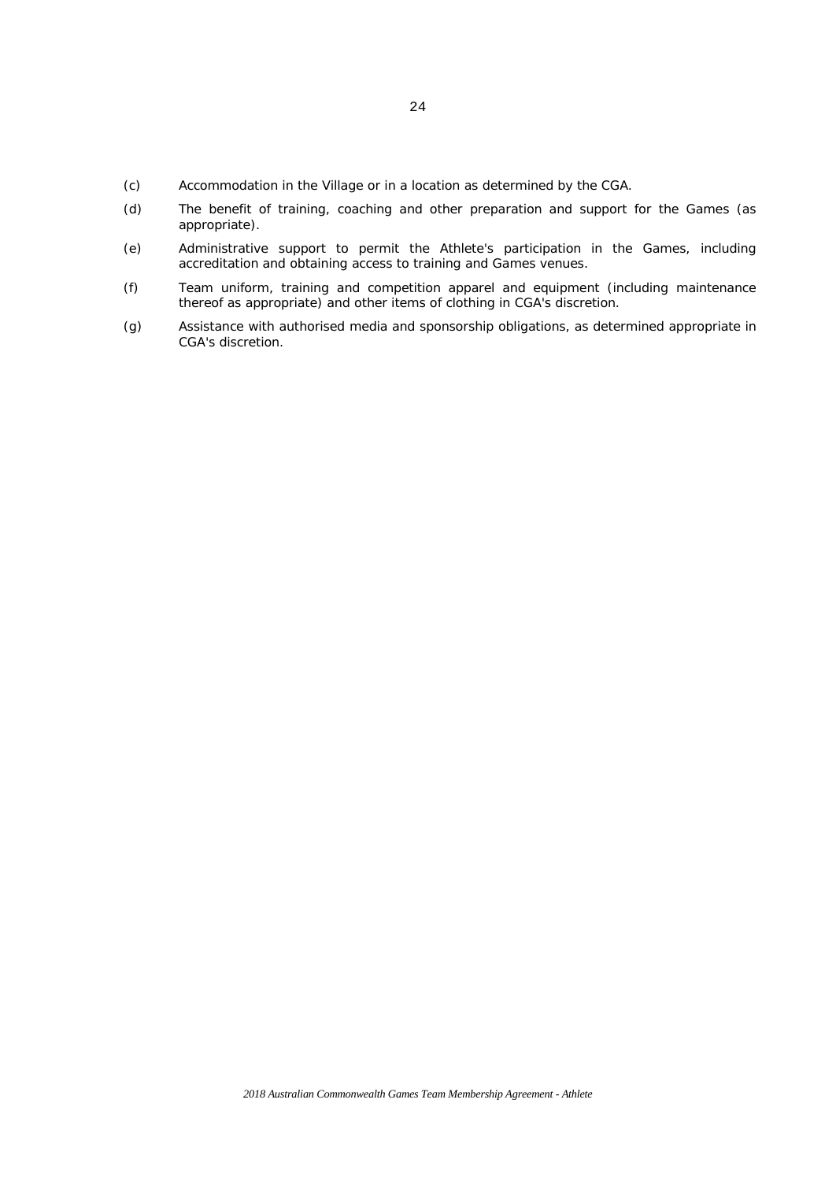(c) Accommodation in the Village or in a location as determined by the CGA.

(d) The benefit of training, coaching and other preparation and support for the Games (as appropriate).

(e) Administrative support to permit the Athlete's participation in the Games, including accreditation and obtaining access to training and Games venues.

(f) Team uniform, training and competition apparel and equipment (including maintenance thereof as appropriate) and other items of clothing in CGA's discretion.

(g) Assistance with authorised media and sponsorship obligations, as determined appropriate in CGA's discretion.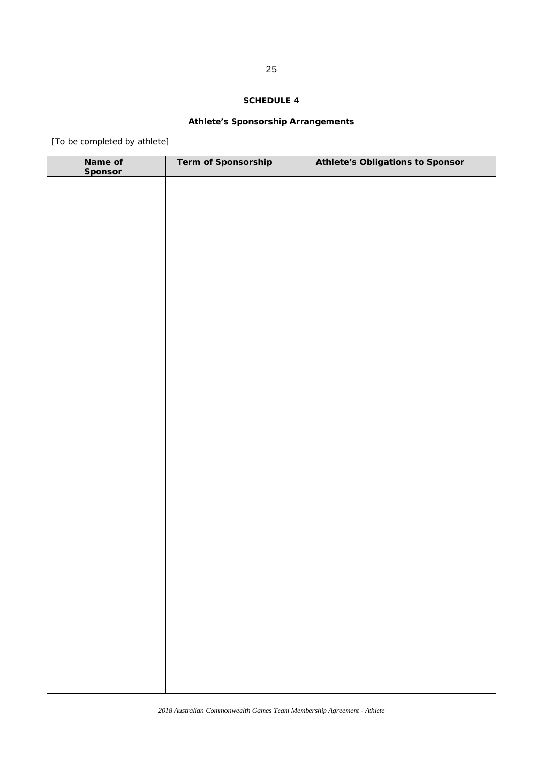**SCHEDULE 4**

**Athlete's Sponsorship Arrangements**

[To be completed by athlete]

| Name of Sponsor | Term of Sponsorship | Athlete's Obligations to Sponsor |
|---|---|---|
| | | |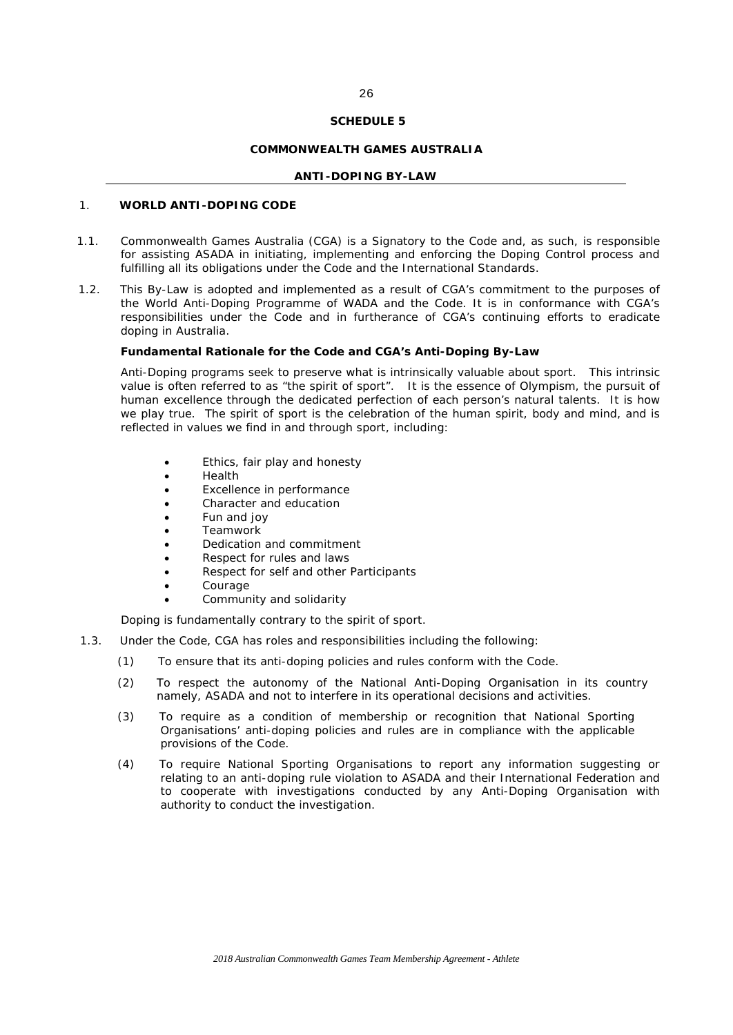**SCHEDULE 5**

**COMMONWEALTH GAMES AUSTRALIA**

**ANTI-DOPING BY-LAW**

## 1. WORLD ANTI-DOPING CODE

1.1. Commonwealth Games Australia (CGA) is a Signatory to the Code and, as such, is responsible for assisting ASADA in initiating, implementing and enforcing the Doping Control process and fulfilling all its obligations under the Code and the International Standards.

1.2. This By-Law is adopted and implemented as a result of CGA's commitment to the purposes of the World Anti-Doping Programme of WADA and the Code. It is in conformance with CGA's responsibilities under the Code and in furtherance of CGA's continuing efforts to eradicate doping in Australia.

**Fundamental Rationale for the Code and CGA's Anti-Doping By-Law**

Anti-Doping programs seek to preserve what is intrinsically valuable about sport. This intrinsic value is often referred to as "the spirit of sport". It is the essence of Olympism, the pursuit of human excellence through the dedicated perfection of each person's natural talents. It is how we play true. The spirit of sport is the celebration of the human spirit, body and mind, and is reflected in values we find in and through sport, including:

- Ethics, fair play and honesty
- Health
- Excellence in performance
- Character and education
- Fun and joy
- Teamwork
- Dedication and commitment
- Respect for rules and laws
- Respect for self and other Participants
- Courage
- Community and solidarity

Doping is fundamentally contrary to the spirit of sport.

1.3. Under the Code, CGA has roles and responsibilities including the following:

(1) To ensure that its anti-doping policies and rules conform with the Code.

(2) To respect the autonomy of the National Anti-Doping Organisation in its country namely, ASADA and not to interfere in its operational decisions and activities.

(3) To require as a condition of membership or recognition that National Sporting Organisations' anti-doping policies and rules are in compliance with the applicable provisions of the Code.

(4) To require National Sporting Organisations to report any information suggesting or relating to an anti-doping rule violation to ASADA and their International Federation and to cooperate with investigations conducted by any Anti-Doping Organisation with authority to conduct the investigation.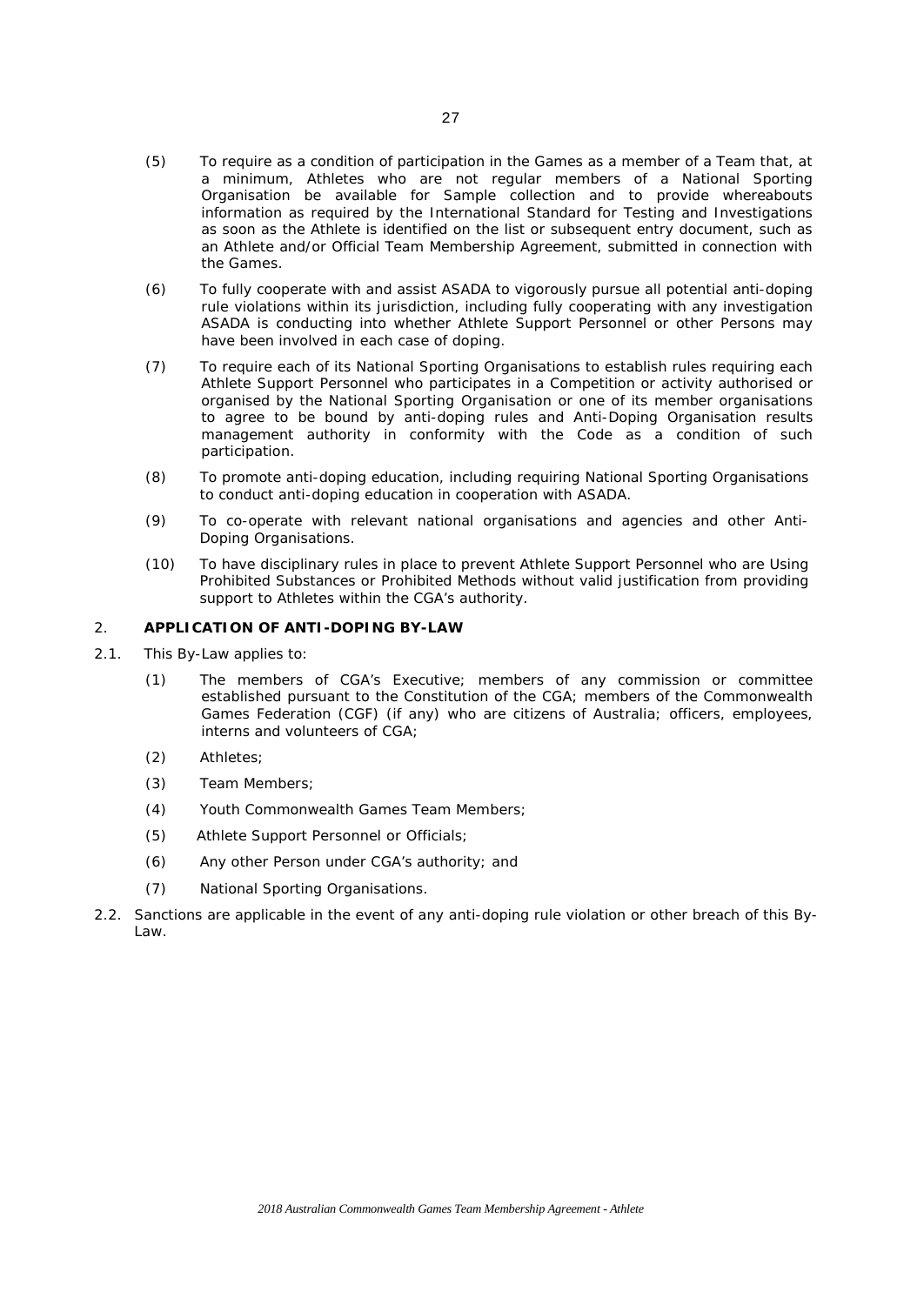(5) To require as a condition of participation in the Games as a member of a Team that, at a minimum, Athletes who are not regular members of a National Sporting Organisation be available for Sample collection and to provide whereabouts information as required by the International Standard for Testing and Investigations as soon as the Athlete is identified on the list or subsequent entry document, such as an Athlete and/or Official Team Membership Agreement, submitted in connection with the Games.

(6) To fully cooperate with and assist ASADA to vigorously pursue all potential anti-doping rule violations within its jurisdiction, including fully cooperating with any investigation ASADA is conducting into whether Athlete Support Personnel or other Persons may have been involved in each case of doping.

(7) To require each of its National Sporting Organisations to establish rules requiring each Athlete Support Personnel who participates in a Competition or activity authorised or organised by the National Sporting Organisation or one of its member organisations to agree to be bound by anti-doping rules and Anti-Doping Organisation results management authority in conformity with the Code as a condition of such participation.

(8) To promote anti-doping education, including requiring National Sporting Organisations to conduct anti-doping education in cooperation with ASADA.

(9) To co-operate with relevant national organisations and agencies and other Anti-Doping Organisations.

(10) To have disciplinary rules in place to prevent Athlete Support Personnel who are Using Prohibited Substances or Prohibited Methods without valid justification from providing support to Athletes within the CGA's authority.

## 2. APPLICATION OF ANTI-DOPING BY-LAW

2.1. This By-Law applies to:

(1) The members of CGA's Executive; members of any commission or committee established pursuant to the Constitution of the CGA; members of the Commonwealth Games Federation (CGF) (if any) who are citizens of Australia; officers, employees, interns and volunteers of CGA;

(2) Athletes;

(3) Team Members;

(4) Youth Commonwealth Games Team Members;

(5) Athlete Support Personnel or Officials;

(6) Any other Person under CGA's authority; and

(7) National Sporting Organisations.

2.2. Sanctions are applicable in the event of any anti-doping rule violation or other breach of this By-Law.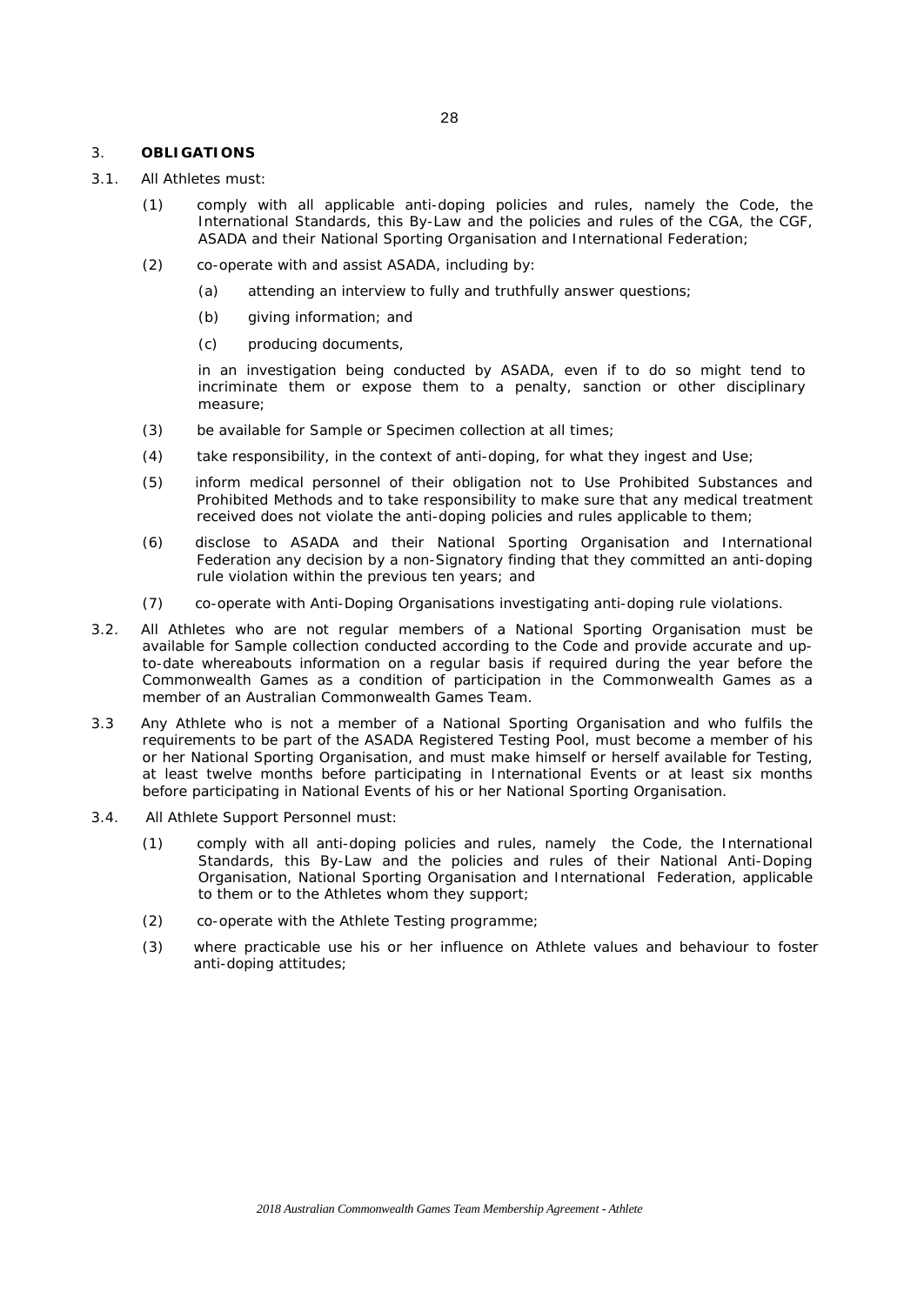## 3. OBLIGATIONS

3.1. All Athletes must:

(1) comply with all applicable anti-doping policies and rules, namely the Code, the International Standards, this By-Law and the policies and rules of the CGA, the CGF, ASADA and their National Sporting Organisation and International Federation;

(2) co-operate with and assist ASADA, including by:

(a) attending an interview to fully and truthfully answer questions;

(b) giving information; and

(c) producing documents,

in an investigation being conducted by ASADA, even if to do so might tend to incriminate them or expose them to a penalty, sanction or other disciplinary measure;

(3) be available for Sample or Specimen collection at all times;

(4) take responsibility, in the context of anti-doping, for what they ingest and Use;

(5) inform medical personnel of their obligation not to Use Prohibited Substances and Prohibited Methods and to take responsibility to make sure that any medical treatment received does not violate the anti-doping policies and rules applicable to them;

(6) disclose to ASADA and their National Sporting Organisation and International Federation any decision by a non-Signatory finding that they committed an anti-doping rule violation within the previous ten years; and

(7) co-operate with Anti-Doping Organisations investigating anti-doping rule violations.

3.2. All Athletes who are not regular members of a National Sporting Organisation must be available for Sample collection conducted according to the Code and provide accurate and up-to-date whereabouts information on a regular basis if required during the year before the Commonwealth Games as a condition of participation in the Commonwealth Games as a member of an Australian Commonwealth Games Team.

3.3 Any Athlete who is not a member of a National Sporting Organisation and who fulfils the requirements to be part of the ASADA Registered Testing Pool, must become a member of his or her National Sporting Organisation, and must make himself or herself available for Testing, at least twelve months before participating in International Events or at least six months before participating in National Events of his or her National Sporting Organisation.

3.4. All Athlete Support Personnel must:

(1) comply with all anti-doping policies and rules, namely the Code, the International Standards, this By-Law and the policies and rules of their National Anti-Doping Organisation, National Sporting Organisation and International Federation, applicable to them or to the Athletes whom they support;

(2) co-operate with the Athlete Testing programme;

(3) where practicable use his or her influence on Athlete values and behaviour to foster anti-doping attitudes;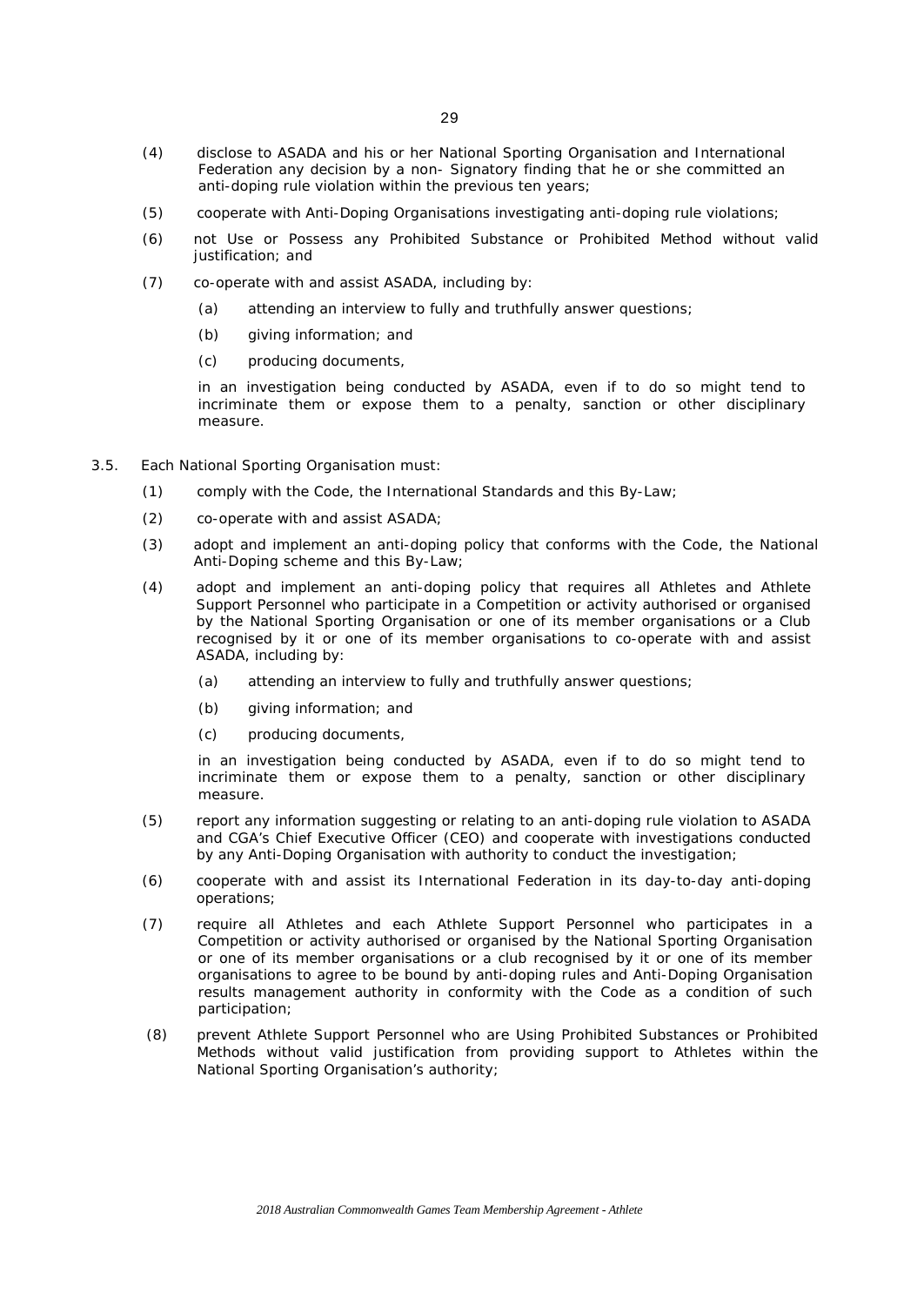(4) disclose to ASADA and his or her National Sporting Organisation and International Federation any decision by a non- Signatory finding that he or she committed an anti-doping rule violation within the previous ten years;

(5) cooperate with Anti-Doping Organisations investigating anti-doping rule violations;

(6) not Use or Possess any Prohibited Substance or Prohibited Method without valid justification; and

(7) co-operate with and assist ASADA, including by:

  (a) attending an interview to fully and truthfully answer questions;

  (b) giving information; and

  (c) producing documents,

  in an investigation being conducted by ASADA, even if to do so might tend to incriminate them or expose them to a penalty, sanction or other disciplinary measure.

3.5. Each National Sporting Organisation must:

(1) comply with the Code, the International Standards and this By-Law;

(2) co-operate with and assist ASADA;

(3) adopt and implement an anti-doping policy that conforms with the Code, the National Anti-Doping scheme and this By-Law;

(4) adopt and implement an anti-doping policy that requires all Athletes and Athlete Support Personnel who participate in a Competition or activity authorised or organised by the National Sporting Organisation or one of its member organisations or a Club recognised by it or one of its member organisations to co-operate with and assist ASADA, including by:

  (a) attending an interview to fully and truthfully answer questions;

  (b) giving information; and

  (c) producing documents,

  in an investigation being conducted by ASADA, even if to do so might tend to incriminate them or expose them to a penalty, sanction or other disciplinary measure.

(5) report any information suggesting or relating to an anti-doping rule violation to ASADA and CGA's Chief Executive Officer (CEO) and cooperate with investigations conducted by any Anti-Doping Organisation with authority to conduct the investigation;

(6) cooperate with and assist its International Federation in its day-to-day anti-doping operations;

(7) require all Athletes and each Athlete Support Personnel who participates in a Competition or activity authorised or organised by the National Sporting Organisation or one of its member organisations or a club recognised by it or one of its member organisations to agree to be bound by anti-doping rules and Anti-Doping Organisation results management authority in conformity with the Code as a condition of such participation;

(8) prevent Athlete Support Personnel who are Using Prohibited Substances or Prohibited Methods without valid justification from providing support to Athletes within the National Sporting Organisation's authority;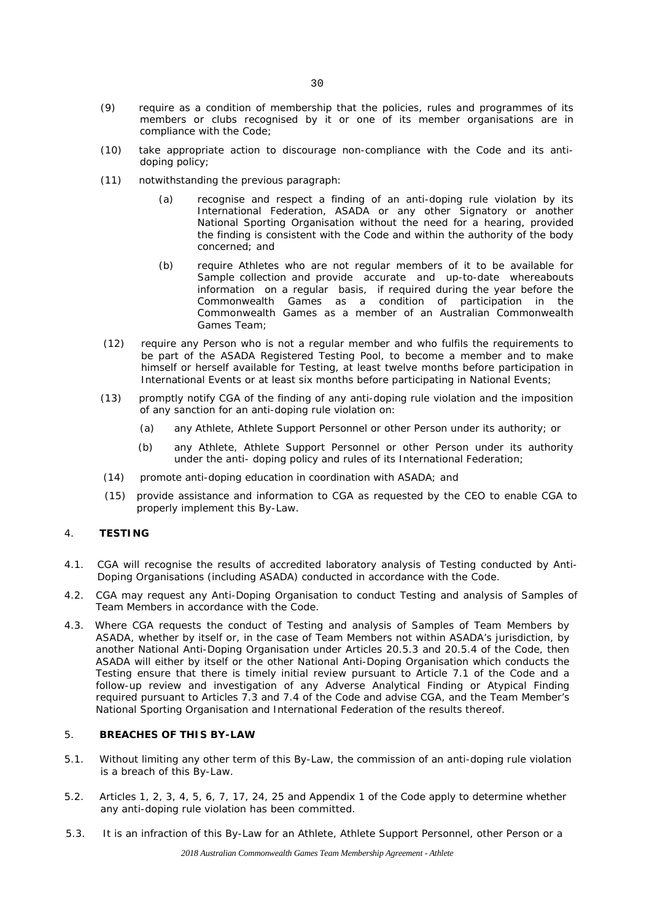(9) require as a condition of membership that the policies, rules and programmes of its members or clubs recognised by it or one of its member organisations are in compliance with the Code;

(10) take appropriate action to discourage non-compliance with the Code and its anti-doping policy;

(11) notwithstanding the previous paragraph:

  (a) recognise and respect a finding of an anti-doping rule violation by its International Federation, ASADA or any other Signatory or another National Sporting Organisation without the need for a hearing, provided the finding is consistent with the Code and within the authority of the body concerned; and

  (b) require Athletes who are not regular members of it to be available for Sample collection and provide accurate and up-to-date whereabouts information on a regular basis, if required during the year before the Commonwealth Games as a condition of participation in the Commonwealth Games as a member of an Australian Commonwealth Games Team;

(12) require any Person who is not a regular member and who fulfils the requirements to be part of the ASADA Registered Testing Pool, to become a member and to make himself or herself available for Testing, at least twelve months before participation in International Events or at least six months before participating in National Events;

(13) promptly notify CGA of the finding of any anti-doping rule violation and the imposition of any sanction for an anti-doping rule violation on:

  (a) any Athlete, Athlete Support Personnel or other Person under its authority; or

  (b) any Athlete, Athlete Support Personnel or other Person under its authority under the anti- doping policy and rules of its International Federation;

(14) promote anti-doping education in coordination with ASADA; and

(15) provide assistance and information to CGA as requested by the CEO to enable CGA to properly implement this By-Law.

## 4. TESTING

4.1. CGA will recognise the results of accredited laboratory analysis of Testing conducted by Anti-Doping Organisations (including ASADA) conducted in accordance with the Code.

4.2. CGA may request any Anti-Doping Organisation to conduct Testing and analysis of Samples of Team Members in accordance with the Code.

4.3. Where CGA requests the conduct of Testing and analysis of Samples of Team Members by ASADA, whether by itself or, in the case of Team Members not within ASADA's jurisdiction, by another National Anti-Doping Organisation under Articles 20.5.3 and 20.5.4 of the Code, then ASADA will either by itself or the other National Anti-Doping Organisation which conducts the Testing ensure that there is timely initial review pursuant to Article 7.1 of the Code and a follow-up review and investigation of any Adverse Analytical Finding or Atypical Finding required pursuant to Articles 7.3 and 7.4 of the Code and advise CGA, and the Team Member's National Sporting Organisation and International Federation of the results thereof.

## 5. BREACHES OF THIS BY-LAW

5.1. Without limiting any other term of this By-Law, the commission of an anti-doping rule violation is a breach of this By-Law.

5.2. Articles 1, 2, 3, 4, 5, 6, 7, 17, 24, 25 and Appendix 1 of the Code apply to determine whether any anti-doping rule violation has been committed.

5.3. It is an infraction of this By-Law for an Athlete, Athlete Support Personnel, other Person or a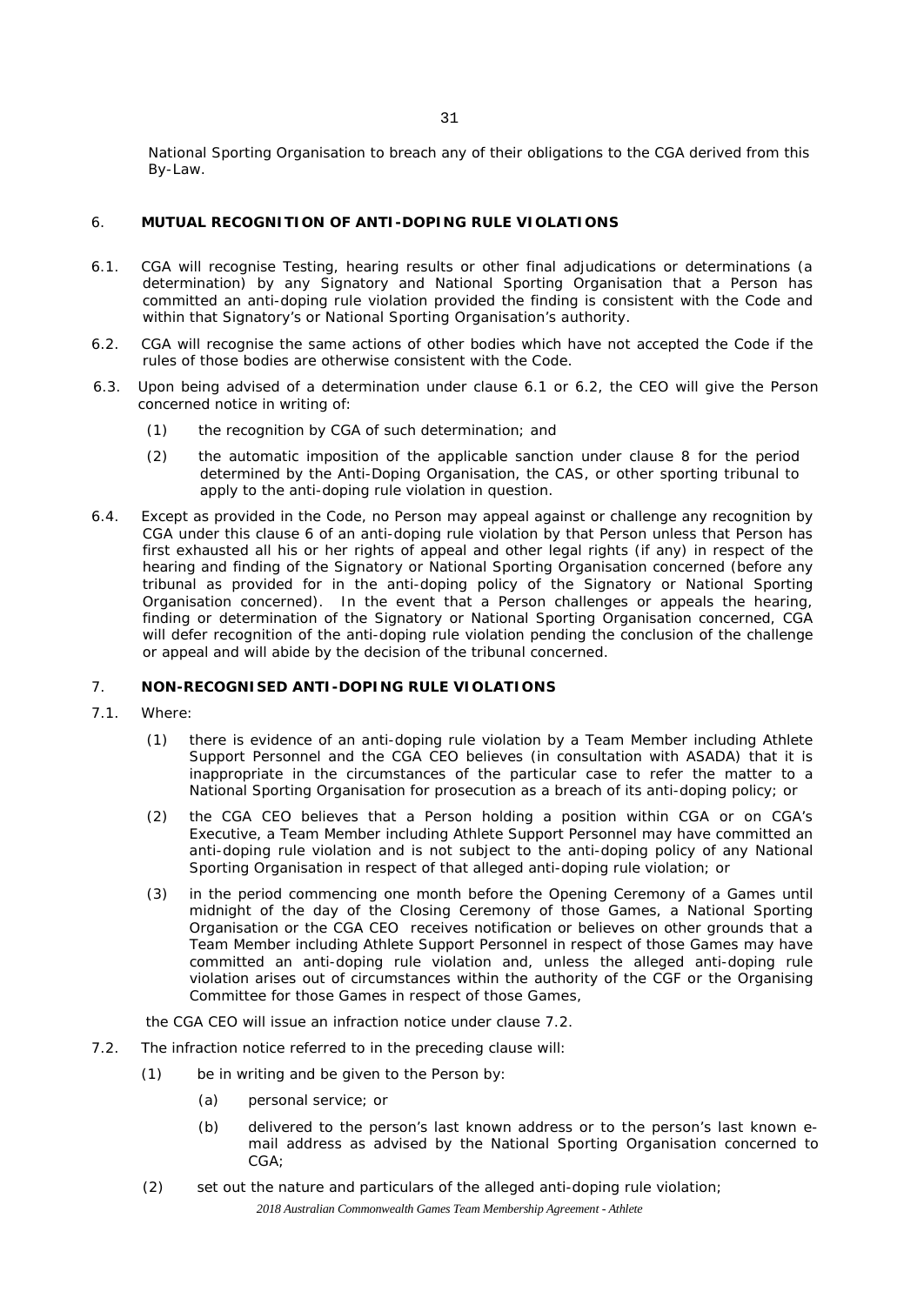National Sporting Organisation to breach any of their obligations to the CGA derived from this By-Law.

## 6. MUTUAL RECOGNITION OF ANTI-DOPING RULE VIOLATIONS

6.1. CGA will recognise Testing, hearing results or other final adjudications or determinations (a determination) by any Signatory and National Sporting Organisation that a Person has committed an anti-doping rule violation provided the finding is consistent with the Code and within that Signatory's or National Sporting Organisation's authority.

6.2. CGA will recognise the same actions of other bodies which have not accepted the Code if the rules of those bodies are otherwise consistent with the Code.

6.3. Upon being advised of a determination under clause 6.1 or 6.2, the CEO will give the Person concerned notice in writing of:

(1) the recognition by CGA of such determination; and

(2) the automatic imposition of the applicable sanction under clause 8 for the period determined by the Anti-Doping Organisation, the CAS, or other sporting tribunal to apply to the anti-doping rule violation in question.

6.4. Except as provided in the Code, no Person may appeal against or challenge any recognition by CGA under this clause 6 of an anti-doping rule violation by that Person unless that Person has first exhausted all his or her rights of appeal and other legal rights (if any) in respect of the hearing and finding of the Signatory or National Sporting Organisation concerned (before any tribunal as provided for in the anti-doping policy of the Signatory or National Sporting Organisation concerned). In the event that a Person challenges or appeals the hearing, finding or determination of the Signatory or National Sporting Organisation concerned, CGA will defer recognition of the anti-doping rule violation pending the conclusion of the challenge or appeal and will abide by the decision of the tribunal concerned.

## 7. NON-RECOGNISED ANTI-DOPING RULE VIOLATIONS

7.1. Where:

(1) there is evidence of an anti-doping rule violation by a Team Member including Athlete Support Personnel and the CGA CEO believes (in consultation with ASADA) that it is inappropriate in the circumstances of the particular case to refer the matter to a National Sporting Organisation for prosecution as a breach of its anti-doping policy; or

(2) the CGA CEO believes that a Person holding a position within CGA or on CGA's Executive, a Team Member including Athlete Support Personnel may have committed an anti-doping rule violation and is not subject to the anti-doping policy of any National Sporting Organisation in respect of that alleged anti-doping rule violation; or

(3) in the period commencing one month before the Opening Ceremony of a Games until midnight of the day of the Closing Ceremony of those Games, a National Sporting Organisation or the CGA CEO receives notification or believes on other grounds that a Team Member including Athlete Support Personnel in respect of those Games may have committed an anti-doping rule violation and, unless the alleged anti-doping rule violation arises out of circumstances within the authority of the CGF or the Organising Committee for those Games in respect of those Games,

the CGA CEO will issue an infraction notice under clause 7.2.

7.2. The infraction notice referred to in the preceding clause will:

(1) be in writing and be given to the Person by:

(a) personal service; or

(b) delivered to the person's last known address or to the person's last known e-mail address as advised by the National Sporting Organisation concerned to CGA;

(2) set out the nature and particulars of the alleged anti-doping rule violation;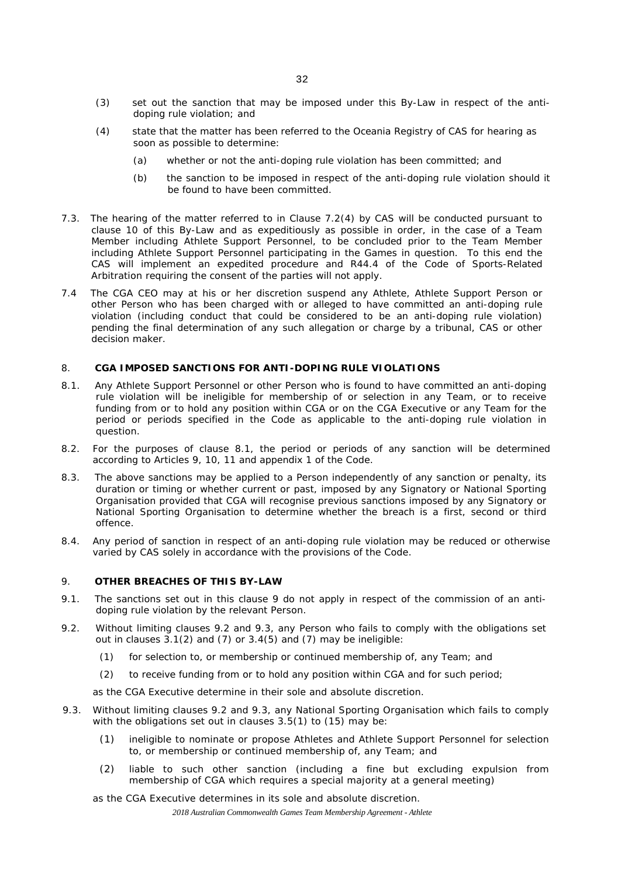(3) set out the sanction that may be imposed under this By-Law in respect of the anti-doping rule violation; and

(4) state that the matter has been referred to the Oceania Registry of CAS for hearing as soon as possible to determine:

   (a) whether or not the anti-doping rule violation has been committed; and

   (b) the sanction to be imposed in respect of the anti-doping rule violation should it be found to have been committed.

7.3. The hearing of the matter referred to in Clause 7.2(4) by CAS will be conducted pursuant to clause 10 of this By-Law and as expeditiously as possible in order, in the case of a Team Member including Athlete Support Personnel, to be concluded prior to the Team Member including Athlete Support Personnel participating in the Games in question. To this end the CAS will implement an expedited procedure and R44.4 of the Code of Sports-Related Arbitration requiring the consent of the parties will not apply.

7.4 The CGA CEO may at his or her discretion suspend any Athlete, Athlete Support Person or other Person who has been charged with or alleged to have committed an anti-doping rule violation (including conduct that could be considered to be an anti-doping rule violation) pending the final determination of any such allegation or charge by a tribunal, CAS or other decision maker.

## 8. CGA IMPOSED SANCTIONS FOR ANTI-DOPING RULE VIOLATIONS

8.1. Any Athlete Support Personnel or other Person who is found to have committed an anti-doping rule violation will be ineligible for membership of or selection in any Team, or to receive funding from or to hold any position within CGA or on the CGA Executive or any Team for the period or periods specified in the Code as applicable to the anti-doping rule violation in question.

8.2. For the purposes of clause 8.1, the period or periods of any sanction will be determined according to Articles 9, 10, 11 and appendix 1 of the Code.

8.3. The above sanctions may be applied to a Person independently of any sanction or penalty, its duration or timing or whether current or past, imposed by any Signatory or National Sporting Organisation provided that CGA will recognise previous sanctions imposed by any Signatory or National Sporting Organisation to determine whether the breach is a first, second or third offence.

8.4. Any period of sanction in respect of an anti-doping rule violation may be reduced or otherwise varied by CAS solely in accordance with the provisions of the Code.

## 9. OTHER BREACHES OF THIS BY-LAW

9.1. The sanctions set out in this clause 9 do not apply in respect of the commission of an anti-doping rule violation by the relevant Person.

9.2. Without limiting clauses 9.2 and 9.3, any Person who fails to comply with the obligations set out in clauses 3.1(2) and (7) or 3.4(5) and (7) may be ineligible:

(1) for selection to, or membership or continued membership of, any Team; and

(2) to receive funding from or to hold any position within CGA and for such period;

as the CGA Executive determine in their sole and absolute discretion.

9.3. Without limiting clauses 9.2 and 9.3, any National Sporting Organisation which fails to comply with the obligations set out in clauses 3.5(1) to (15) may be:

(1) ineligible to nominate or propose Athletes and Athlete Support Personnel for selection to, or membership or continued membership of, any Team; and

(2) liable to such other sanction (including a fine but excluding expulsion from membership of CGA which requires a special majority at a general meeting)

as the CGA Executive determines in its sole and absolute discretion.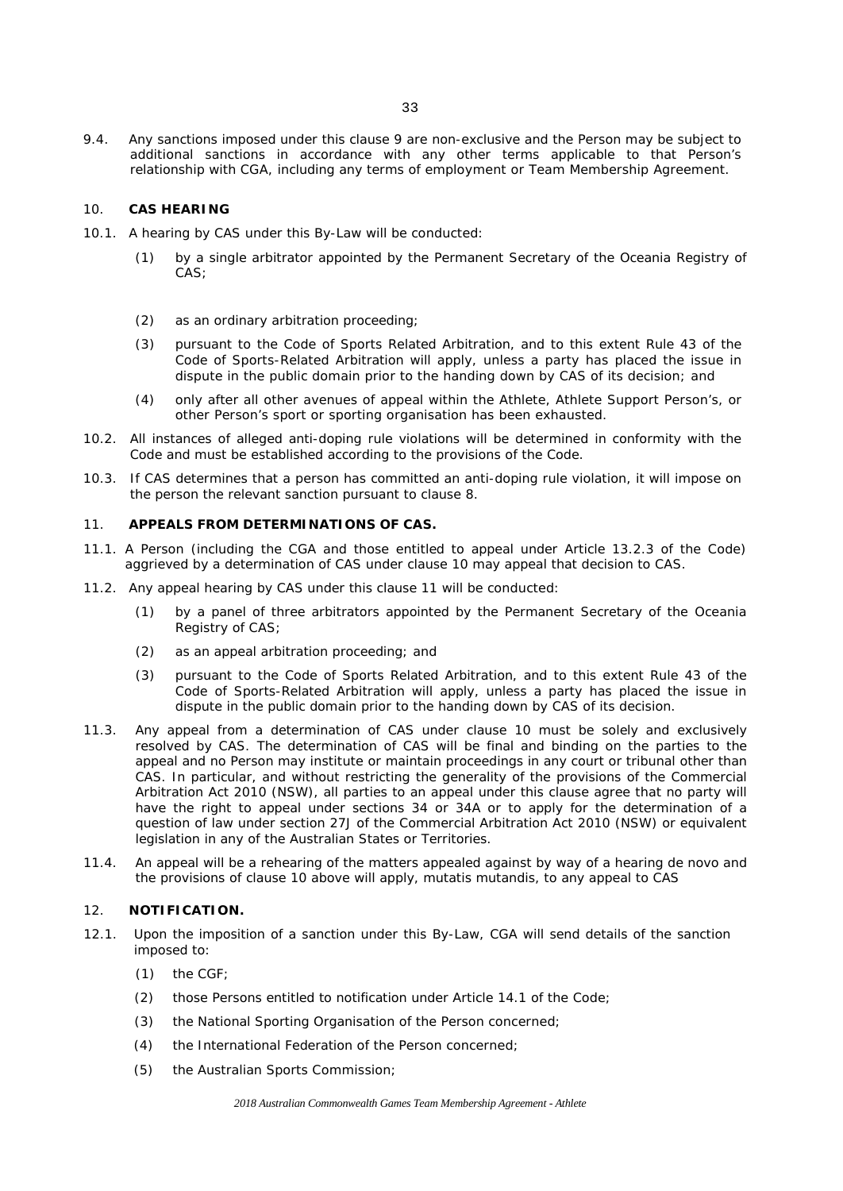9.4. Any sanctions imposed under this clause 9 are non-exclusive and the Person may be subject to additional sanctions in accordance with any other terms applicable to that Person's relationship with CGA, including any terms of employment or Team Membership Agreement.

## 10. CAS HEARING

10.1. A hearing by CAS under this By-Law will be conducted:

(1) by a single arbitrator appointed by the Permanent Secretary of the Oceania Registry of CAS;

(2) as an ordinary arbitration proceeding;

(3) pursuant to the Code of Sports Related Arbitration, and to this extent Rule 43 of the Code of Sports-Related Arbitration will apply, unless a party has placed the issue in dispute in the public domain prior to the handing down by CAS of its decision; and

(4) only after all other avenues of appeal within the Athlete, Athlete Support Person's, or other Person's sport or sporting organisation has been exhausted.

10.2. All instances of alleged anti-doping rule violations will be determined in conformity with the Code and must be established according to the provisions of the Code.

10.3. If CAS determines that a person has committed an anti-doping rule violation, it will impose on the person the relevant sanction pursuant to clause 8.

## 11. APPEALS FROM DETERMINATIONS OF CAS.

11.1. A Person (including the CGA and those entitled to appeal under Article 13.2.3 of the Code) aggrieved by a determination of CAS under clause 10 may appeal that decision to CAS.

11.2. Any appeal hearing by CAS under this clause 11 will be conducted:

(1) by a panel of three arbitrators appointed by the Permanent Secretary of the Oceania Registry of CAS;

(2) as an appeal arbitration proceeding; and

(3) pursuant to the Code of Sports Related Arbitration, and to this extent Rule 43 of the Code of Sports-Related Arbitration will apply, unless a party has placed the issue in dispute in the public domain prior to the handing down by CAS of its decision.

11.3. Any appeal from a determination of CAS under clause 10 must be solely and exclusively resolved by CAS. The determination of CAS will be final and binding on the parties to the appeal and no Person may institute or maintain proceedings in any court or tribunal other than CAS. In particular, and without restricting the generality of the provisions of the Commercial Arbitration Act 2010 (NSW), all parties to an appeal under this clause agree that no party will have the right to appeal under sections 34 or 34A or to apply for the determination of a question of law under section 27J of the Commercial Arbitration Act 2010 (NSW) or equivalent legislation in any of the Australian States or Territories.

11.4. An appeal will be a rehearing of the matters appealed against by way of a hearing de novo and the provisions of clause 10 above will apply, mutatis mutandis, to any appeal to CAS

## 12. NOTIFICATION.

12.1. Upon the imposition of a sanction under this By-Law, CGA will send details of the sanction imposed to:

(1) the CGF;

(2) those Persons entitled to notification under Article 14.1 of the Code;

(3) the National Sporting Organisation of the Person concerned;

(4) the International Federation of the Person concerned;

(5) the Australian Sports Commission;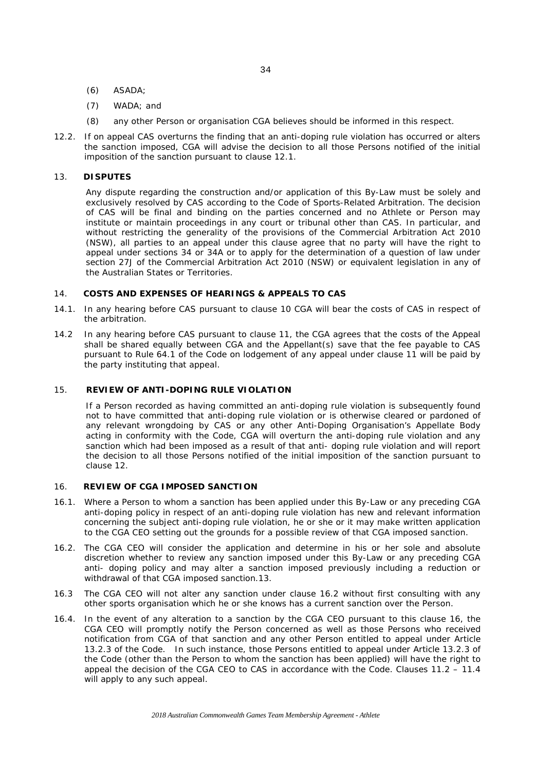(6) ASADA;

(7) WADA; and

(8) any other Person or organisation CGA believes should be informed in this respect.

12.2. If on appeal CAS overturns the finding that an anti-doping rule violation has occurred or alters the sanction imposed, CGA will advise the decision to all those Persons notified of the initial imposition of the sanction pursuant to clause 12.1.

## 13. DISPUTES

Any dispute regarding the construction and/or application of this By-Law must be solely and exclusively resolved by CAS according to the Code of Sports-Related Arbitration. The decision of CAS will be final and binding on the parties concerned and no Athlete or Person may institute or maintain proceedings in any court or tribunal other than CAS. In particular, and without restricting the generality of the provisions of the Commercial Arbitration Act 2010 (NSW), all parties to an appeal under this clause agree that no party will have the right to appeal under sections 34 or 34A or to apply for the determination of a question of law under section 27J of the Commercial Arbitration Act 2010 (NSW) or equivalent legislation in any of the Australian States or Territories.

## 14. COSTS AND EXPENSES OF HEARINGS & APPEALS TO CAS

14.1. In any hearing before CAS pursuant to clause 10 CGA will bear the costs of CAS in respect of the arbitration.

14.2 In any hearing before CAS pursuant to clause 11, the CGA agrees that the costs of the Appeal shall be shared equally between CGA and the Appellant(s) save that the fee payable to CAS pursuant to Rule 64.1 of the Code on lodgement of any appeal under clause 11 will be paid by the party instituting that appeal.

## 15. REVIEW OF ANTI-DOPING RULE VIOLATION

If a Person recorded as having committed an anti-doping rule violation is subsequently found not to have committed that anti-doping rule violation or is otherwise cleared or pardoned of any relevant wrongdoing by CAS or any other Anti-Doping Organisation's Appellate Body acting in conformity with the Code, CGA will overturn the anti-doping rule violation and any sanction which had been imposed as a result of that anti- doping rule violation and will report the decision to all those Persons notified of the initial imposition of the sanction pursuant to clause 12.

## 16. REVIEW OF CGA IMPOSED SANCTION

16.1. Where a Person to whom a sanction has been applied under this By-Law or any preceding CGA anti-doping policy in respect of an anti-doping rule violation has new and relevant information concerning the subject anti-doping rule violation, he or she or it may make written application to the CGA CEO setting out the grounds for a possible review of that CGA imposed sanction.

16.2. The CGA CEO will consider the application and determine in his or her sole and absolute discretion whether to review any sanction imposed under this By-Law or any preceding CGA anti- doping policy and may alter a sanction imposed previously including a reduction or withdrawal of that CGA imposed sanction.13.

16.3 The CGA CEO will not alter any sanction under clause 16.2 without first consulting with any other sports organisation which he or she knows has a current sanction over the Person.

16.4. In the event of any alteration to a sanction by the CGA CEO pursuant to this clause 16, the CGA CEO will promptly notify the Person concerned as well as those Persons who received notification from CGA of that sanction and any other Person entitled to appeal under Article 13.2.3 of the Code. In such instance, those Persons entitled to appeal under Article 13.2.3 of the Code (other than the Person to whom the sanction has been applied) will have the right to appeal the decision of the CGA CEO to CAS in accordance with the Code. Clauses 11.2 – 11.4 will apply to any such appeal.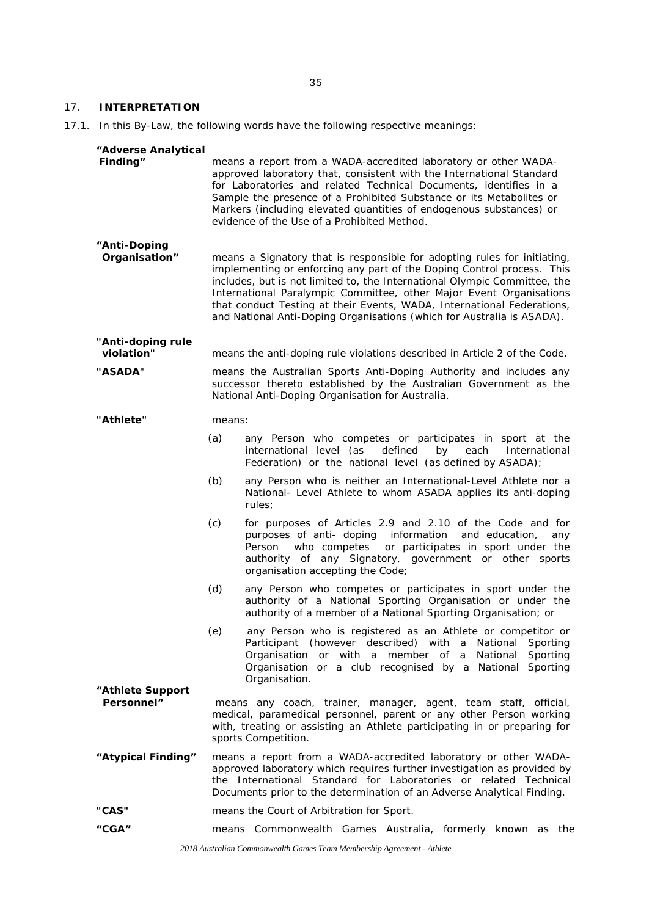## 17. INTERPRETATION

17.1. In this By-Law, the following words have the following respective meanings:

**"Adverse Analytical Finding"** means a report from a WADA-accredited laboratory or other WADA-approved laboratory that, consistent with the International Standard for Laboratories and related Technical Documents, identifies in a Sample the presence of a Prohibited Substance or its Metabolites or Markers (including elevated quantities of endogenous substances) or evidence of the Use of a Prohibited Method.

**"Anti-Doping Organisation"** means a Signatory that is responsible for adopting rules for initiating, implementing or enforcing any part of the Doping Control process. This includes, but is not limited to, the International Olympic Committee, the International Paralympic Committee, other Major Event Organisations that conduct Testing at their Events, WADA, International Federations, and National Anti-Doping Organisations (which for Australia is ASADA).

**"Anti-doping rule violation"** means the anti-doping rule violations described in Article 2 of the Code.

**"ASADA"** means the Australian Sports Anti-Doping Authority and includes any successor thereto established by the Australian Government as the National Anti-Doping Organisation for Australia.

**"Athlete"** means:

(a) any Person who competes or participates in sport at the international level (as defined by each International Federation) or the national level (as defined by ASADA);

(b) any Person who is neither an International-Level Athlete nor a National- Level Athlete to whom ASADA applies its anti-doping rules;

(c) for purposes of Articles 2.9 and 2.10 of the Code and for purposes of anti- doping information and education, any Person who competes or participates in sport under the authority of any Signatory, government or other sports organisation accepting the Code;

(d) any Person who competes or participates in sport under the authority of a National Sporting Organisation or under the authority of a member of a National Sporting Organisation; or

(e) any Person who is registered as an Athlete or competitor or Participant (however described) with a National Sporting Organisation or with a member of a National Sporting Organisation or a club recognised by a National Sporting Organisation.

**"Athlete Support Personnel"** means any coach, trainer, manager, agent, team staff, official, medical, paramedical personnel, parent or any other Person working with, treating or assisting an Athlete participating in or preparing for sports Competition.

**"Atypical Finding"** means a report from a WADA-accredited laboratory or other WADA-approved laboratory which requires further investigation as provided by the International Standard for Laboratories or related Technical Documents prior to the determination of an Adverse Analytical Finding.

**"CAS"** means the Court of Arbitration for Sport.

**"CGA"** means Commonwealth Games Australia, formerly known as the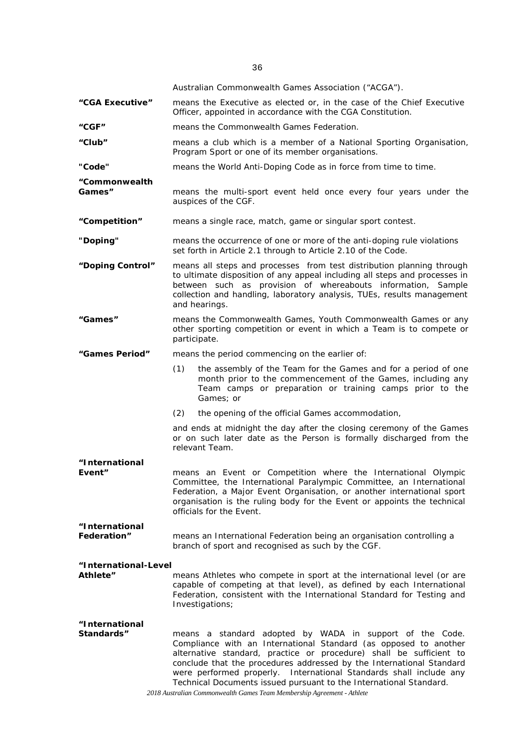Australian Commonwealth Games Association ("ACGA").

**"CGA Executive"** means the Executive as elected or, in the case of the Chief Executive Officer, appointed in accordance with the CGA Constitution.

**"CGF"** means the Commonwealth Games Federation.

**"Club"** means a club which is a member of a National Sporting Organisation, Program Sport or one of its member organisations.

**"Code"** means the World Anti-Doping Code as in force from time to time.

**"Commonwealth Games"** means the multi-sport event held once every four years under the auspices of the CGF.

**"Competition"** means a single race, match, game or singular sport contest.

**"Doping"** means the occurrence of one or more of the anti-doping rule violations set forth in Article 2.1 through to Article 2.10 of the Code.

**"Doping Control"** means all steps and processes from test distribution planning through to ultimate disposition of any appeal including all steps and processes in between such as provision of whereabouts information, Sample collection and handling, laboratory analysis, TUEs, results management and hearings.

**"Games"** means the Commonwealth Games, Youth Commonwealth Games or any other sporting competition or event in which a Team is to compete or participate.

**"Games Period"** means the period commencing on the earlier of:

(1) the assembly of the Team for the Games and for a period of one month prior to the commencement of the Games, including any Team camps or preparation or training camps prior to the Games; or

(2) the opening of the official Games accommodation,

and ends at midnight the day after the closing ceremony of the Games or on such later date as the Person is formally discharged from the relevant Team.

**"International Event"** means an Event or Competition where the International Olympic Committee, the International Paralympic Committee, an International Federation, a Major Event Organisation, or another international sport organisation is the ruling body for the Event or appoints the technical officials for the Event.

**"International Federation"** means an International Federation being an organisation controlling a branch of sport and recognised as such by the CGF.

**"International-Level Athlete"** means Athletes who compete in sport at the international level (or are capable of competing at that level), as defined by each International Federation, consistent with the International Standard for Testing and Investigations;

**"International Standards"** means a standard adopted by WADA in support of the Code. Compliance with an International Standard (as opposed to another alternative standard, practice or procedure) shall be sufficient to conclude that the procedures addressed by the International Standard were performed properly. International Standards shall include any Technical Documents issued pursuant to the International Standard.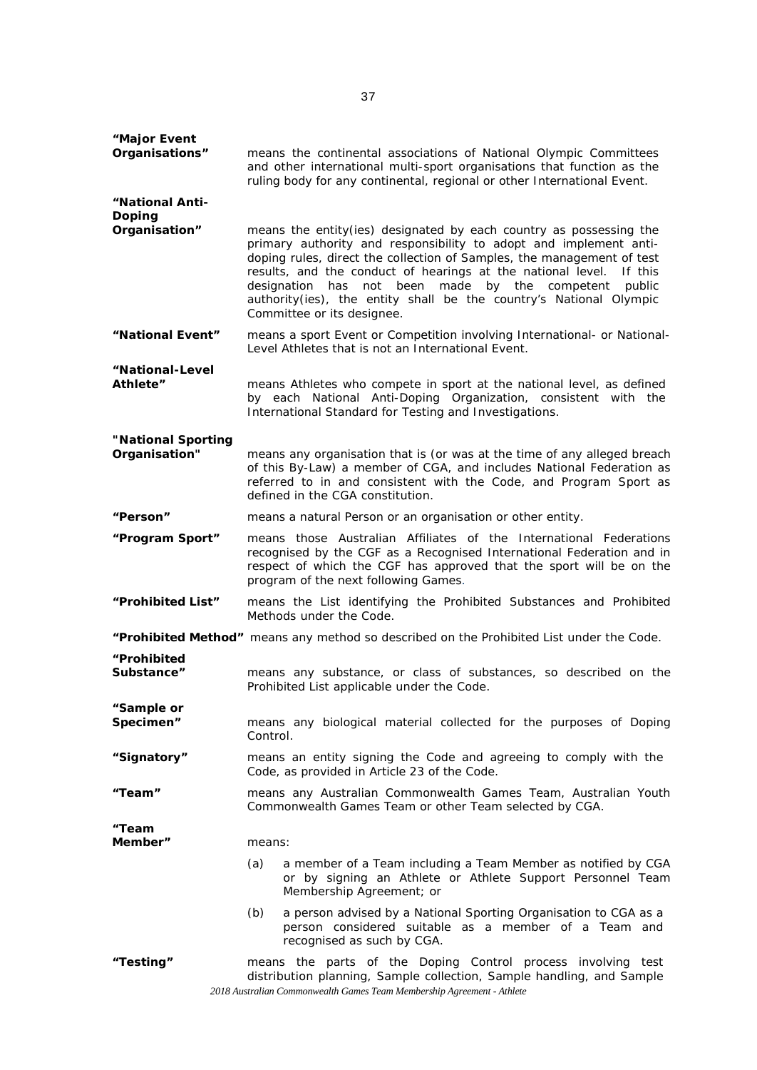**"Major Event Organisations"** means the continental associations of National Olympic Committees and other international multi-sport organisations that function as the ruling body for any continental, regional or other International Event.

**"National Anti-Doping Organisation"** means the entity(ies) designated by each country as possessing the primary authority and responsibility to adopt and implement anti-doping rules, direct the collection of Samples, the management of test results, and the conduct of hearings at the national level. If this designation has not been made by the competent public authority(ies), the entity shall be the country's National Olympic Committee or its designee.

**"National Event"** means a sport Event or Competition involving International- or National-Level Athletes that is not an International Event.

**"National-Level Athlete"** means Athletes who compete in sport at the national level, as defined by each National Anti-Doping Organization, consistent with the International Standard for Testing and Investigations.

**"National Sporting Organisation"** means any organisation that is (or was at the time of any alleged breach of this By-Law) a member of CGA, and includes National Federation as referred to in and consistent with the Code, and Program Sport as defined in the CGA constitution.

**"Person"** means a natural Person or an organisation or other entity.

**"Program Sport"** means those Australian Affiliates of the International Federations recognised by the CGF as a Recognised International Federation and in respect of which the CGF has approved that the sport will be on the program of the next following Games.

**"Prohibited List"** means the List identifying the Prohibited Substances and Prohibited Methods under the Code.

**"Prohibited Method"** means any method so described on the Prohibited List under the Code.

**"Prohibited Substance"** means any substance, or class of substances, so described on the Prohibited List applicable under the Code.

**"Sample or Specimen"** means any biological material collected for the purposes of Doping Control.

**"Signatory"** means an entity signing the Code and agreeing to comply with the Code, as provided in Article 23 of the Code.

**"Team"** means any Australian Commonwealth Games Team, Australian Youth Commonwealth Games Team or other Team selected by CGA.

**"Team Member"** means:

(a) a member of a Team including a Team Member as notified by CGA or by signing an Athlete or Athlete Support Personnel Team Membership Agreement; or

(b) a person advised by a National Sporting Organisation to CGA as a person considered suitable as a member of a Team and recognised as such by CGA.

**"Testing"** means the parts of the Doping Control process involving test distribution planning, Sample collection, Sample handling, and Sample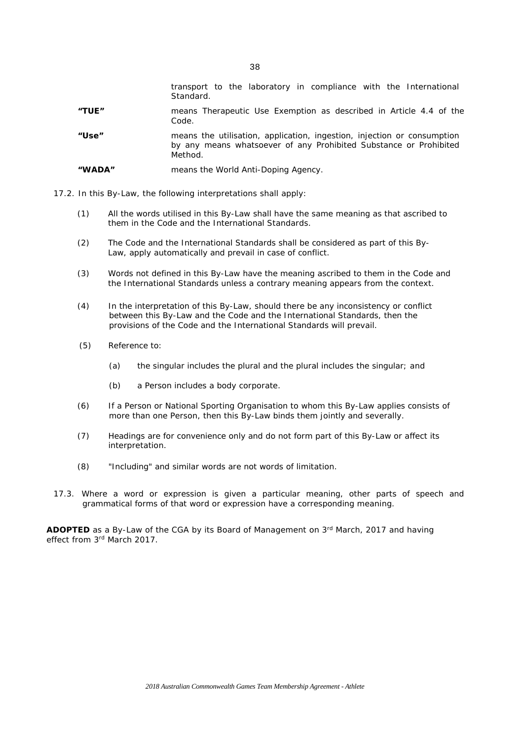transport to the laboratory in compliance with the International Standard.

**"TUE"** means Therapeutic Use Exemption as described in Article 4.4 of the Code.

**"Use"** means the utilisation, application, ingestion, injection or consumption by any means whatsoever of any Prohibited Substance or Prohibited Method.

**"WADA"** means the World Anti-Doping Agency.

17.2. In this By-Law, the following interpretations shall apply:

(1) All the words utilised in this By-Law shall have the same meaning as that ascribed to them in the Code and the International Standards.

(2) The Code and the International Standards shall be considered as part of this By-Law, apply automatically and prevail in case of conflict.

(3) Words not defined in this By-Law have the meaning ascribed to them in the Code and the International Standards unless a contrary meaning appears from the context.

(4) In the interpretation of this By-Law, should there be any inconsistency or conflict between this By-Law and the Code and the International Standards, then the provisions of the Code and the International Standards will prevail.

(5) Reference to:

(a) the singular includes the plural and the plural includes the singular; and

(b) a Person includes a body corporate.

(6) If a Person or National Sporting Organisation to whom this By-Law applies consists of more than one Person, then this By-Law binds them jointly and severally.

(7) Headings are for convenience only and do not form part of this By-Law or affect its interpretation.

(8) "Including" and similar words are not words of limitation.

17.3. Where a word or expression is given a particular meaning, other parts of speech and grammatical forms of that word or expression have a corresponding meaning.

**ADOPTED** as a By-Law of the CGA by its Board of Management on 3rd March, 2017 and having effect from 3rd March 2017.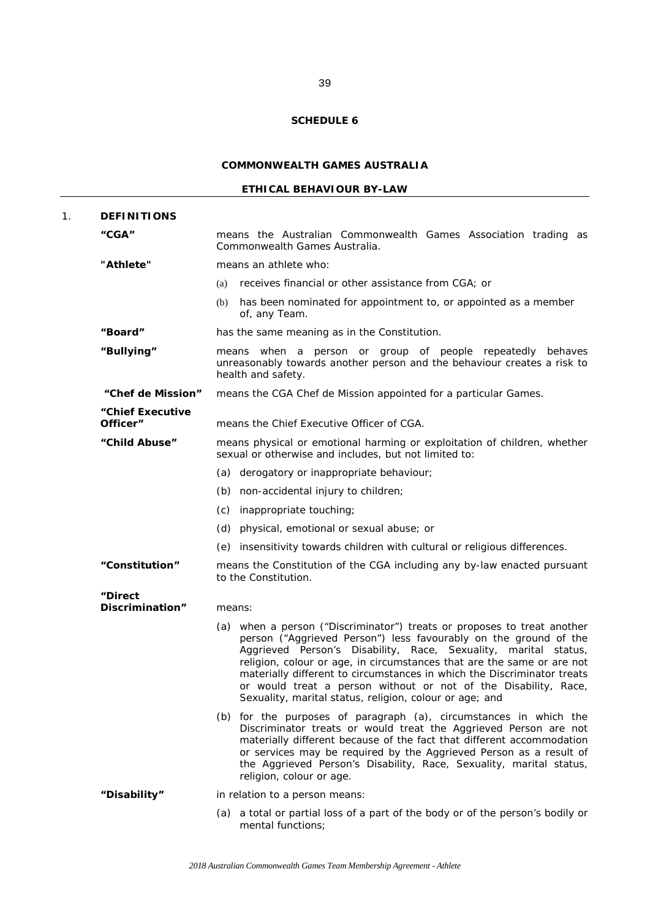**SCHEDULE 6**

**COMMONWEALTH GAMES AUSTRALIA**

**ETHICAL BEHAVIOUR BY-LAW**

1. **DEFINITIONS**

**"CGA"** means the Australian Commonwealth Games Association trading as Commonwealth Games Australia.

**"Athlete"** means an athlete who:

(a) receives financial or other assistance from CGA; or

(b) has been nominated for appointment to, or appointed as a member of, any Team.

**"Board"** has the same meaning as in the Constitution.

**"Bullying"** means when a person or group of people repeatedly behaves unreasonably towards another person and the behaviour creates a risk to health and safety.

**"Chef de Mission"** means the CGA Chef de Mission appointed for a particular Games.

**"Chief Executive Officer"** means the Chief Executive Officer of CGA.

**"Child Abuse"** means physical or emotional harming or exploitation of children, whether sexual or otherwise and includes, but not limited to:

(a) derogatory or inappropriate behaviour;

(b) non-accidental injury to children;

(c) inappropriate touching;

(d) physical, emotional or sexual abuse; or

(e) insensitivity towards children with cultural or religious differences.

**"Constitution"** means the Constitution of the CGA including any by-law enacted pursuant to the Constitution.

**"Direct Discrimination"** means:

(a) when a person ("Discriminator") treats or proposes to treat another person ("Aggrieved Person") less favourably on the ground of the Aggrieved Person's Disability, Race, Sexuality, marital status, religion, colour or age, in circumstances that are the same or are not materially different to circumstances in which the Discriminator treats or would treat a person without or not of the Disability, Race, Sexuality, marital status, religion, colour or age; and

(b) for the purposes of paragraph (a), circumstances in which the Discriminator treats or would treat the Aggrieved Person are not materially different because of the fact that different accommodation or services may be required by the Aggrieved Person as a result of the Aggrieved Person's Disability, Race, Sexuality, marital status, religion, colour or age.

**"Disability"** in relation to a person means:

(a) a total or partial loss of a part of the body or of the person's bodily or mental functions;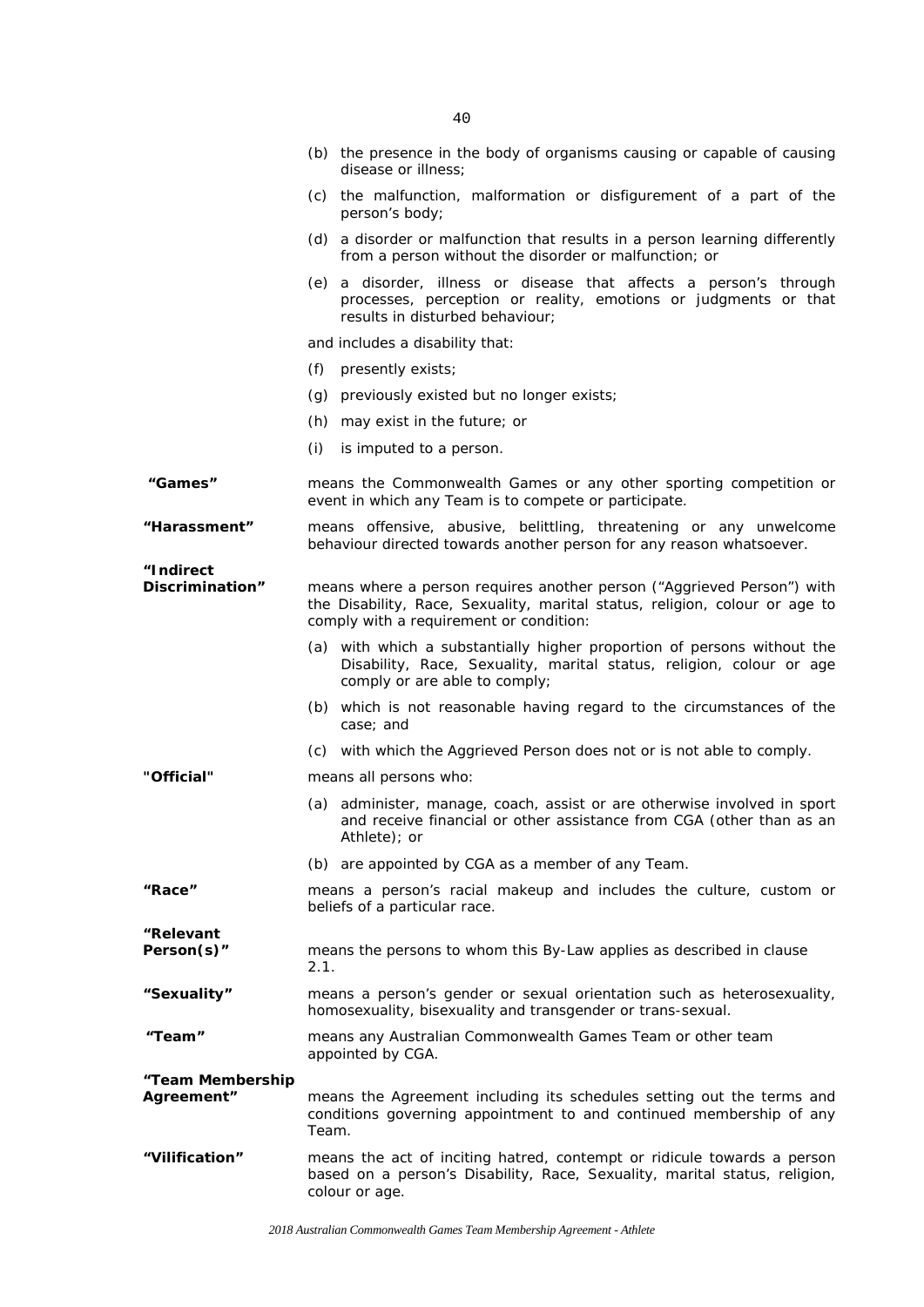(b) the presence in the body of organisms causing or capable of causing disease or illness;

(c) the malfunction, malformation or disfigurement of a part of the person's body;

(d) a disorder or malfunction that results in a person learning differently from a person without the disorder or malfunction; or

(e) a disorder, illness or disease that affects a person's through processes, perception or reality, emotions or judgments or that results in disturbed behaviour;

and includes a disability that:

(f) presently exists;

(g) previously existed but no longer exists;

(h) may exist in the future; or

(i) is imputed to a person.

**"Games"** means the Commonwealth Games or any other sporting competition or event in which any Team is to compete or participate.

**"Harassment"** means offensive, abusive, belittling, threatening or any unwelcome behaviour directed towards another person for any reason whatsoever.

**"Indirect Discrimination"** means where a person requires another person ("Aggrieved Person") with the Disability, Race, Sexuality, marital status, religion, colour or age to comply with a requirement or condition:

(a) with which a substantially higher proportion of persons without the Disability, Race, Sexuality, marital status, religion, colour or age comply or are able to comply;

(b) which is not reasonable having regard to the circumstances of the case; and

(c) with which the Aggrieved Person does not or is not able to comply.

**"Official"** means all persons who:

(a) administer, manage, coach, assist or are otherwise involved in sport and receive financial or other assistance from CGA (other than as an Athlete); or

(b) are appointed by CGA as a member of any Team.

**"Race"** means a person's racial makeup and includes the culture, custom or beliefs of a particular race.

**"Relevant Person(s)"** means the persons to whom this By-Law applies as described in clause 2.1.

**"Sexuality"** means a person's gender or sexual orientation such as heterosexuality, homosexuality, bisexuality and transgender or trans-sexual.

**"Team"** means any Australian Commonwealth Games Team or other team appointed by CGA.

**"Team Membership Agreement"** means the Agreement including its schedules setting out the terms and conditions governing appointment to and continued membership of any Team.

**"Vilification"** means the act of inciting hatred, contempt or ridicule towards a person based on a person's Disability, Race, Sexuality, marital status, religion, colour or age.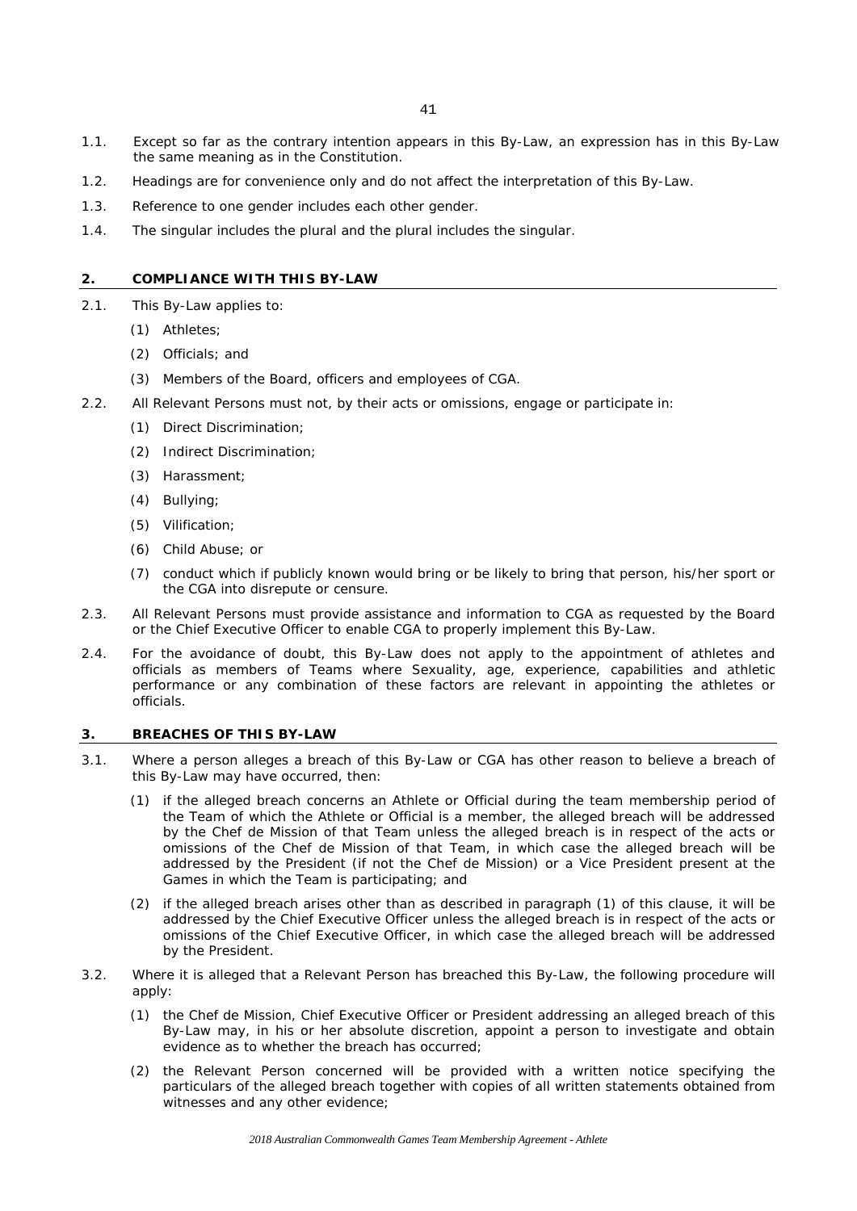1.1. Except so far as the contrary intention appears in this By-Law, an expression has in this By-Law the same meaning as in the Constitution.

1.2. Headings are for convenience only and do not affect the interpretation of this By-Law.

1.3. Reference to one gender includes each other gender.

1.4. The singular includes the plural and the plural includes the singular.

## 2. COMPLIANCE WITH THIS BY-LAW

2.1. This By-Law applies to:

(1) Athletes;

(2) Officials; and

(3) Members of the Board, officers and employees of CGA.

2.2. All Relevant Persons must not, by their acts or omissions, engage or participate in:

(1) Direct Discrimination;

(2) Indirect Discrimination;

(3) Harassment;

(4) Bullying;

(5) Vilification;

(6) Child Abuse; or

(7) conduct which if publicly known would bring or be likely to bring that person, his/her sport or the CGA into disrepute or censure.

2.3. All Relevant Persons must provide assistance and information to CGA as requested by the Board or the Chief Executive Officer to enable CGA to properly implement this By-Law.

2.4. For the avoidance of doubt, this By-Law does not apply to the appointment of athletes and officials as members of Teams where Sexuality, age, experience, capabilities and athletic performance or any combination of these factors are relevant in appointing the athletes or officials.

## 3. BREACHES OF THIS BY-LAW

3.1. Where a person alleges a breach of this By-Law or CGA has other reason to believe a breach of this By-Law may have occurred, then:

(1) if the alleged breach concerns an Athlete or Official during the team membership period of the Team of which the Athlete or Official is a member, the alleged breach will be addressed by the Chef de Mission of that Team unless the alleged breach is in respect of the acts or omissions of the Chef de Mission of that Team, in which case the alleged breach will be addressed by the President (if not the Chef de Mission) or a Vice President present at the Games in which the Team is participating; and

(2) if the alleged breach arises other than as described in paragraph (1) of this clause, it will be addressed by the Chief Executive Officer unless the alleged breach is in respect of the acts or omissions of the Chief Executive Officer, in which case the alleged breach will be addressed by the President.

3.2. Where it is alleged that a Relevant Person has breached this By-Law, the following procedure will apply:

(1) the Chef de Mission, Chief Executive Officer or President addressing an alleged breach of this By-Law may, in his or her absolute discretion, appoint a person to investigate and obtain evidence as to whether the breach has occurred;

(2) the Relevant Person concerned will be provided with a written notice specifying the particulars of the alleged breach together with copies of all written statements obtained from witnesses and any other evidence;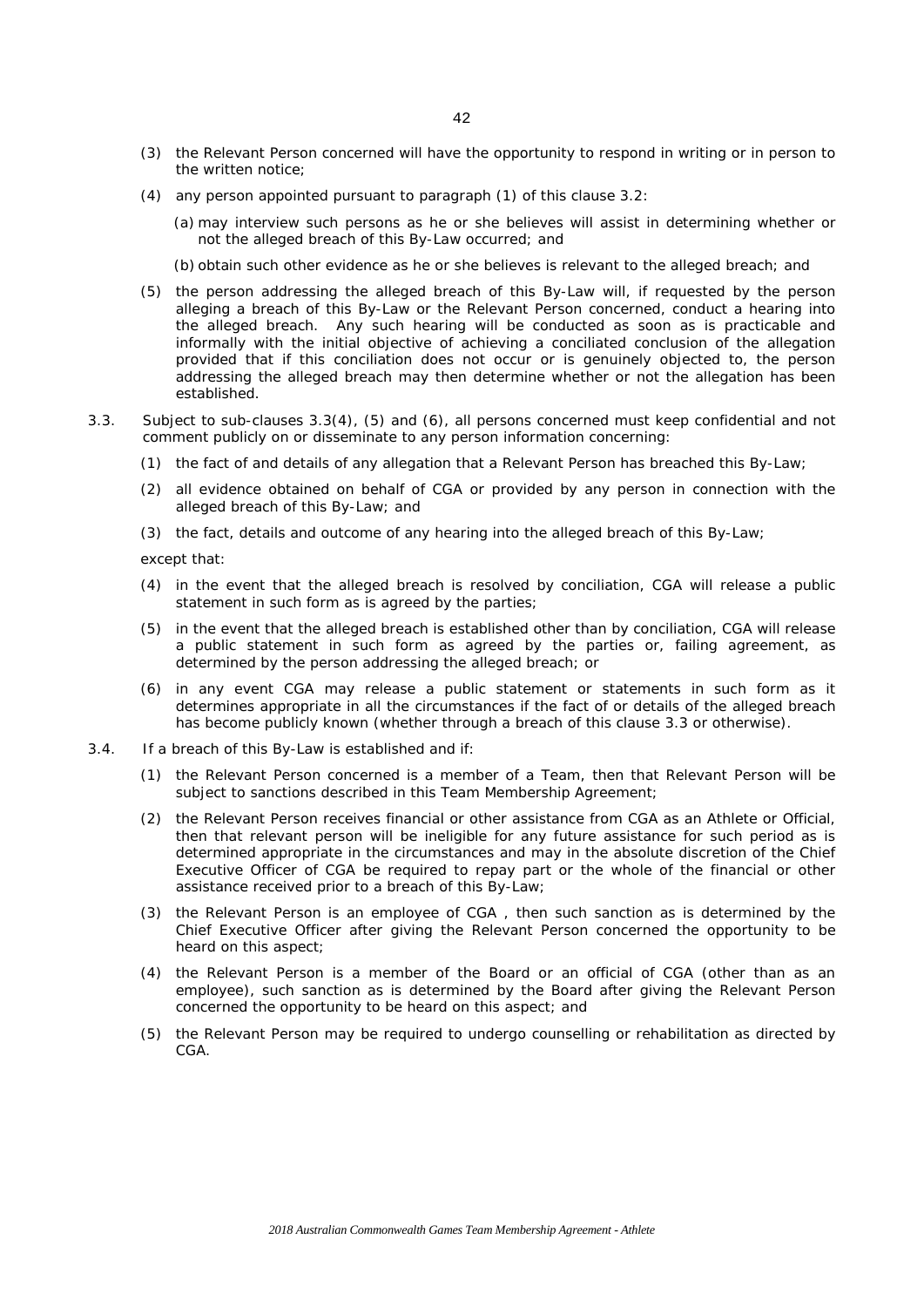(3) the Relevant Person concerned will have the opportunity to respond in writing or in person to the written notice;

(4) any person appointed pursuant to paragraph (1) of this clause 3.2:

   (a) may interview such persons as he or she believes will assist in determining whether or not the alleged breach of this By-Law occurred; and

   (b) obtain such other evidence as he or she believes is relevant to the alleged breach; and

(5) the person addressing the alleged breach of this By-Law will, if requested by the person alleging a breach of this By-Law or the Relevant Person concerned, conduct a hearing into the alleged breach. Any such hearing will be conducted as soon as is practicable and informally with the initial objective of achieving a conciliated conclusion of the allegation provided that if this conciliation does not occur or is genuinely objected to, the person addressing the alleged breach may then determine whether or not the allegation has been established.

3.3. Subject to sub-clauses 3.3(4), (5) and (6), all persons concerned must keep confidential and not comment publicly on or disseminate to any person information concerning:

(1) the fact of and details of any allegation that a Relevant Person has breached this By-Law;

(2) all evidence obtained on behalf of CGA or provided by any person in connection with the alleged breach of this By-Law; and

(3) the fact, details and outcome of any hearing into the alleged breach of this By-Law;

except that:

(4) in the event that the alleged breach is resolved by conciliation, CGA will release a public statement in such form as is agreed by the parties;

(5) in the event that the alleged breach is established other than by conciliation, CGA will release a public statement in such form as agreed by the parties or, failing agreement, as determined by the person addressing the alleged breach; or

(6) in any event CGA may release a public statement or statements in such form as it determines appropriate in all the circumstances if the fact of or details of the alleged breach has become publicly known (whether through a breach of this clause 3.3 or otherwise).

3.4. If a breach of this By-Law is established and if:

(1) the Relevant Person concerned is a member of a Team, then that Relevant Person will be subject to sanctions described in this Team Membership Agreement;

(2) the Relevant Person receives financial or other assistance from CGA as an Athlete or Official, then that relevant person will be ineligible for any future assistance for such period as is determined appropriate in the circumstances and may in the absolute discretion of the Chief Executive Officer of CGA be required to repay part or the whole of the financial or other assistance received prior to a breach of this By-Law;

(3) the Relevant Person is an employee of CGA , then such sanction as is determined by the Chief Executive Officer after giving the Relevant Person concerned the opportunity to be heard on this aspect;

(4) the Relevant Person is a member of the Board or an official of CGA (other than as an employee), such sanction as is determined by the Board after giving the Relevant Person concerned the opportunity to be heard on this aspect; and

(5) the Relevant Person may be required to undergo counselling or rehabilitation as directed by CGA.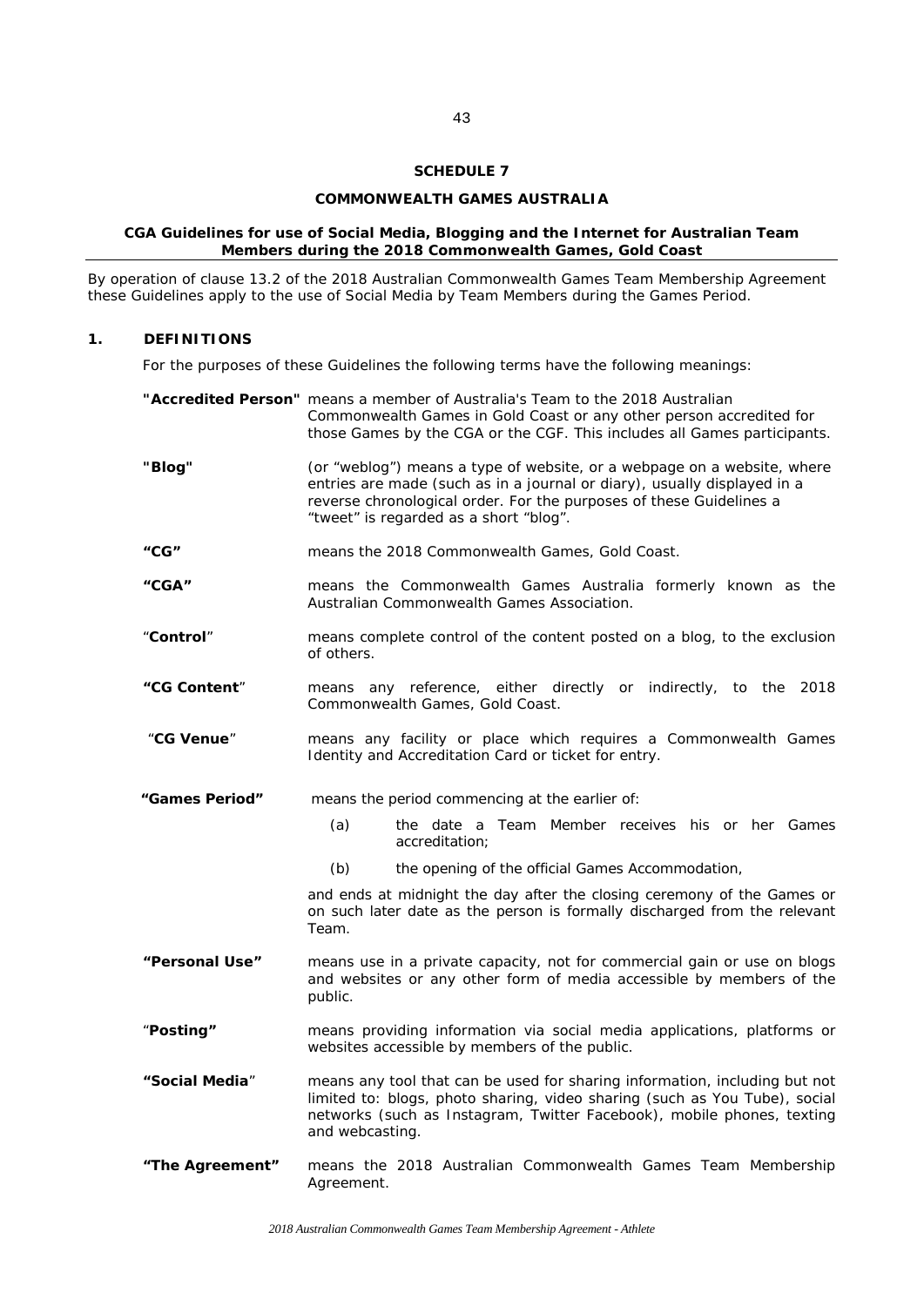## SCHEDULE 7

## COMMONWEALTH GAMES AUSTRALIA

### CGA Guidelines for use of Social Media, Blogging and the Internet for Australian Team Members during the 2018 Commonwealth Games, Gold Coast

By operation of clause 13.2 of the 2018 Australian Commonwealth Games Team Membership Agreement these Guidelines apply to the use of Social Media by Team Members during the Games Period.

## 1. DEFINITIONS

For the purposes of these Guidelines the following terms have the following meanings:

**"Accredited Person"** means a member of Australia's Team to the 2018 Australian Commonwealth Games in Gold Coast or any other person accredited for those Games by the CGA or the CGF. This includes all Games participants.

**"Blog"** (or "weblog") means a type of website, or a webpage on a website, where entries are made (such as in a journal or diary), usually displayed in a reverse chronological order. For the purposes of these Guidelines a "tweet" is regarded as a short "blog".

**"CG"** means the 2018 Commonwealth Games, Gold Coast.

**"CGA"** means the Commonwealth Games Australia formerly known as the Australian Commonwealth Games Association.

"**Control**" means complete control of the content posted on a blog, to the exclusion of others.

**"CG Content"** means any reference, either directly or indirectly, to the 2018 Commonwealth Games, Gold Coast.

"**CG Venue**" means any facility or place which requires a Commonwealth Games Identity and Accreditation Card or ticket for entry.

**"Games Period"** means the period commencing at the earlier of:

(a) the date a Team Member receives his or her Games accreditation;

(b) the opening of the official Games Accommodation,

and ends at midnight the day after the closing ceremony of the Games or on such later date as the person is formally discharged from the relevant Team.

**"Personal Use"** means use in a private capacity, not for commercial gain or use on blogs and websites or any other form of media accessible by members of the public.

"**Posting"** means providing information via social media applications, platforms or websites accessible by members of the public.

**"Social Media"** means any tool that can be used for sharing information, including but not limited to: blogs, photo sharing, video sharing (such as You Tube), social networks (such as Instagram, Twitter Facebook), mobile phones, texting and webcasting.

**"The Agreement"** means the 2018 Australian Commonwealth Games Team Membership Agreement.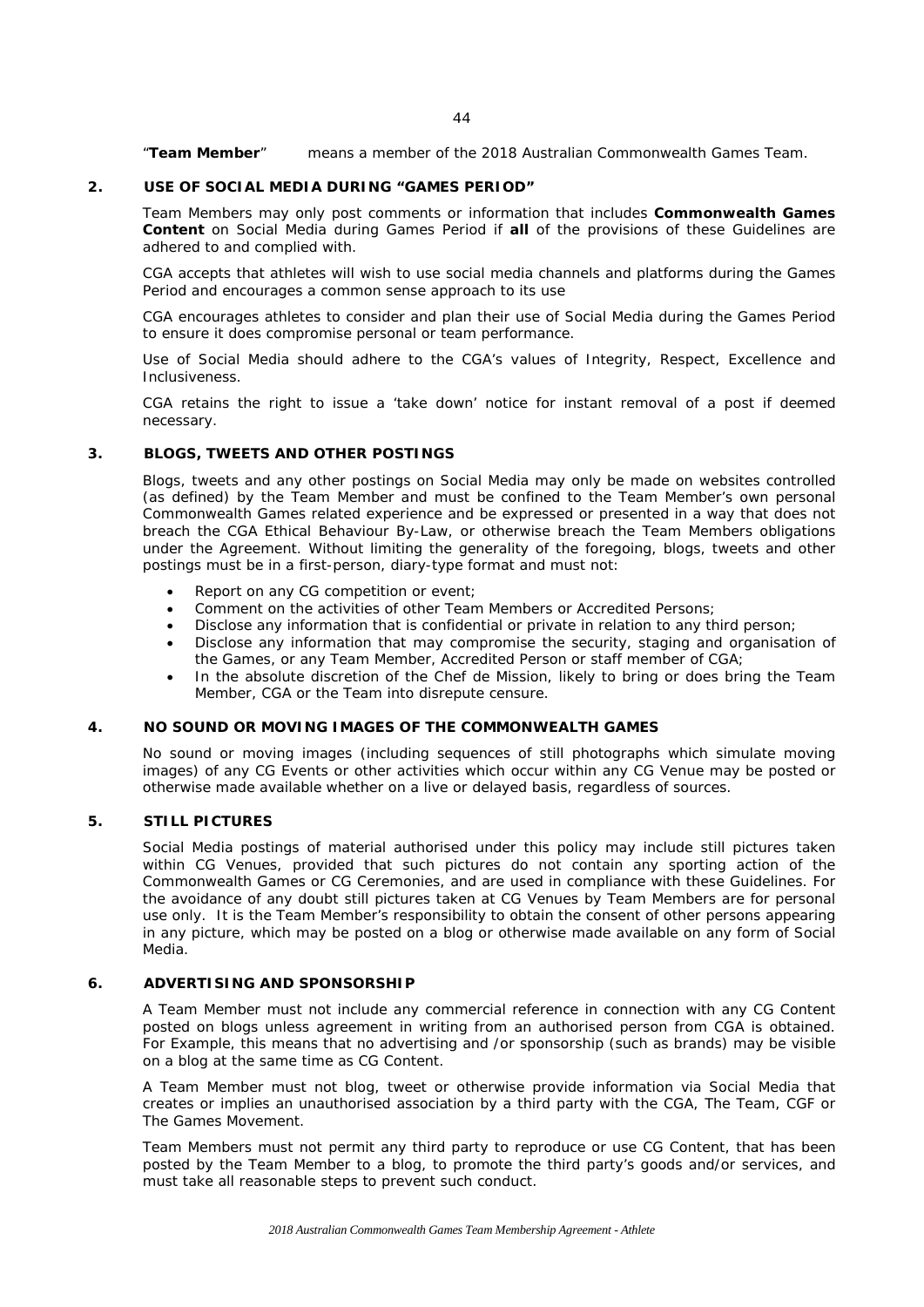"**Team Member**" means a member of the 2018 Australian Commonwealth Games Team.

## 2. USE OF SOCIAL MEDIA DURING "GAMES PERIOD"

Team Members may only post comments or information that includes **Commonwealth Games Content** on Social Media during Games Period if **all** of the provisions of these Guidelines are adhered to and complied with.

CGA accepts that athletes will wish to use social media channels and platforms during the Games Period and encourages a common sense approach to its use

CGA encourages athletes to consider and plan their use of Social Media during the Games Period to ensure it does compromise personal or team performance.

Use of Social Media should adhere to the CGA's values of Integrity, Respect, Excellence and Inclusiveness.

CGA retains the right to issue a 'take down' notice for instant removal of a post if deemed necessary.

## 3. BLOGS, TWEETS AND OTHER POSTINGS

Blogs, tweets and any other postings on Social Media may only be made on websites controlled (as defined) by the Team Member and must be confined to the Team Member's own personal Commonwealth Games related experience and be expressed or presented in a way that does not breach the CGA Ethical Behaviour By-Law, or otherwise breach the Team Members obligations under the Agreement. Without limiting the generality of the foregoing, blogs, tweets and other postings must be in a first-person, diary-type format and must not:

- Report on any CG competition or event;
- Comment on the activities of other Team Members or Accredited Persons;
- Disclose any information that is confidential or private in relation to any third person;
- Disclose any information that may compromise the security, staging and organisation of the Games, or any Team Member, Accredited Person or staff member of CGA;
- In the absolute discretion of the Chef de Mission, likely to bring or does bring the Team Member, CGA or the Team into disrepute censure.

## 4. NO SOUND OR MOVING IMAGES OF THE COMMONWEALTH GAMES

No sound or moving images (including sequences of still photographs which simulate moving images) of any CG Events or other activities which occur within any CG Venue may be posted or otherwise made available whether on a live or delayed basis, regardless of sources.

## 5. STILL PICTURES

Social Media postings of material authorised under this policy may include still pictures taken within CG Venues, provided that such pictures do not contain any sporting action of the Commonwealth Games or CG Ceremonies, and are used in compliance with these Guidelines. For the avoidance of any doubt still pictures taken at CG Venues by Team Members are for personal use only. It is the Team Member's responsibility to obtain the consent of other persons appearing in any picture, which may be posted on a blog or otherwise made available on any form of Social Media.

## 6. ADVERTISING AND SPONSORSHIP

A Team Member must not include any commercial reference in connection with any CG Content posted on blogs unless agreement in writing from an authorised person from CGA is obtained. For Example, this means that no advertising and /or sponsorship (such as brands) may be visible on a blog at the same time as CG Content.

A Team Member must not blog, tweet or otherwise provide information via Social Media that creates or implies an unauthorised association by a third party with the CGA, The Team, CGF or The Games Movement.

Team Members must not permit any third party to reproduce or use CG Content, that has been posted by the Team Member to a blog, to promote the third party's goods and/or services, and must take all reasonable steps to prevent such conduct.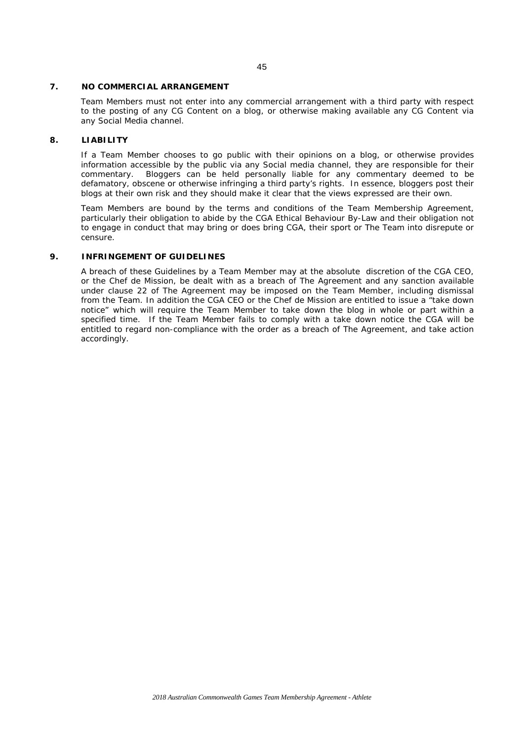## 7. NO COMMERCIAL ARRANGEMENT

Team Members must not enter into any commercial arrangement with a third party with respect to the posting of any CG Content on a blog, or otherwise making available any CG Content via any Social Media channel.

## 8. LIABILITY

If a Team Member chooses to go public with their opinions on a blog, or otherwise provides information accessible by the public via any Social media channel, they are responsible for their commentary. Bloggers can be held personally liable for any commentary deemed to be defamatory, obscene or otherwise infringing a third party's rights. In essence, bloggers post their blogs at their own risk and they should make it clear that the views expressed are their own.

Team Members are bound by the terms and conditions of the Team Membership Agreement, particularly their obligation to abide by the CGA Ethical Behaviour By-Law and their obligation not to engage in conduct that may bring or does bring CGA, their sport or The Team into disrepute or censure.

## 9. INFRINGEMENT OF GUIDELINES

A breach of these Guidelines by a Team Member may at the absolute discretion of the CGA CEO, or the Chef de Mission, be dealt with as a breach of The Agreement and any sanction available under clause 22 of The Agreement may be imposed on the Team Member, including dismissal from the Team. In addition the CGA CEO or the Chef de Mission are entitled to issue a "take down notice" which will require the Team Member to take down the blog in whole or part within a specified time. If the Team Member fails to comply with a take down notice the CGA will be entitled to regard non-compliance with the order as a breach of The Agreement, and take action accordingly.